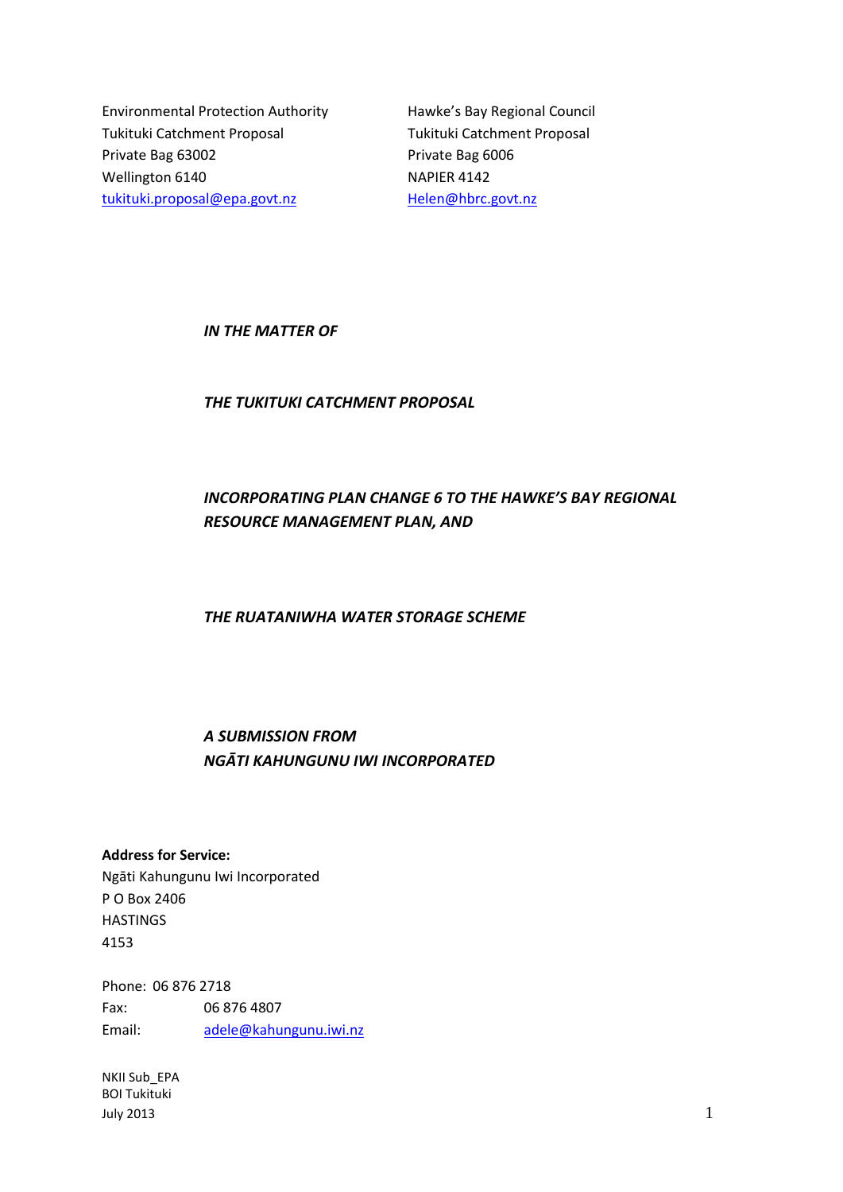Environmental Protection Authority
Tukituki Catchment Proposal
Private Bag 63002
Wellington 6140
tukituki.proposal@epa.govt.nz

Hawke's Bay Regional Council
Tukituki Catchment Proposal
Private Bag 6006
NAPIER 4142
Helen@hbrc.govt.nz

***IN THE MATTER OF***

***THE TUKITUKI CATCHMENT PROPOSAL***

***INCORPORATING PLAN CHANGE 6 TO THE HAWKE'S BAY REGIONAL RESOURCE MANAGEMENT PLAN, AND***

***THE RUATANIWHA WATER STORAGE SCHEME***

***A SUBMISSION FROM***
***NGĀTI KAHUNGUNU IWI INCORPORATED***

**Address for Service:**
Ngāti Kahungunu Iwi Incorporated
P O Box 2406
HASTINGS
4153

Phone: 06 876 2718
Fax: 06 876 4807
Email: adele@kahungunu.iwi.nz

NKII Sub_EPA
BOI Tukituki
July 2013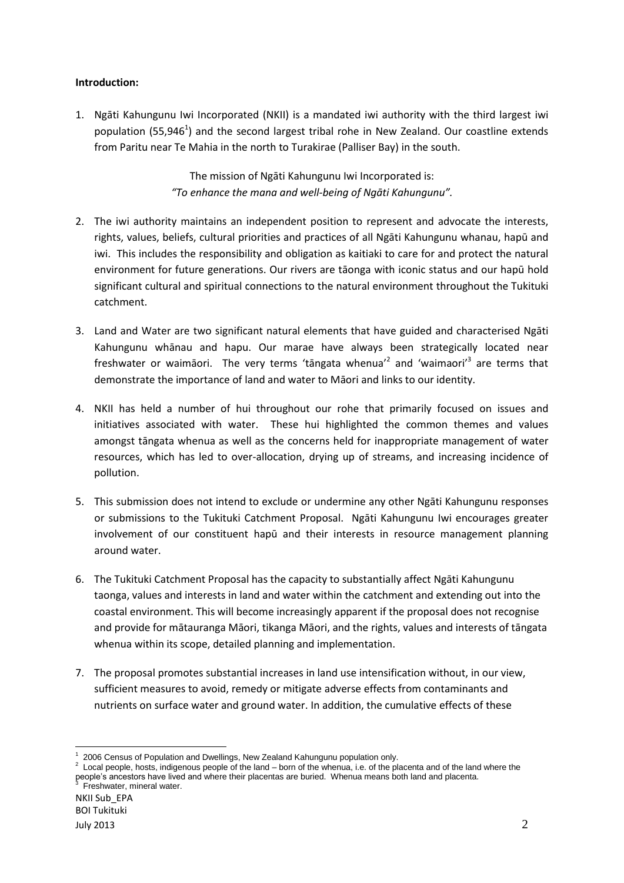**Introduction:**

1. Ngāti Kahungunu Iwi Incorporated (NKII) is a mandated iwi authority with the third largest iwi population (55,946[1]) and the second largest tribal rohe in New Zealand. Our coastline extends from Paritu near Te Mahia in the north to Turakirae (Palliser Bay) in the south.

   The mission of Ngāti Kahungunu Iwi Incorporated is:
   *"To enhance the mana and well-being of Ngāti Kahungunu".*

2. The iwi authority maintains an independent position to represent and advocate the interests, rights, values, beliefs, cultural priorities and practices of all Ngāti Kahungunu whanau, hapū and iwi. This includes the responsibility and obligation as kaitiaki to care for and protect the natural environment for future generations. Our rivers are tāonga with iconic status and our hapū hold significant cultural and spiritual connections to the natural environment throughout the Tukituki catchment.

3. Land and Water are two significant natural elements that have guided and characterised Ngāti Kahungunu whānau and hapu. Our marae have always been strategically located near freshwater or waimāori. The very terms 'tāngata whenua'[2] and 'waimaori'[3] are terms that demonstrate the importance of land and water to Māori and links to our identity.

4. NKII has held a number of hui throughout our rohe that primarily focused on issues and initiatives associated with water. These hui highlighted the common themes and values amongst tāngata whenua as well as the concerns held for inappropriate management of water resources, which has led to over-allocation, drying up of streams, and increasing incidence of pollution.

5. This submission does not intend to exclude or undermine any other Ngāti Kahungunu responses or submissions to the Tukituki Catchment Proposal. Ngāti Kahungunu Iwi encourages greater involvement of our constituent hapū and their interests in resource management planning around water.

6. The Tukituki Catchment Proposal has the capacity to substantially affect Ngāti Kahungunu taonga, values and interests in land and water within the catchment and extending out into the coastal environment. This will become increasingly apparent if the proposal does not recognise and provide for mātauranga Māori, tikanga Māori, and the rights, values and interests of tāngata whenua within its scope, detailed planning and implementation.

7. The proposal promotes substantial increases in land use intensification without, in our view, sufficient measures to avoid, remedy or mitigate adverse effects from contaminants and nutrients on surface water and ground water. In addition, the cumulative effects of these

---

[1] 2006 Census of Population and Dwellings, New Zealand Kahungunu population only.

[2] Local people, hosts, indigenous people of the land – born of the whenua, i.e. of the placenta and of the land where the people's ancestors have lived and where their placentas are buried. Whenua means both land and placenta.

[3] Freshwater, mineral water.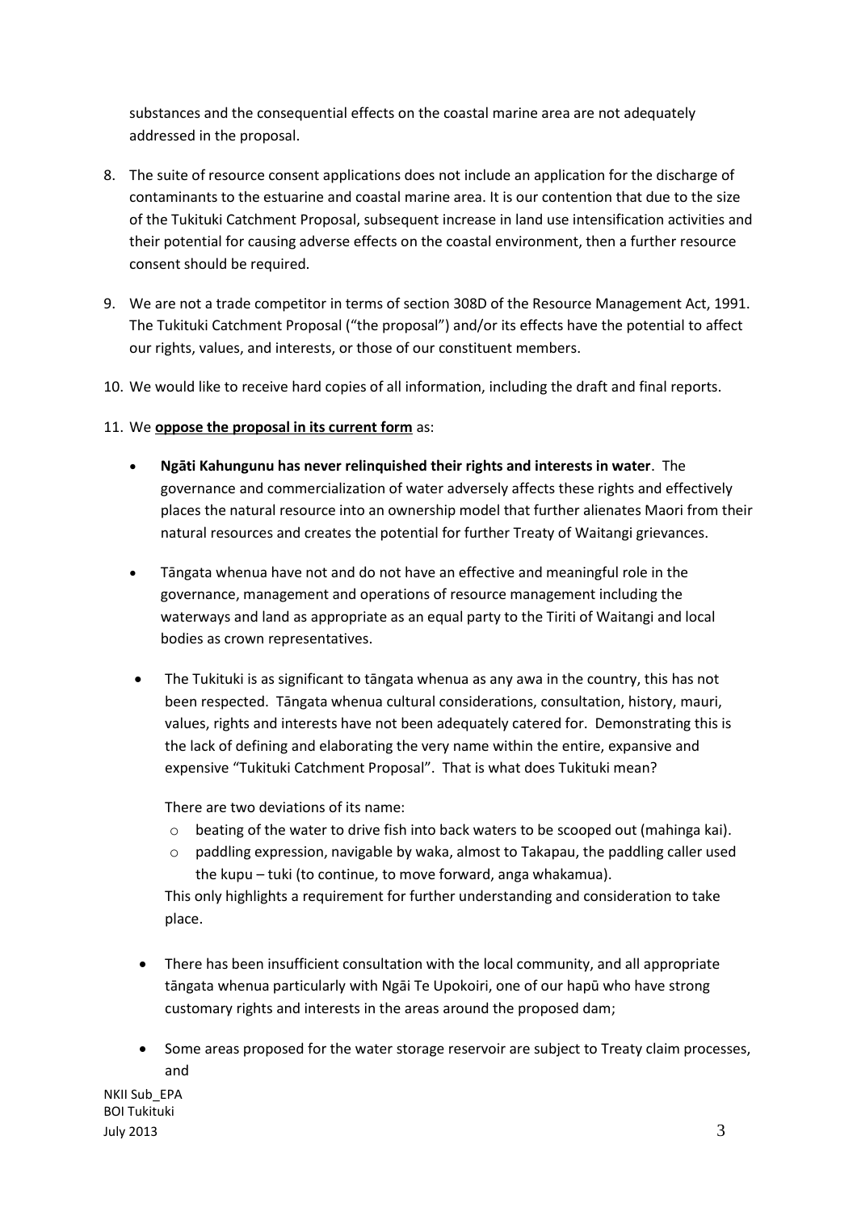substances and the consequential effects on the coastal marine area are not adequately addressed in the proposal.

8. The suite of resource consent applications does not include an application for the discharge of contaminants to the estuarine and coastal marine area. It is our contention that due to the size of the Tukituki Catchment Proposal, subsequent increase in land use intensification activities and their potential for causing adverse effects on the coastal environment, then a further resource consent should be required.

9. We are not a trade competitor in terms of section 308D of the Resource Management Act, 1991. The Tukituki Catchment Proposal ("the proposal") and/or its effects have the potential to affect our rights, values, and interests, or those of our constituent members.

10. We would like to receive hard copies of all information, including the draft and final reports.

11. We **oppose the proposal in its current form** as:

    - **Ngāti Kahungunu has never relinquished their rights and interests in water**. The governance and commercialization of water adversely affects these rights and effectively places the natural resource into an ownership model that further alienates Maori from their natural resources and creates the potential for further Treaty of Waitangi grievances.

    - Tāngata whenua have not and do not have an effective and meaningful role in the governance, management and operations of resource management including the waterways and land as appropriate as an equal party to the Tiriti of Waitangi and local bodies as crown representatives.

    - The Tukituki is as significant to tāngata whenua as any awa in the country, this has not been respected. Tāngata whenua cultural considerations, consultation, history, mauri, values, rights and interests have not been adequately catered for. Demonstrating this is the lack of defining and elaborating the very name within the entire, expansive and expensive "Tukituki Catchment Proposal". That is what does Tukituki mean?

      There are two deviations of its name:

      - beating of the water to drive fish into back waters to be scooped out (mahinga kai).
      - paddling expression, navigable by waka, almost to Takapau, the paddling caller used the kupu – tuki (to continue, to move forward, anga whakamua).

      This only highlights a requirement for further understanding and consideration to take place.

    - There has been insufficient consultation with the local community, and all appropriate tāngata whenua particularly with Ngāi Te Upokoiri, one of our hapū who have strong customary rights and interests in the areas around the proposed dam;

    - Some areas proposed for the water storage reservoir are subject to Treaty claim processes, and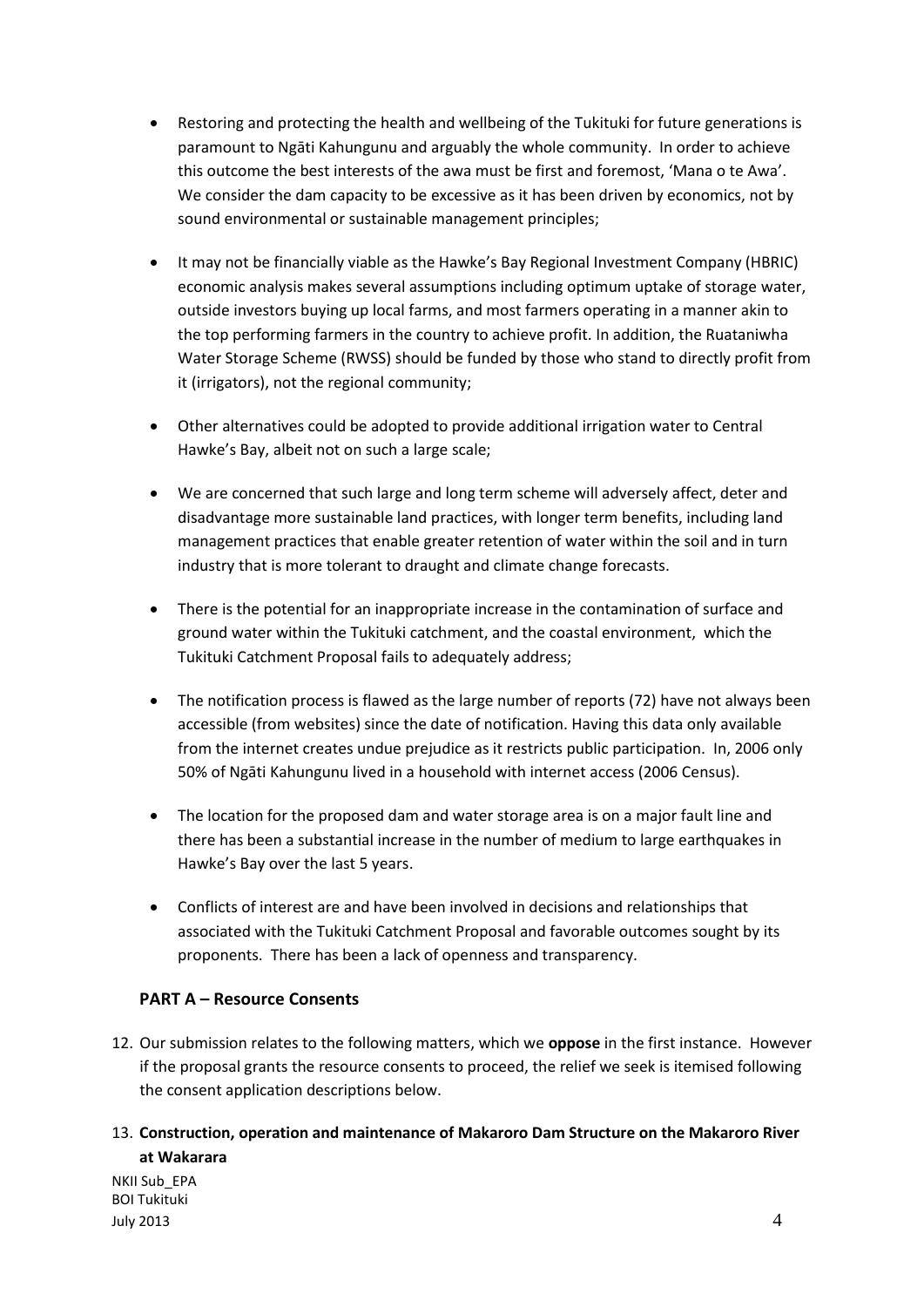- Restoring and protecting the health and wellbeing of the Tukituki for future generations is paramount to Ngāti Kahungunu and arguably the whole community. In order to achieve this outcome the best interests of the awa must be first and foremost, 'Mana o te Awa'. We consider the dam capacity to be excessive as it has been driven by economics, not by sound environmental or sustainable management principles;

- It may not be financially viable as the Hawke's Bay Regional Investment Company (HBRIC) economic analysis makes several assumptions including optimum uptake of storage water, outside investors buying up local farms, and most farmers operating in a manner akin to the top performing farmers in the country to achieve profit. In addition, the Ruataniwha Water Storage Scheme (RWSS) should be funded by those who stand to directly profit from it (irrigators), not the regional community;

- Other alternatives could be adopted to provide additional irrigation water to Central Hawke's Bay, albeit not on such a large scale;

- We are concerned that such large and long term scheme will adversely affect, deter and disadvantage more sustainable land practices, with longer term benefits, including land management practices that enable greater retention of water within the soil and in turn industry that is more tolerant to draught and climate change forecasts.

- There is the potential for an inappropriate increase in the contamination of surface and ground water within the Tukituki catchment, and the coastal environment, which the Tukituki Catchment Proposal fails to adequately address;

- The notification process is flawed as the large number of reports (72) have not always been accessible (from websites) since the date of notification. Having this data only available from the internet creates undue prejudice as it restricts public participation. In, 2006 only 50% of Ngāti Kahungunu lived in a household with internet access (2006 Census).

- The location for the proposed dam and water storage area is on a major fault line and there has been a substantial increase in the number of medium to large earthquakes in Hawke's Bay over the last 5 years.

- Conflicts of interest are and have been involved in decisions and relationships that associated with the Tukituki Catchment Proposal and favorable outcomes sought by its proponents. There has been a lack of openness and transparency.

## PART A – Resource Consents

12. Our submission relates to the following matters, which we **oppose** in the first instance. However if the proposal grants the resource consents to proceed, the relief we seek is itemised following the consent application descriptions below.

13. **Construction, operation and maintenance of Makaroro Dam Structure on the Makaroro River at Wakarara**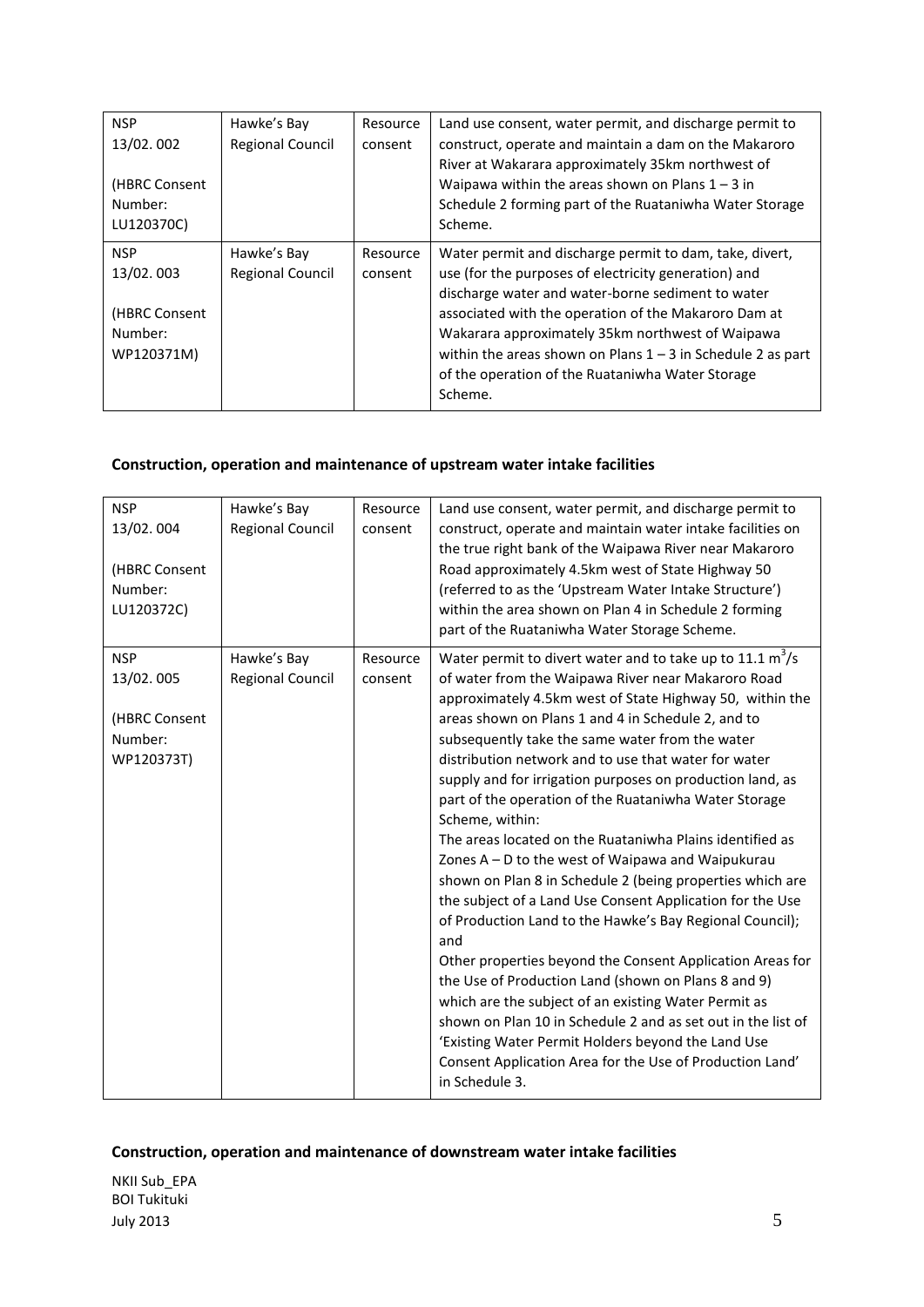| NSP 13/02. 002 (HBRC Consent Number: LU120370C) | Hawke's Bay Regional Council | Resource consent | Land use consent, water permit, and discharge permit to construct, operate and maintain a dam on the Makaroro River at Wakarara approximately 35km northwest of Waipawa within the areas shown on Plans 1 – 3 in Schedule 2 forming part of the Ruataniwha Water Storage Scheme. |
|---|---|---|---|
| NSP 13/02. 003 (HBRC Consent Number: WP120371M) | Hawke's Bay Regional Council | Resource consent | Water permit and discharge permit to dam, take, divert, use (for the purposes of electricity generation) and discharge water and water-borne sediment to water associated with the operation of the Makaroro Dam at Wakarara approximately 35km northwest of Waipawa within the areas shown on Plans 1 – 3 in Schedule 2 as part of the operation of the Ruataniwha Water Storage Scheme. |

**Construction, operation and maintenance of upstream water intake facilities**

| NSP 13/02. 004 (HBRC Consent Number: LU120372C) | Hawke's Bay Regional Council | Resource consent | Land use consent, water permit, and discharge permit to construct, operate and maintain water intake facilities on the true right bank of the Waipawa River near Makaroro Road approximately 4.5km west of State Highway 50 (referred to as the 'Upstream Water Intake Structure') within the area shown on Plan 4 in Schedule 2 forming part of the Ruataniwha Water Storage Scheme. |
|---|---|---|---|
| NSP 13/02. 005 (HBRC Consent Number: WP120373T) | Hawke's Bay Regional Council | Resource consent | Water permit to divert water and to take up to 11.1 $m^3/s$ of water from the Waipawa River near Makaroro Road approximately 4.5km west of State Highway 50, within the areas shown on Plans 1 and 4 in Schedule 2, and to subsequently take the same water from the water distribution network and to use that water for water supply and for irrigation purposes on production land, as part of the operation of the Ruataniwha Water Storage Scheme, within: The areas located on the Ruataniwha Plains identified as Zones A – D to the west of Waipawa and Waipukurau shown on Plan 8 in Schedule 2 (being properties which are the subject of a Land Use Consent Application for the Use of Production Land to the Hawke's Bay Regional Council); and Other properties beyond the Consent Application Areas for the Use of Production Land (shown on Plans 8 and 9) which are the subject of an existing Water Permit as shown on Plan 10 in Schedule 2 and as set out in the list of 'Existing Water Permit Holders beyond the Land Use Consent Application Area for the Use of Production Land' in Schedule 3. |

**Construction, operation and maintenance of downstream water intake facilities**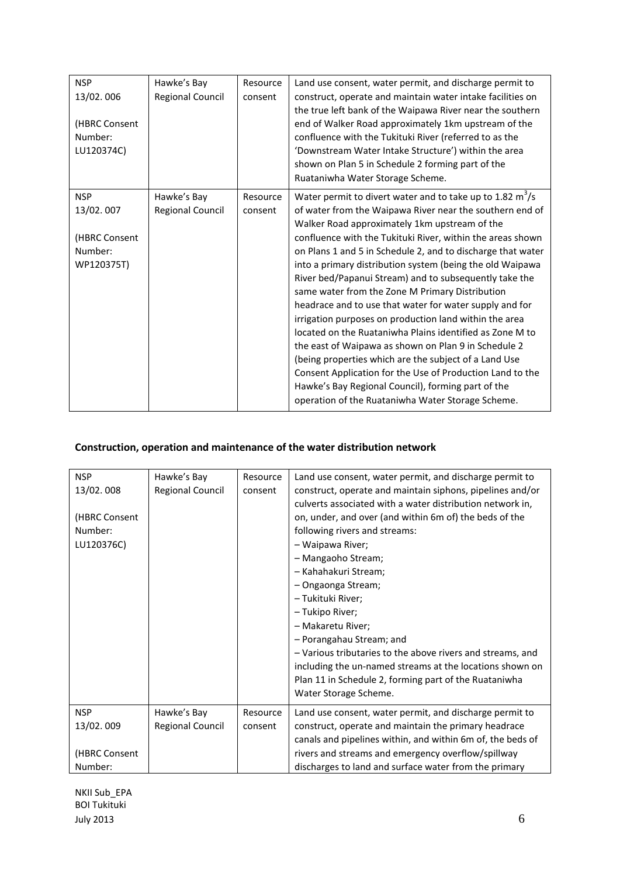| | | | |
|---|---|---|---|
| NSP 13/02. 006<br><br>(HBRC Consent Number: LU120374C) | Hawke's Bay Regional Council | Resource consent | Land use consent, water permit, and discharge permit to construct, operate and maintain water intake facilities on the true left bank of the Waipawa River near the southern end of Walker Road approximately 1km upstream of the confluence with the Tukituki River (referred to as the 'Downstream Water Intake Structure') within the area shown on Plan 5 in Schedule 2 forming part of the Ruataniwha Water Storage Scheme. |
| NSP 13/02. 007<br><br>(HBRC Consent Number: WP120375T) | Hawke's Bay Regional Council | Resource consent | Water permit to divert water and to take up to 1.82 $m^3$/s of water from the Waipawa River near the southern end of Walker Road approximately 1km upstream of the confluence with the Tukituki River, within the areas shown on Plans 1 and 5 in Schedule 2, and to discharge that water into a primary distribution system (being the old Waipawa River bed/Papanui Stream) and to subsequently take the same water from the Zone M Primary Distribution headrace and to use that water for water supply and for irrigation purposes on production land within the area located on the Ruataniwha Plains identified as Zone M to the east of Waipawa as shown on Plan 9 in Schedule 2 (being properties which are the subject of a Land Use Consent Application for the Use of Production Land to the Hawke's Bay Regional Council), forming part of the operation of the Ruataniwha Water Storage Scheme. |

**Construction, operation and maintenance of the water distribution network**

| | | | |
|---|---|---|---|
| NSP 13/02. 008<br><br>(HBRC Consent Number: LU120376C) | Hawke's Bay Regional Council | Resource consent | Land use consent, water permit, and discharge permit to construct, operate and maintain siphons, pipelines and/or culverts associated with a water distribution network in, on, under, and over (and within 6m of) the beds of the following rivers and streams:<br>– Waipawa River;<br>– Mangaoho Stream;<br>– Kahahakuri Stream;<br>– Ongaonga Stream;<br>– Tukituki River;<br>– Tukipo River;<br>– Makaretu River;<br>– Porangahau Stream; and<br>– Various tributaries to the above rivers and streams, and including the un-named streams at the locations shown on Plan 11 in Schedule 2, forming part of the Ruataniwha Water Storage Scheme. |
| NSP 13/02. 009<br><br>(HBRC Consent Number: | Hawke's Bay Regional Council | Resource consent | Land use consent, water permit, and discharge permit to construct, operate and maintain the primary headrace canals and pipelines within, and within 6m of, the beds of rivers and streams and emergency overflow/spillway discharges to land and surface water from the primary |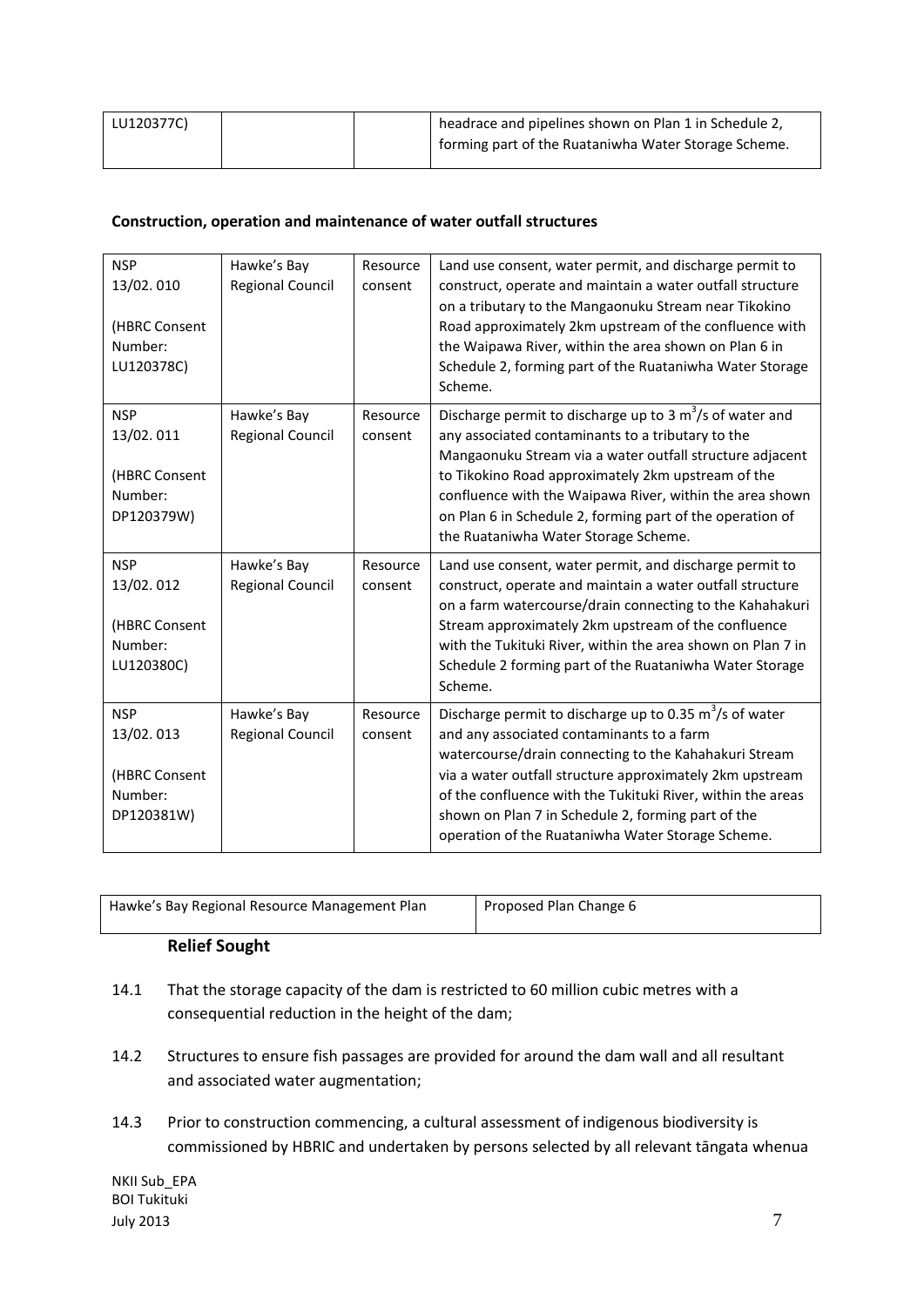| LU120377C) | | | headrace and pipelines shown on Plan 1 in Schedule 2, forming part of the Ruataniwha Water Storage Scheme. |
|---|---|---|---|

**Construction, operation and maintenance of water outfall structures**

| | | | |
|---|---|---|---|
| NSP 13/02. 010<br><br>(HBRC Consent Number: LU120378C) | Hawke's Bay Regional Council | Resource consent | Land use consent, water permit, and discharge permit to construct, operate and maintain a water outfall structure on a tributary to the Mangaonuku Stream near Tikokino Road approximately 2km upstream of the confluence with the Waipawa River, within the area shown on Plan 6 in Schedule 2, forming part of the Ruataniwha Water Storage Scheme. |
| NSP 13/02. 011<br><br>(HBRC Consent Number: DP120379W) | Hawke's Bay Regional Council | Resource consent | Discharge permit to discharge up to 3 $m^3$/s of water and any associated contaminants to a tributary to the Mangaonuku Stream via a water outfall structure adjacent to Tikokino Road approximately 2km upstream of the confluence with the Waipawa River, within the area shown on Plan 6 in Schedule 2, forming part of the operation of the Ruataniwha Water Storage Scheme. |
| NSP 13/02. 012<br><br>(HBRC Consent Number: LU120380C) | Hawke's Bay Regional Council | Resource consent | Land use consent, water permit, and discharge permit to construct, operate and maintain a water outfall structure on a farm watercourse/drain connecting to the Kahahakuri Stream approximately 2km upstream of the confluence with the Tukituki River, within the area shown on Plan 7 in Schedule 2 forming part of the Ruataniwha Water Storage Scheme. |
| NSP 13/02. 013<br><br>(HBRC Consent Number: DP120381W) | Hawke's Bay Regional Council | Resource consent | Discharge permit to discharge up to 0.35 $m^3$/s of water and any associated contaminants to a farm watercourse/drain connecting to the Kahahakuri Stream via a water outfall structure approximately 2km upstream of the confluence with the Tukituki River, within the areas shown on Plan 7 in Schedule 2, forming part of the operation of the Ruataniwha Water Storage Scheme. |

| Hawke's Bay Regional Resource Management Plan | Proposed Plan Change 6 |
|---|---|

**Relief Sought**

14.1 That the storage capacity of the dam is restricted to 60 million cubic metres with a consequential reduction in the height of the dam;

14.2 Structures to ensure fish passages are provided for around the dam wall and all resultant and associated water augmentation;

14.3 Prior to construction commencing, a cultural assessment of indigenous biodiversity is commissioned by HBRIC and undertaken by persons selected by all relevant tāngata whenua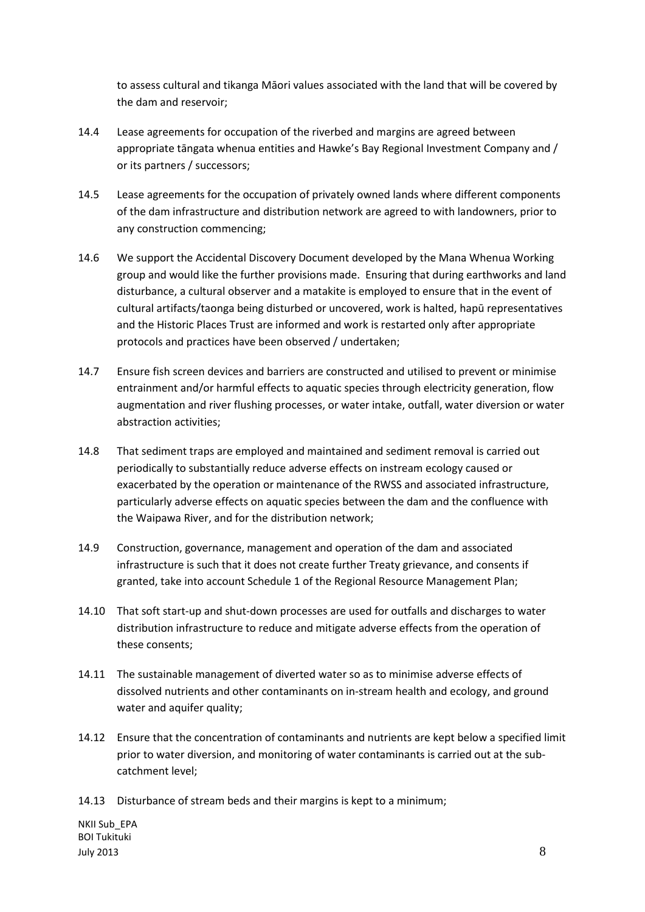to assess cultural and tikanga Māori values associated with the land that will be covered by the dam and reservoir;

14.4 Lease agreements for occupation of the riverbed and margins are agreed between appropriate tāngata whenua entities and Hawke's Bay Regional Investment Company and / or its partners / successors;

14.5 Lease agreements for the occupation of privately owned lands where different components of the dam infrastructure and distribution network are agreed to with landowners, prior to any construction commencing;

14.6 We support the Accidental Discovery Document developed by the Mana Whenua Working group and would like the further provisions made. Ensuring that during earthworks and land disturbance, a cultural observer and a matakite is employed to ensure that in the event of cultural artifacts/taonga being disturbed or uncovered, work is halted, hapū representatives and the Historic Places Trust are informed and work is restarted only after appropriate protocols and practices have been observed / undertaken;

14.7 Ensure fish screen devices and barriers are constructed and utilised to prevent or minimise entrainment and/or harmful effects to aquatic species through electricity generation, flow augmentation and river flushing processes, or water intake, outfall, water diversion or water abstraction activities;

14.8 That sediment traps are employed and maintained and sediment removal is carried out periodically to substantially reduce adverse effects on instream ecology caused or exacerbated by the operation or maintenance of the RWSS and associated infrastructure, particularly adverse effects on aquatic species between the dam and the confluence with the Waipawa River, and for the distribution network;

14.9 Construction, governance, management and operation of the dam and associated infrastructure is such that it does not create further Treaty grievance, and consents if granted, take into account Schedule 1 of the Regional Resource Management Plan;

14.10 That soft start-up and shut-down processes are used for outfalls and discharges to water distribution infrastructure to reduce and mitigate adverse effects from the operation of these consents;

14.11 The sustainable management of diverted water so as to minimise adverse effects of dissolved nutrients and other contaminants on in-stream health and ecology, and ground water and aquifer quality;

14.12 Ensure that the concentration of contaminants and nutrients are kept below a specified limit prior to water diversion, and monitoring of water contaminants is carried out at the sub-catchment level;

14.13 Disturbance of stream beds and their margins is kept to a minimum;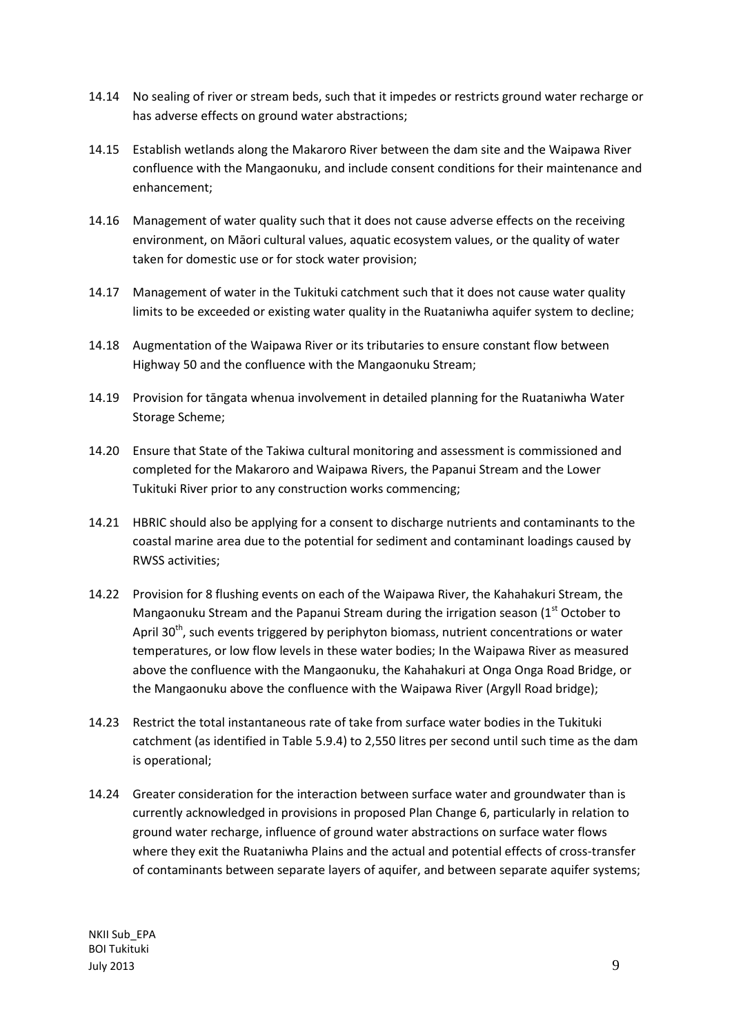14.14 No sealing of river or stream beds, such that it impedes or restricts ground water recharge or has adverse effects on ground water abstractions;

14.15 Establish wetlands along the Makaroro River between the dam site and the Waipawa River confluence with the Mangaonuku, and include consent conditions for their maintenance and enhancement;

14.16 Management of water quality such that it does not cause adverse effects on the receiving environment, on Māori cultural values, aquatic ecosystem values, or the quality of water taken for domestic use or for stock water provision;

14.17 Management of water in the Tukituki catchment such that it does not cause water quality limits to be exceeded or existing water quality in the Ruataniwha aquifer system to decline;

14.18 Augmentation of the Waipawa River or its tributaries to ensure constant flow between Highway 50 and the confluence with the Mangaonuku Stream;

14.19 Provision for tāngata whenua involvement in detailed planning for the Ruataniwha Water Storage Scheme;

14.20 Ensure that State of the Takiwa cultural monitoring and assessment is commissioned and completed for the Makaroro and Waipawa Rivers, the Papanui Stream and the Lower Tukituki River prior to any construction works commencing;

14.21 HBRIC should also be applying for a consent to discharge nutrients and contaminants to the coastal marine area due to the potential for sediment and contaminant loadings caused by RWSS activities;

14.22 Provision for 8 flushing events on each of the Waipawa River, the Kahahakuri Stream, the Mangaonuku Stream and the Papanui Stream during the irrigation season (1st October to April 30th, such events triggered by periphyton biomass, nutrient concentrations or water temperatures, or low flow levels in these water bodies; In the Waipawa River as measured above the confluence with the Mangaonuku, the Kahahakuri at Onga Onga Road Bridge, or the Mangaonuku above the confluence with the Waipawa River (Argyll Road bridge);

14.23 Restrict the total instantaneous rate of take from surface water bodies in the Tukituki catchment (as identified in Table 5.9.4) to 2,550 litres per second until such time as the dam is operational;

14.24 Greater consideration for the interaction between surface water and groundwater than is currently acknowledged in provisions in proposed Plan Change 6, particularly in relation to ground water recharge, influence of ground water abstractions on surface water flows where they exit the Ruataniwha Plains and the actual and potential effects of cross-transfer of contaminants between separate layers of aquifer, and between separate aquifer systems;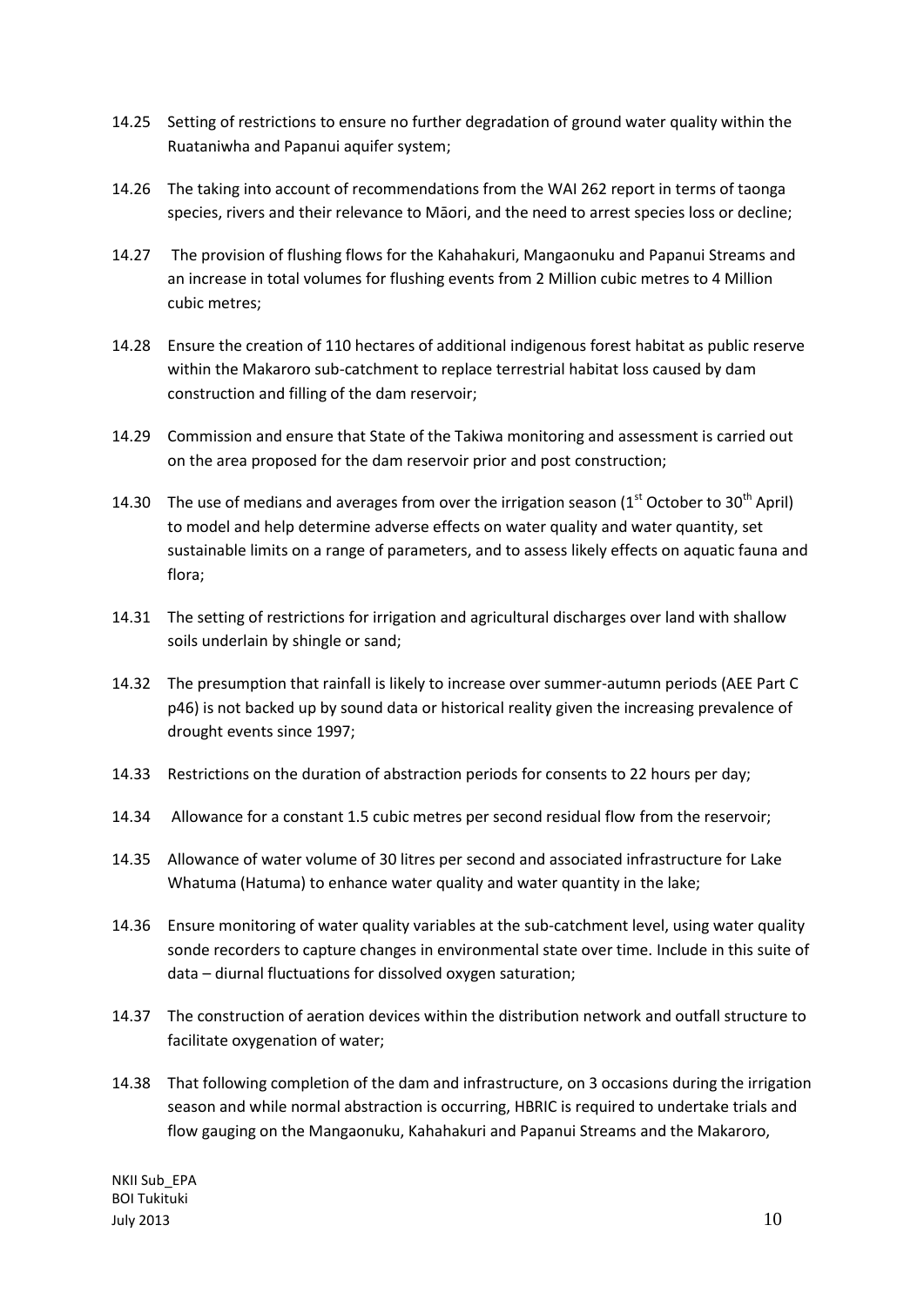14.25 Setting of restrictions to ensure no further degradation of ground water quality within the Ruataniwha and Papanui aquifer system;

14.26 The taking into account of recommendations from the WAI 262 report in terms of taonga species, rivers and their relevance to Māori, and the need to arrest species loss or decline;

14.27 The provision of flushing flows for the Kahahakuri, Mangaonuku and Papanui Streams and an increase in total volumes for flushing events from 2 Million cubic metres to 4 Million cubic metres;

14.28 Ensure the creation of 110 hectares of additional indigenous forest habitat as public reserve within the Makaroro sub-catchment to replace terrestrial habitat loss caused by dam construction and filling of the dam reservoir;

14.29 Commission and ensure that State of the Takiwa monitoring and assessment is carried out on the area proposed for the dam reservoir prior and post construction;

14.30 The use of medians and averages from over the irrigation season (1st October to 30th April) to model and help determine adverse effects on water quality and water quantity, set sustainable limits on a range of parameters, and to assess likely effects on aquatic fauna and flora;

14.31 The setting of restrictions for irrigation and agricultural discharges over land with shallow soils underlain by shingle or sand;

14.32 The presumption that rainfall is likely to increase over summer-autumn periods (AEE Part C p46) is not backed up by sound data or historical reality given the increasing prevalence of drought events since 1997;

14.33 Restrictions on the duration of abstraction periods for consents to 22 hours per day;

14.34 Allowance for a constant 1.5 cubic metres per second residual flow from the reservoir;

14.35 Allowance of water volume of 30 litres per second and associated infrastructure for Lake Whatuma (Hatuma) to enhance water quality and water quantity in the lake;

14.36 Ensure monitoring of water quality variables at the sub-catchment level, using water quality sonde recorders to capture changes in environmental state over time. Include in this suite of data – diurnal fluctuations for dissolved oxygen saturation;

14.37 The construction of aeration devices within the distribution network and outfall structure to facilitate oxygenation of water;

14.38 That following completion of the dam and infrastructure, on 3 occasions during the irrigation season and while normal abstraction is occurring, HBRIC is required to undertake trials and flow gauging on the Mangaonuku, Kahahakuri and Papanui Streams and the Makaroro,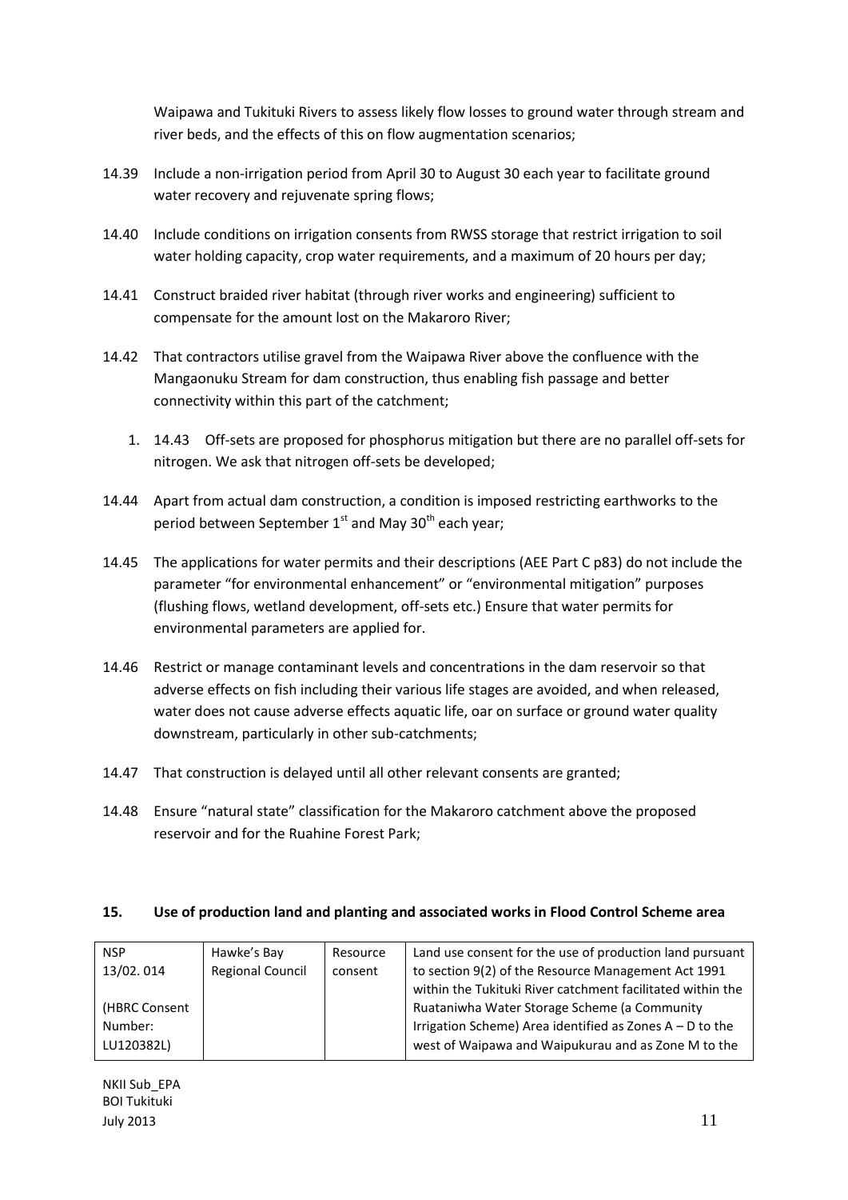Waipawa and Tukituki Rivers to assess likely flow losses to ground water through stream and river beds, and the effects of this on flow augmentation scenarios;

14.39 Include a non-irrigation period from April 30 to August 30 each year to facilitate ground water recovery and rejuvenate spring flows;

14.40 Include conditions on irrigation consents from RWSS storage that restrict irrigation to soil water holding capacity, crop water requirements, and a maximum of 20 hours per day;

14.41 Construct braided river habitat (through river works and engineering) sufficient to compensate for the amount lost on the Makaroro River;

14.42 That contractors utilise gravel from the Waipawa River above the confluence with the Mangaonuku Stream for dam construction, thus enabling fish passage and better connectivity within this part of the catchment;

1. 14.43 Off-sets are proposed for phosphorus mitigation but there are no parallel off-sets for nitrogen. We ask that nitrogen off-sets be developed;

14.44 Apart from actual dam construction, a condition is imposed restricting earthworks to the period between September 1st and May 30th each year;

14.45 The applications for water permits and their descriptions (AEE Part C p83) do not include the parameter "for environmental enhancement" or "environmental mitigation" purposes (flushing flows, wetland development, off-sets etc.) Ensure that water permits for environmental parameters are applied for.

14.46 Restrict or manage contaminant levels and concentrations in the dam reservoir so that adverse effects on fish including their various life stages are avoided, and when released, water does not cause adverse effects aquatic life, oar on surface or ground water quality downstream, particularly in other sub-catchments;

14.47 That construction is delayed until all other relevant consents are granted;

14.48 Ensure "natural state" classification for the Makaroro catchment above the proposed reservoir and for the Ruahine Forest Park;

## 15. Use of production land and planting and associated works in Flood Control Scheme area

| | | | |
|---|---|---|---|
| NSP 13/02. 014<br><br>(HBRC Consent Number: LU120382L) | Hawke's Bay Regional Council | Resource consent | Land use consent for the use of production land pursuant to section 9(2) of the Resource Management Act 1991 within the Tukituki River catchment facilitated within the Ruataniwha Water Storage Scheme (a Community Irrigation Scheme) Area identified as Zones A – D to the west of Waipawa and Waipukurau and as Zone M to the |

NKII Sub_EPA
BOI Tukituki
July 2013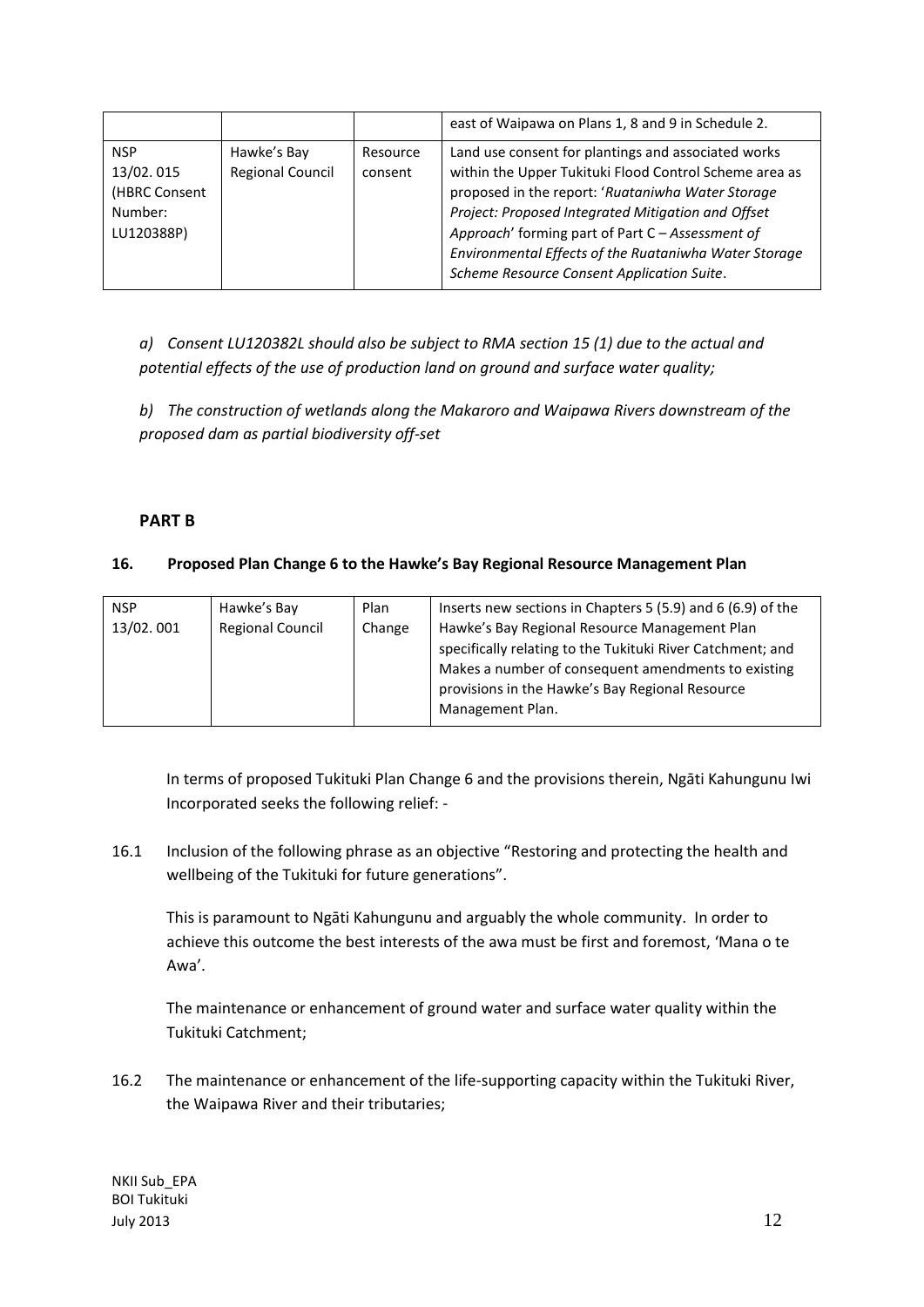| | | | east of Waipawa on Plans 1, 8 and 9 in Schedule 2. |
|---|---|---|---|
| NSP 13/02. 015 (HBRC Consent Number: LU120388P) | Hawke's Bay Regional Council | Resource consent | Land use consent for plantings and associated works within the Upper Tukituki Flood Control Scheme area as proposed in the report: '*Ruataniwha Water Storage Project: Proposed Integrated Mitigation and Offset Approach*' forming part of Part C – *Assessment of Environmental Effects of the Ruataniwha Water Storage Scheme Resource Consent Application Suite*. |

*a) Consent LU120382L should also be subject to RMA section 15 (1) due to the actual and potential effects of the use of production land on ground and surface water quality;*

*b) The construction of wetlands along the Makaroro and Waipawa Rivers downstream of the proposed dam as partial biodiversity off-set*

**PART B**

**16. Proposed Plan Change 6 to the Hawke's Bay Regional Resource Management Plan**

| NSP 13/02. 001 | Hawke's Bay Regional Council | Plan Change | Inserts new sections in Chapters 5 (5.9) and 6 (6.9) of the Hawke's Bay Regional Resource Management Plan specifically relating to the Tukituki River Catchment; and Makes a number of consequent amendments to existing provisions in the Hawke's Bay Regional Resource Management Plan. |
|---|---|---|---|

In terms of proposed Tukituki Plan Change 6 and the provisions therein, Ngāti Kahungunu Iwi Incorporated seeks the following relief: -

16.1 Inclusion of the following phrase as an objective "Restoring and protecting the health and wellbeing of the Tukituki for future generations".

This is paramount to Ngāti Kahungunu and arguably the whole community. In order to achieve this outcome the best interests of the awa must be first and foremost, 'Mana o te Awa'.

The maintenance or enhancement of ground water and surface water quality within the Tukituki Catchment;

16.2 The maintenance or enhancement of the life-supporting capacity within the Tukituki River, the Waipawa River and their tributaries;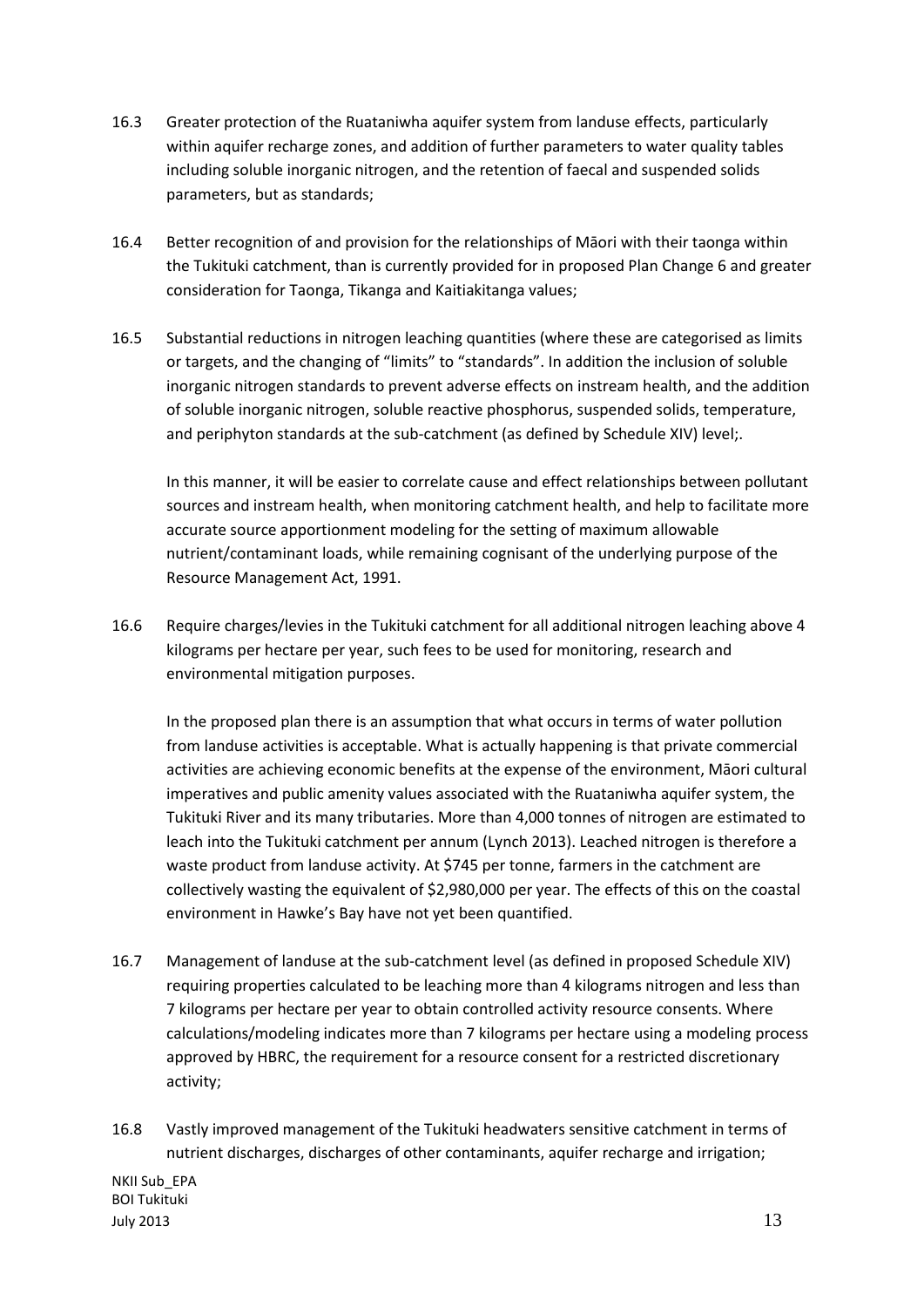16.3 Greater protection of the Ruataniwha aquifer system from landuse effects, particularly within aquifer recharge zones, and addition of further parameters to water quality tables including soluble inorganic nitrogen, and the retention of faecal and suspended solids parameters, but as standards;

16.4 Better recognition of and provision for the relationships of Māori with their taonga within the Tukituki catchment, than is currently provided for in proposed Plan Change 6 and greater consideration for Taonga, Tikanga and Kaitiakitanga values;

16.5 Substantial reductions in nitrogen leaching quantities (where these are categorised as limits or targets, and the changing of "limits" to "standards". In addition the inclusion of soluble inorganic nitrogen standards to prevent adverse effects on instream health, and the addition of soluble inorganic nitrogen, soluble reactive phosphorus, suspended solids, temperature, and periphyton standards at the sub-catchment (as defined by Schedule XIV) level;.

In this manner, it will be easier to correlate cause and effect relationships between pollutant sources and instream health, when monitoring catchment health, and help to facilitate more accurate source apportionment modeling for the setting of maximum allowable nutrient/contaminant loads, while remaining cognisant of the underlying purpose of the Resource Management Act, 1991.

16.6 Require charges/levies in the Tukituki catchment for all additional nitrogen leaching above 4 kilograms per hectare per year, such fees to be used for monitoring, research and environmental mitigation purposes.

In the proposed plan there is an assumption that what occurs in terms of water pollution from landuse activities is acceptable. What is actually happening is that private commercial activities are achieving economic benefits at the expense of the environment, Māori cultural imperatives and public amenity values associated with the Ruataniwha aquifer system, the Tukituki River and its many tributaries. More than 4,000 tonnes of nitrogen are estimated to leach into the Tukituki catchment per annum (Lynch 2013). Leached nitrogen is therefore a waste product from landuse activity. At $745 per tonne, farmers in the catchment are collectively wasting the equivalent of $2,980,000 per year. The effects of this on the coastal environment in Hawke's Bay have not yet been quantified.

16.7 Management of landuse at the sub-catchment level (as defined in proposed Schedule XIV) requiring properties calculated to be leaching more than 4 kilograms nitrogen and less than 7 kilograms per hectare per year to obtain controlled activity resource consents. Where calculations/modeling indicates more than 7 kilograms per hectare using a modeling process approved by HBRC, the requirement for a resource consent for a restricted discretionary activity;

16.8 Vastly improved management of the Tukituki headwaters sensitive catchment in terms of nutrient discharges, discharges of other contaminants, aquifer recharge and irrigation;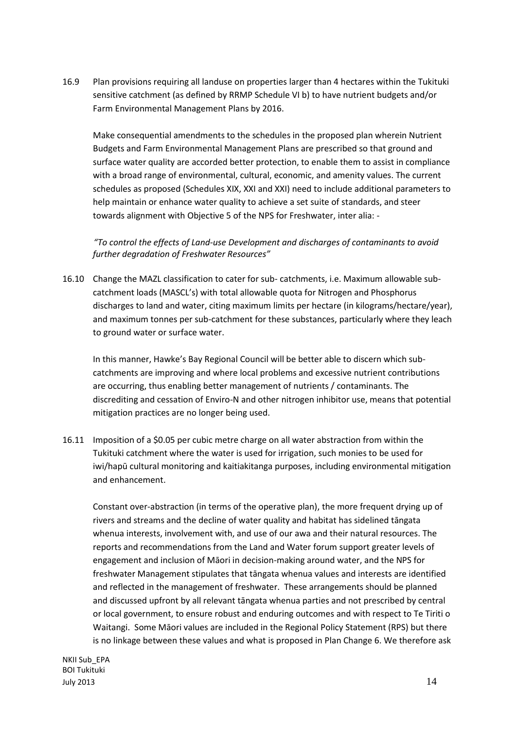16.9 Plan provisions requiring all landuse on properties larger than 4 hectares within the Tukituki sensitive catchment (as defined by RRMP Schedule VI b) to have nutrient budgets and/or Farm Environmental Management Plans by 2016.

Make consequential amendments to the schedules in the proposed plan wherein Nutrient Budgets and Farm Environmental Management Plans are prescribed so that ground and surface water quality are accorded better protection, to enable them to assist in compliance with a broad range of environmental, cultural, economic, and amenity values. The current schedules as proposed (Schedules XIX, XXI and XXI) need to include additional parameters to help maintain or enhance water quality to achieve a set suite of standards, and steer towards alignment with Objective 5 of the NPS for Freshwater, inter alia: -

*"To control the effects of Land-use Development and discharges of contaminants to avoid further degradation of Freshwater Resources"*

16.10 Change the MAZL classification to cater for sub- catchments, i.e. Maximum allowable sub-catchment loads (MASCL's) with total allowable quota for Nitrogen and Phosphorus discharges to land and water, citing maximum limits per hectare (in kilograms/hectare/year), and maximum tonnes per sub-catchment for these substances, particularly where they leach to ground water or surface water.

In this manner, Hawke's Bay Regional Council will be better able to discern which sub-catchments are improving and where local problems and excessive nutrient contributions are occurring, thus enabling better management of nutrients / contaminants. The discrediting and cessation of Enviro-N and other nitrogen inhibitor use, means that potential mitigation practices are no longer being used.

16.11 Imposition of a $0.05 per cubic metre charge on all water abstraction from within the Tukituki catchment where the water is used for irrigation, such monies to be used for iwi/hapū cultural monitoring and kaitiakitanga purposes, including environmental mitigation and enhancement.

Constant over-abstraction (in terms of the operative plan), the more frequent drying up of rivers and streams and the decline of water quality and habitat has sidelined tāngata whenua interests, involvement with, and use of our awa and their natural resources. The reports and recommendations from the Land and Water forum support greater levels of engagement and inclusion of Māori in decision-making around water, and the NPS for freshwater Management stipulates that tāngata whenua values and interests are identified and reflected in the management of freshwater. These arrangements should be planned and discussed upfront by all relevant tāngata whenua parties and not prescribed by central or local government, to ensure robust and enduring outcomes and with respect to Te Tiriti o Waitangi. Some Māori values are included in the Regional Policy Statement (RPS) but there is no linkage between these values and what is proposed in Plan Change 6. We therefore ask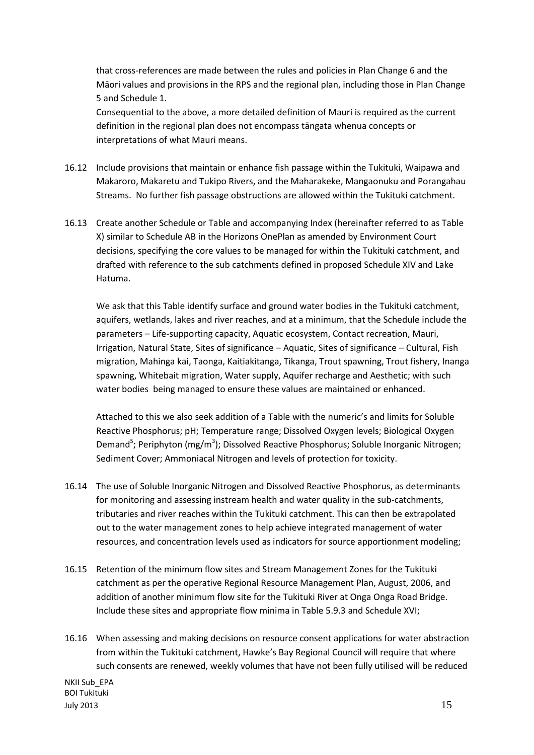that cross-references are made between the rules and policies in Plan Change 6 and the Māori values and provisions in the RPS and the regional plan, including those in Plan Change 5 and Schedule 1.

Consequential to the above, a more detailed definition of Mauri is required as the current definition in the regional plan does not encompass tāngata whenua concepts or interpretations of what Mauri means.

16.12 Include provisions that maintain or enhance fish passage within the Tukituki, Waipawa and Makaroro, Makaretu and Tukipo Rivers, and the Maharakeke, Mangaonuku and Porangahau Streams. No further fish passage obstructions are allowed within the Tukituki catchment.

16.13 Create another Schedule or Table and accompanying Index (hereinafter referred to as Table X) similar to Schedule AB in the Horizons OnePlan as amended by Environment Court decisions, specifying the core values to be managed for within the Tukituki catchment, and drafted with reference to the sub catchments defined in proposed Schedule XIV and Lake Hatuma.

We ask that this Table identify surface and ground water bodies in the Tukituki catchment, aquifers, wetlands, lakes and river reaches, and at a minimum, that the Schedule include the parameters – Life-supporting capacity, Aquatic ecosystem, Contact recreation, Mauri, Irrigation, Natural State, Sites of significance – Aquatic, Sites of significance – Cultural, Fish migration, Mahinga kai, Taonga, Kaitiakitanga, Tikanga, Trout spawning, Trout fishery, Inanga spawning, Whitebait migration, Water supply, Aquifer recharge and Aesthetic; with such water bodies being managed to ensure these values are maintained or enhanced.

Attached to this we also seek addition of a Table with the numeric's and limits for Soluble Reactive Phosphorus; pH; Temperature range; Dissolved Oxygen levels; Biological Oxygen Demand[5]; Periphyton (mg/$m^3$); Dissolved Reactive Phosphorus; Soluble Inorganic Nitrogen; Sediment Cover; Ammoniacal Nitrogen and levels of protection for toxicity.

16.14 The use of Soluble Inorganic Nitrogen and Dissolved Reactive Phosphorus, as determinants for monitoring and assessing instream health and water quality in the sub-catchments, tributaries and river reaches within the Tukituki catchment. This can then be extrapolated out to the water management zones to help achieve integrated management of water resources, and concentration levels used as indicators for source apportionment modeling;

16.15 Retention of the minimum flow sites and Stream Management Zones for the Tukituki catchment as per the operative Regional Resource Management Plan, August, 2006, and addition of another minimum flow site for the Tukituki River at Onga Onga Road Bridge. Include these sites and appropriate flow minima in Table 5.9.3 and Schedule XVI;

16.16 When assessing and making decisions on resource consent applications for water abstraction from within the Tukituki catchment, Hawke's Bay Regional Council will require that where such consents are renewed, weekly volumes that have not been fully utilised will be reduced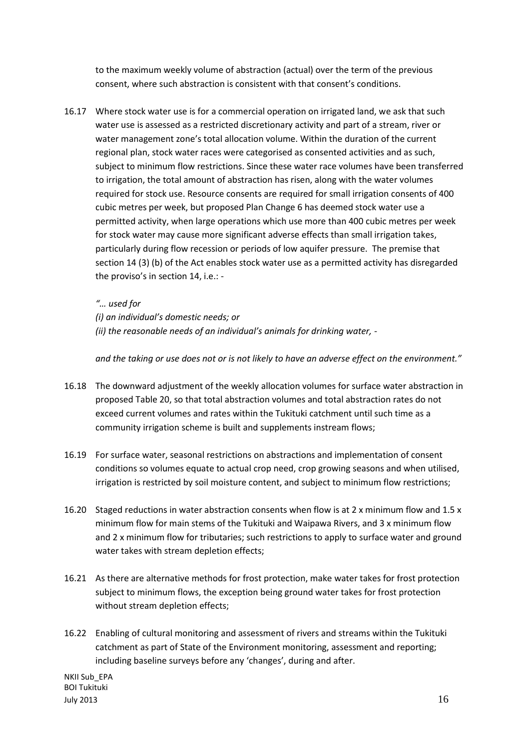to the maximum weekly volume of abstraction (actual) over the term of the previous consent, where such abstraction is consistent with that consent's conditions.

16.17 Where stock water use is for a commercial operation on irrigated land, we ask that such water use is assessed as a restricted discretionary activity and part of a stream, river or water management zone's total allocation volume. Within the duration of the current regional plan, stock water races were categorised as consented activities and as such, subject to minimum flow restrictions. Since these water race volumes have been transferred to irrigation, the total amount of abstraction has risen, along with the water volumes required for stock use. Resource consents are required for small irrigation consents of 400 cubic metres per week, but proposed Plan Change 6 has deemed stock water use a permitted activity, when large operations which use more than 400 cubic metres per week for stock water may cause more significant adverse effects than small irrigation takes, particularly during flow recession or periods of low aquifer pressure. The premise that section 14 (3) (b) of the Act enables stock water use as a permitted activity has disregarded the proviso's in section 14, i.e.: -

*"… used for*
*(i) an individual's domestic needs; or*
*(ii) the reasonable needs of an individual's animals for drinking water, -*

*and the taking or use does not or is not likely to have an adverse effect on the environment."*

16.18 The downward adjustment of the weekly allocation volumes for surface water abstraction in proposed Table 20, so that total abstraction volumes and total abstraction rates do not exceed current volumes and rates within the Tukituki catchment until such time as a community irrigation scheme is built and supplements instream flows;

16.19 For surface water, seasonal restrictions on abstractions and implementation of consent conditions so volumes equate to actual crop need, crop growing seasons and when utilised, irrigation is restricted by soil moisture content, and subject to minimum flow restrictions;

16.20 Staged reductions in water abstraction consents when flow is at 2 x minimum flow and 1.5 x minimum flow for main stems of the Tukituki and Waipawa Rivers, and 3 x minimum flow and 2 x minimum flow for tributaries; such restrictions to apply to surface water and ground water takes with stream depletion effects;

16.21 As there are alternative methods for frost protection, make water takes for frost protection subject to minimum flows, the exception being ground water takes for frost protection without stream depletion effects;

16.22 Enabling of cultural monitoring and assessment of rivers and streams within the Tukituki catchment as part of State of the Environment monitoring, assessment and reporting; including baseline surveys before any 'changes', during and after.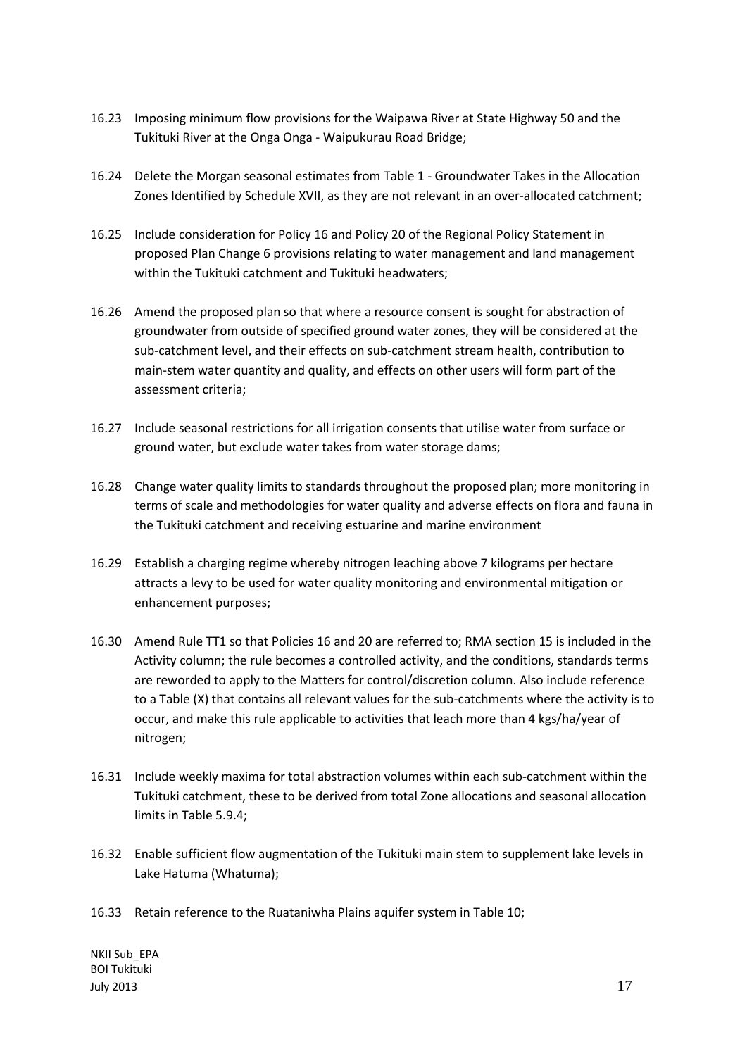16.23 Imposing minimum flow provisions for the Waipawa River at State Highway 50 and the Tukituki River at the Onga Onga - Waipukurau Road Bridge;

16.24 Delete the Morgan seasonal estimates from Table 1 - Groundwater Takes in the Allocation Zones Identified by Schedule XVII, as they are not relevant in an over-allocated catchment;

16.25 Include consideration for Policy 16 and Policy 20 of the Regional Policy Statement in proposed Plan Change 6 provisions relating to water management and land management within the Tukituki catchment and Tukituki headwaters;

16.26 Amend the proposed plan so that where a resource consent is sought for abstraction of groundwater from outside of specified ground water zones, they will be considered at the sub-catchment level, and their effects on sub-catchment stream health, contribution to main-stem water quantity and quality, and effects on other users will form part of the assessment criteria;

16.27 Include seasonal restrictions for all irrigation consents that utilise water from surface or ground water, but exclude water takes from water storage dams;

16.28 Change water quality limits to standards throughout the proposed plan; more monitoring in terms of scale and methodologies for water quality and adverse effects on flora and fauna in the Tukituki catchment and receiving estuarine and marine environment

16.29 Establish a charging regime whereby nitrogen leaching above 7 kilograms per hectare attracts a levy to be used for water quality monitoring and environmental mitigation or enhancement purposes;

16.30 Amend Rule TT1 so that Policies 16 and 20 are referred to; RMA section 15 is included in the Activity column; the rule becomes a controlled activity, and the conditions, standards terms are reworded to apply to the Matters for control/discretion column. Also include reference to a Table (X) that contains all relevant values for the sub-catchments where the activity is to occur, and make this rule applicable to activities that leach more than 4 kgs/ha/year of nitrogen;

16.31 Include weekly maxima for total abstraction volumes within each sub-catchment within the Tukituki catchment, these to be derived from total Zone allocations and seasonal allocation limits in Table 5.9.4;

16.32 Enable sufficient flow augmentation of the Tukituki main stem to supplement lake levels in Lake Hatuma (Whatuma);

16.33 Retain reference to the Ruataniwha Plains aquifer system in Table 10;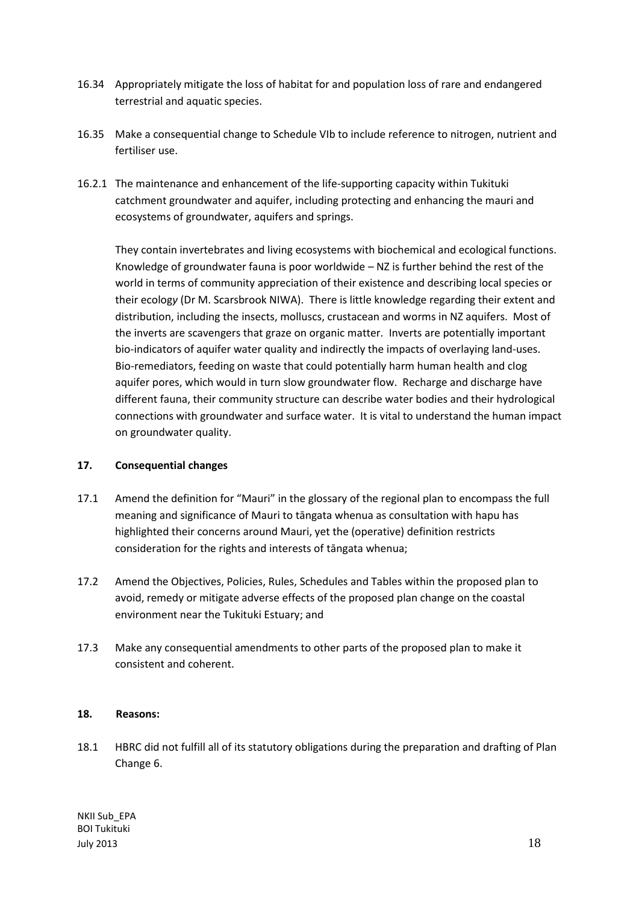16.34 Appropriately mitigate the loss of habitat for and population loss of rare and endangered terrestrial and aquatic species.

16.35 Make a consequential change to Schedule VIb to include reference to nitrogen, nutrient and fertiliser use.

16.2.1 The maintenance and enhancement of the life-supporting capacity within Tukituki catchment groundwater and aquifer, including protecting and enhancing the mauri and ecosystems of groundwater, aquifers and springs.

They contain invertebrates and living ecosystems with biochemical and ecological functions. Knowledge of groundwater fauna is poor worldwide – NZ is further behind the rest of the world in terms of community appreciation of their existence and describing local species or their ecology (Dr M. Scarsbrook NIWA). There is little knowledge regarding their extent and distribution, including the insects, molluscs, crustacean and worms in NZ aquifers. Most of the inverts are scavengers that graze on organic matter. Inverts are potentially important bio-indicators of aquifer water quality and indirectly the impacts of overlaying land-uses. Bio-remediators, feeding on waste that could potentially harm human health and clog aquifer pores, which would in turn slow groundwater flow. Recharge and discharge have different fauna, their community structure can describe water bodies and their hydrological connections with groundwater and surface water. It is vital to understand the human impact on groundwater quality.

**17. Consequential changes**

17.1 Amend the definition for "Mauri" in the glossary of the regional plan to encompass the full meaning and significance of Mauri to tāngata whenua as consultation with hapu has highlighted their concerns around Mauri, yet the (operative) definition restricts consideration for the rights and interests of tāngata whenua;

17.2 Amend the Objectives, Policies, Rules, Schedules and Tables within the proposed plan to avoid, remedy or mitigate adverse effects of the proposed plan change on the coastal environment near the Tukituki Estuary; and

17.3 Make any consequential amendments to other parts of the proposed plan to make it consistent and coherent.

**18. Reasons:**

18.1 HBRC did not fulfill all of its statutory obligations during the preparation and drafting of Plan Change 6.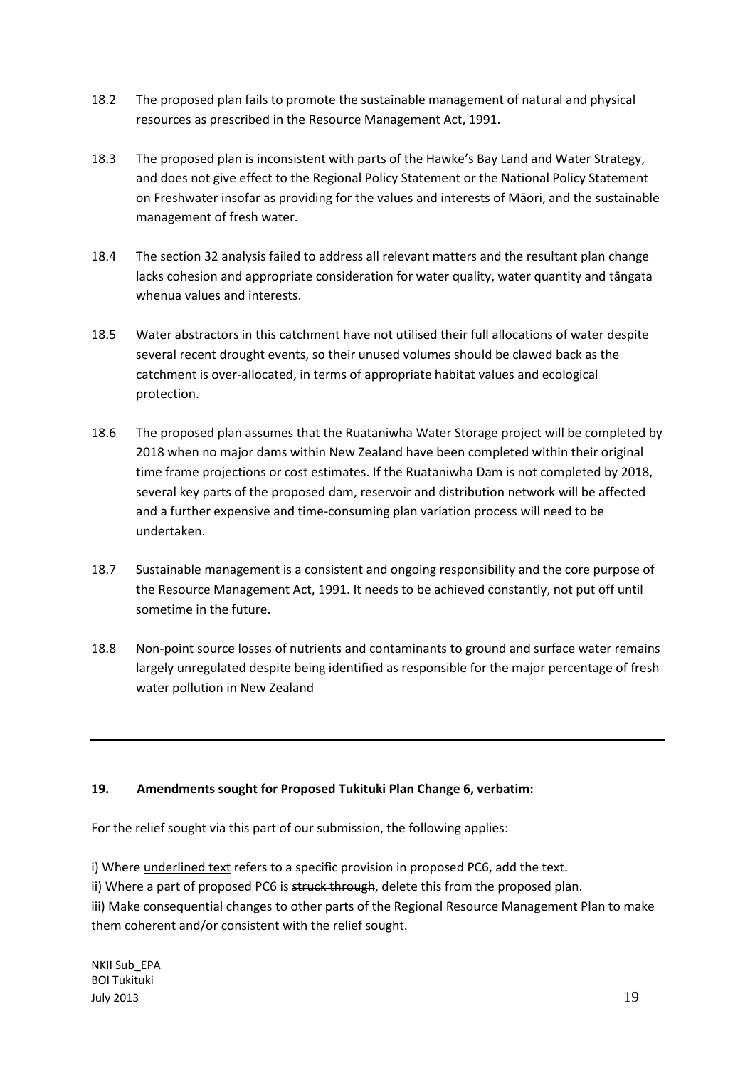18.2 The proposed plan fails to promote the sustainable management of natural and physical resources as prescribed in the Resource Management Act, 1991.

18.3 The proposed plan is inconsistent with parts of the Hawke's Bay Land and Water Strategy, and does not give effect to the Regional Policy Statement or the National Policy Statement on Freshwater insofar as providing for the values and interests of Māori, and the sustainable management of fresh water.

18.4 The section 32 analysis failed to address all relevant matters and the resultant plan change lacks cohesion and appropriate consideration for water quality, water quantity and tāngata whenua values and interests.

18.5 Water abstractors in this catchment have not utilised their full allocations of water despite several recent drought events, so their unused volumes should be clawed back as the catchment is over-allocated, in terms of appropriate habitat values and ecological protection.

18.6 The proposed plan assumes that the Ruataniwha Water Storage project will be completed by 2018 when no major dams within New Zealand have been completed within their original time frame projections or cost estimates. If the Ruataniwha Dam is not completed by 2018, several key parts of the proposed dam, reservoir and distribution network will be affected and a further expensive and time-consuming plan variation process will need to be undertaken.

18.7 Sustainable management is a consistent and ongoing responsibility and the core purpose of the Resource Management Act, 1991. It needs to be achieved constantly, not put off until sometime in the future.

18.8 Non-point source losses of nutrients and contaminants to ground and surface water remains largely unregulated despite being identified as responsible for the major percentage of fresh water pollution in New Zealand

---

**19. Amendments sought for Proposed Tukituki Plan Change 6, verbatim:**

For the relief sought via this part of our submission, the following applies:

i) Where <u>underlined text</u> refers to a specific provision in proposed PC6, add the text.
ii) Where a part of proposed PC6 is ~~struck through~~, delete this from the proposed plan.
iii) Make consequential changes to other parts of the Regional Resource Management Plan to make them coherent and/or consistent with the relief sought.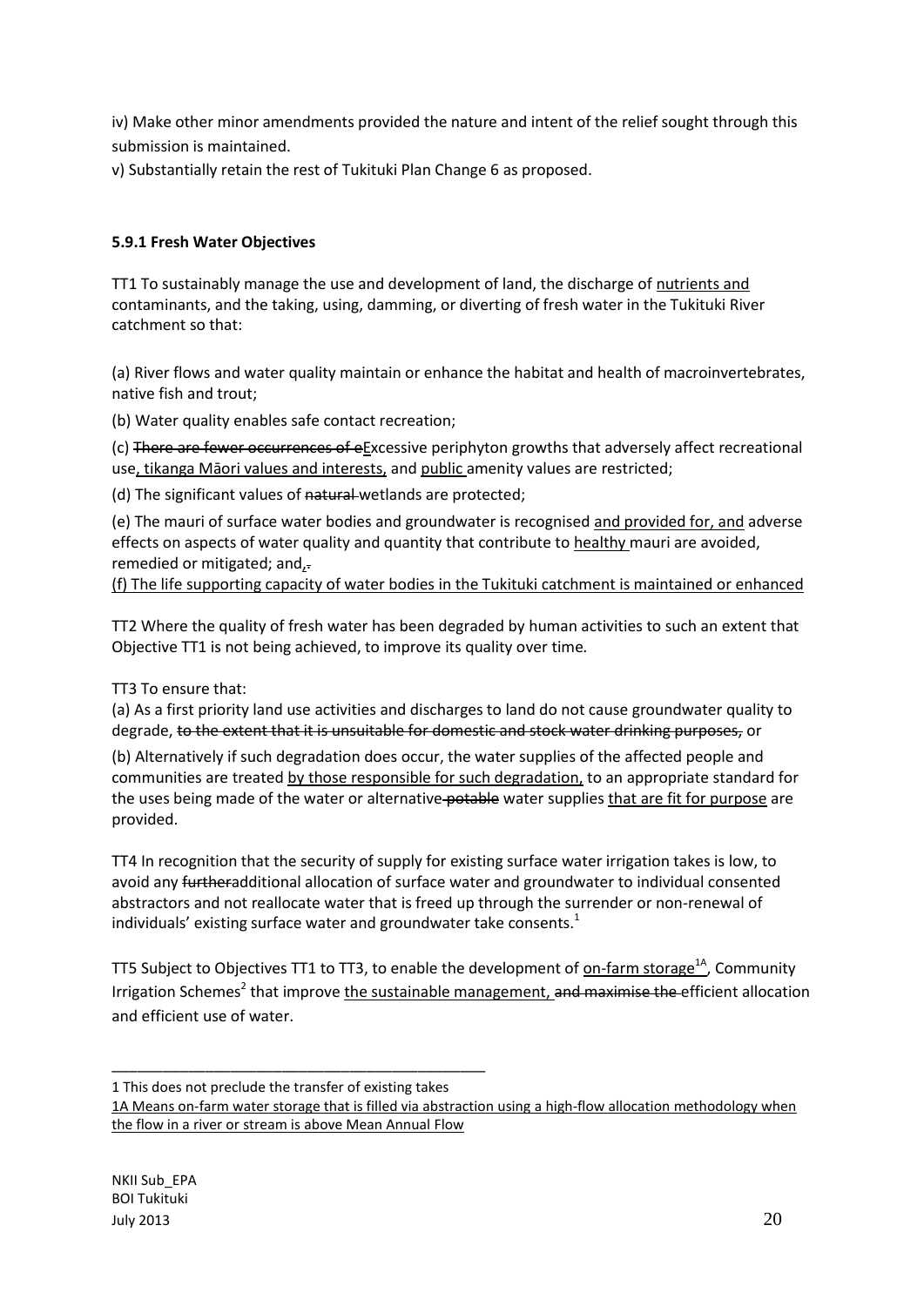iv) Make other minor amendments provided the nature and intent of the relief sought through this submission is maintained.

v) Substantially retain the rest of Tukituki Plan Change 6 as proposed.

**5.9.1 Fresh Water Objectives**

TT1 To sustainably manage the use and development of land, the discharge of <u>nutrients and</u> contaminants, and the taking, using, damming, or diverting of fresh water in the Tukituki River catchment so that:

(a) River flows and water quality maintain or enhance the habitat and health of macroinvertebrates, native fish and trout;

(b) Water quality enables safe contact recreation;

(c) ~~There are fewer occurrences of e~~<u>E</u>xcessive periphyton growths that adversely affect recreational use<u>, tikanga Māori values and interests,</u> and <u>public</u> amenity values are restricted;

(d) The significant values of ~~natural~~ wetlands are protected;

(e) The mauri of surface water bodies and groundwater is recognised <u>and provided for, and</u> adverse effects on aspects of water quality and quantity that contribute to <u>healthy</u> mauri are avoided, remedied or mitigated; and<u>,</u>~~.~~

<u>(f) The life supporting capacity of water bodies in the Tukituki catchment is maintained or enhanced</u>

TT2 Where the quality of fresh water has been degraded by human activities to such an extent that Objective TT1 is not being achieved, to improve its quality over time.

TT3 To ensure that:

(a) As a first priority land use activities and discharges to land do not cause groundwater quality to degrade, ~~to the extent that it is unsuitable for domestic and stock water drinking purposes,~~ or

(b) Alternatively if such degradation does occur, the water supplies of the affected people and communities are treated <u>by those responsible for such degradation,</u> to an appropriate standard for the uses being made of the water or alternative ~~potable~~ water supplies <u>that are fit for purpose</u> are provided.

TT4 In recognition that the security of supply for existing surface water irrigation takes is low, to avoid any ~~further~~additional allocation of surface water and groundwater to individual consented abstractors and not reallocate water that is freed up through the surrender or non-renewal of individuals' existing surface water and groundwater take consents.[1]

TT5 Subject to Objectives TT1 to TT3, to enable the development of <u>on-farm storage[1A]</u>, Community Irrigation Schemes[2] that improve <u>the sustainable management,</u> ~~and maximise the~~ efficient allocation and efficient use of water.

---

1 This does not preclude the transfer of existing takes

<u>1A Means on-farm water storage that is filled via abstraction using a high-flow allocation methodology when the flow in a river or stream is above Mean Annual Flow</u>

NKII Sub_EPA
BOI Tukituki
July 2013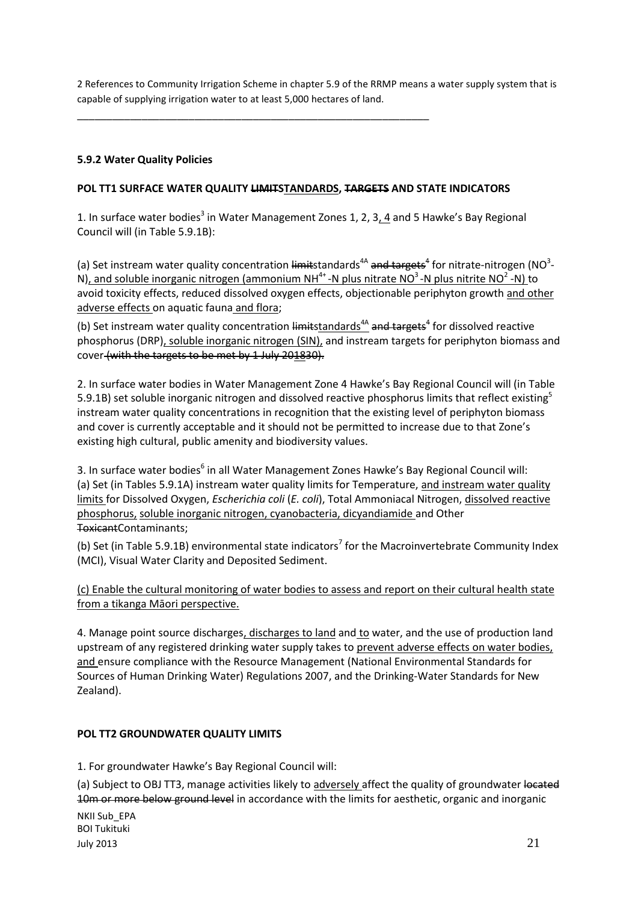2 References to Community Irrigation Scheme in chapter 5.9 of the RRMP means a water supply system that is capable of supplying irrigation water to at least 5,000 hectares of land.

______________________________________________________________

### 5.9.2 Water Quality Policies

#### POL TT1 SURFACE WATER QUALITY ~~LIMITS~~<u>STANDARDS</u>, ~~TARGETS~~ AND STATE INDICATORS

1. In surface water bodies[3] in Water Management Zones 1, 2, 3<u>, 4</u> and 5 Hawke's Bay Regional Council will (in Table 5.9.1B):

(a) Set instream water quality concentration ~~limit~~standards[4A] ~~and targets~~[4] for nitrate-nitrogen ($NO^3$-N)<u>, and soluble inorganic nitrogen (ammonium $NH^{4+}$-N plus nitrate $NO^3$-N plus nitrite $NO^2$-N)</u> to avoid toxicity effects, reduced dissolved oxygen effects, objectionable periphyton growth <u>and other adverse effects</u> on aquatic fauna <u>and flora</u>;

(b) Set instream water quality concentration ~~limit~~<u>standards</u>[4A] ~~and targets~~[4] for dissolved reactive phosphorus (DRP)<u>, soluble inorganic nitrogen (SIN),</u> and instream targets for periphyton biomass and cover ~~(with the targets to be met by 1 July 2018~~<u>30</u>~~).~~

2. In surface water bodies in Water Management Zone 4 Hawke's Bay Regional Council will (in Table 5.9.1B) set soluble inorganic nitrogen and dissolved reactive phosphorus limits that reflect existing[5] instream water quality concentrations in recognition that the existing level of periphyton biomass and cover is currently acceptable and it should not be permitted to increase due to that Zone's existing high cultural, public amenity and biodiversity values.

3. In surface water bodies[6] in all Water Management Zones Hawke's Bay Regional Council will:
(a) Set (in Tables 5.9.1A) instream water quality limits for Temperature, <u>and instream water quality limits</u> for Dissolved Oxygen, *Escherichia coli* (*E. coli*), Total Ammoniacal Nitrogen, <u>dissolved reactive phosphorus, soluble inorganic nitrogen, cyanobacteria, dicyandiamide</u> and Other ~~Toxicant~~Contaminants;

(b) Set (in Table 5.9.1B) environmental state indicators[7] for the Macroinvertebrate Community Index (MCI), Visual Water Clarity and Deposited Sediment.

<u>(c) Enable the cultural monitoring of water bodies to assess and report on their cultural health state from a tikanga Māori perspective.</u>

4. Manage point source discharges<u>, discharges to land</u> and <u>to</u> water, and the use of production land upstream of any registered drinking water supply takes to <u>prevent adverse effects on water bodies, and</u> ensure compliance with the Resource Management (National Environmental Standards for Sources of Human Drinking Water) Regulations 2007, and the Drinking-Water Standards for New Zealand).

#### POL TT2 GROUNDWATER QUALITY LIMITS

1. For groundwater Hawke's Bay Regional Council will:

(a) Subject to OBJ TT3, manage activities likely to <u>adversely</u> affect the quality of groundwater ~~located 10m or more below ground level~~ in accordance with the limits for aesthetic, organic and inorganic

NKII Sub_EPA
BOI Tukituki
July 2013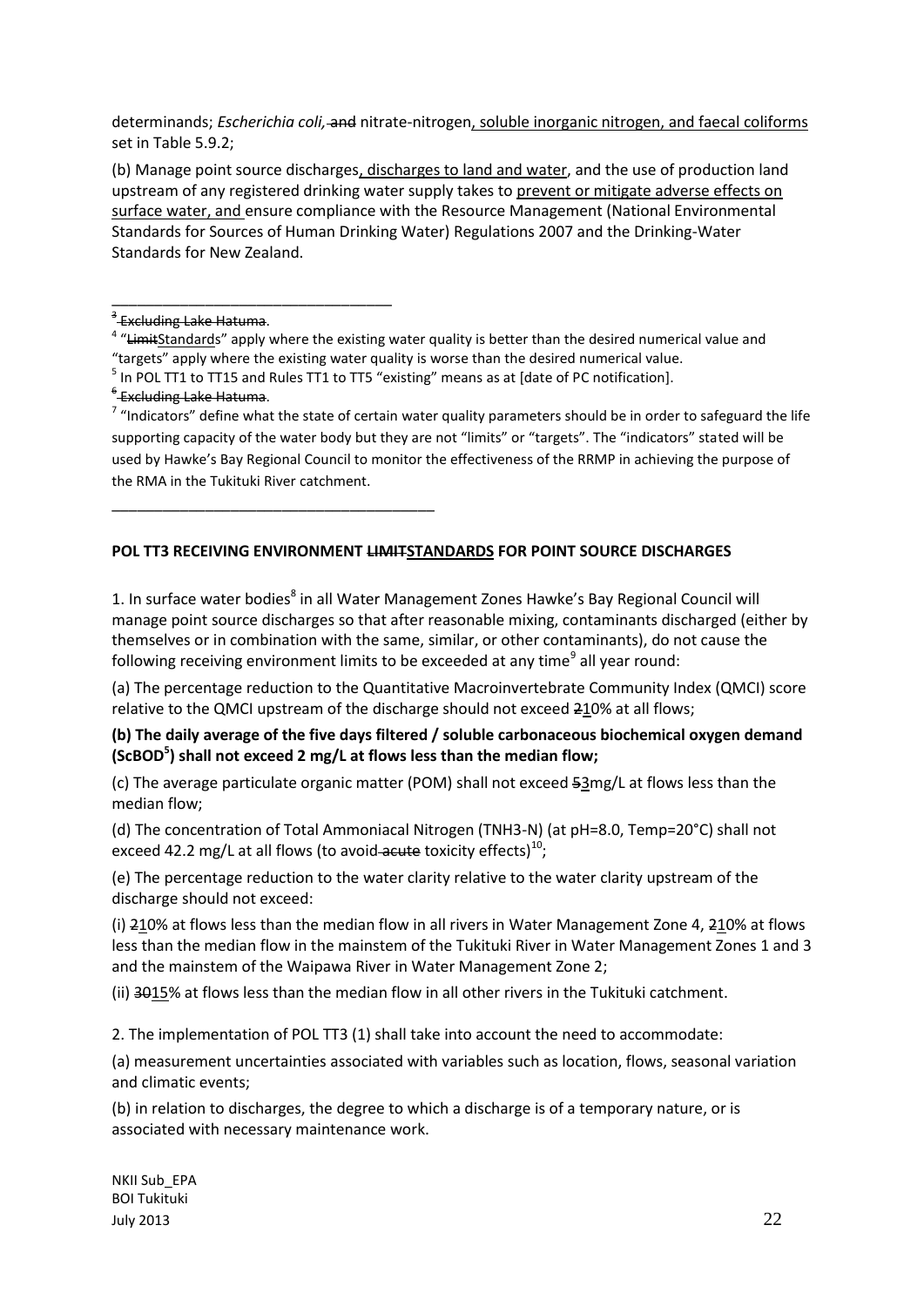determinands; *Escherichia coli,* ~~and~~ nitrate-nitrogen, soluble inorganic nitrogen, and faecal coliforms set in Table 5.9.2;

(b) Manage point source discharges, discharges to land and water, and the use of production land upstream of any registered drinking water supply takes to prevent or mitigate adverse effects on surface water, and ensure compliance with the Resource Management (National Environmental Standards for Sources of Human Drinking Water) Regulations 2007 and the Drinking-Water Standards for New Zealand.

---

[3] ~~Excluding Lake Hatuma.~~

[4] "~~Limit~~Standards" apply where the existing water quality is better than the desired numerical value and "targets" apply where the existing water quality is worse than the desired numerical value.

[5] In POL TT1 to TT15 and Rules TT1 to TT5 "existing" means as at [date of PC notification].

[6] ~~Excluding Lake Hatuma.~~

[7] "Indicators" define what the state of certain water quality parameters should be in order to safeguard the life supporting capacity of the water body but they are not "limits" or "targets". The "indicators" stated will be used by Hawke's Bay Regional Council to monitor the effectiveness of the RRMP in achieving the purpose of the RMA in the Tukituki River catchment.

---

**POL TT3 RECEIVING ENVIRONMENT ~~LIMIT~~STANDARDS FOR POINT SOURCE DISCHARGES**

1. In surface water bodies[8] in all Water Management Zones Hawke's Bay Regional Council will manage point source discharges so that after reasonable mixing, contaminants discharged (either by themselves or in combination with the same, similar, or other contaminants), do not cause the following receiving environment limits to be exceeded at any time[9] all year round:

(a) The percentage reduction to the Quantitative Macroinvertebrate Community Index (QMCI) score relative to the QMCI upstream of the discharge should not exceed ~~2~~10% at all flows;

**(b) The daily average of the five days filtered / soluble carbonaceous biochemical oxygen demand (ScBOD[5]) shall not exceed 2 mg/L at flows less than the median flow;**

(c) The average particulate organic matter (POM) shall not exceed ~~5~~3mg/L at flows less than the median flow;

(d) The concentration of Total Ammoniacal Nitrogen (TNH3-N) (at pH=8.0, Temp=20°C) shall not exceed 42.2 mg/L at all flows (to avoid ~~acute~~ toxicity effects)[10];

(e) The percentage reduction to the water clarity relative to the water clarity upstream of the discharge should not exceed:

(i) ~~2~~10% at flows less than the median flow in all rivers in Water Management Zone 4, ~~2~~10% at flows less than the median flow in the mainstem of the Tukituki River in Water Management Zones 1 and 3 and the mainstem of the Waipawa River in Water Management Zone 2;

(ii) ~~30~~15% at flows less than the median flow in all other rivers in the Tukituki catchment.

2. The implementation of POL TT3 (1) shall take into account the need to accommodate:

(a) measurement uncertainties associated with variables such as location, flows, seasonal variation and climatic events;

(b) in relation to discharges, the degree to which a discharge is of a temporary nature, or is associated with necessary maintenance work.

NKII Sub_EPA
BOI Tukituki
July 2013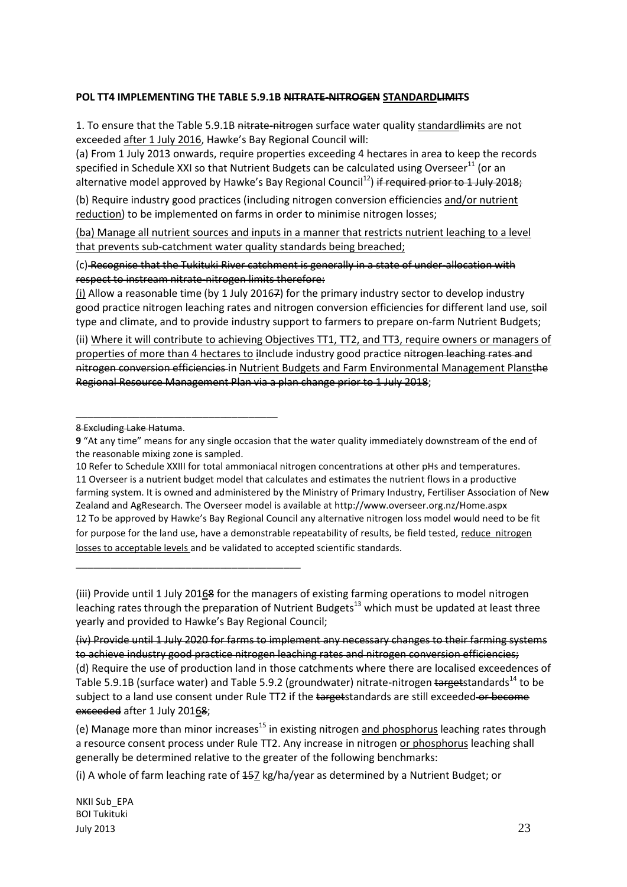**POL TT4 IMPLEMENTING THE TABLE 5.9.1B ~~NITRATE-NITROGEN~~ <u>STANDARD</u>~~LIMITS~~**

1. To ensure that the Table 5.9.1B ~~nitrate-nitrogen~~ surface water quality <u>standard</u>~~limit~~s are not exceeded <u>after 1 July 2016</u>, Hawke's Bay Regional Council will:

(a) From 1 July 2013 onwards, require properties exceeding 4 hectares in area to keep the records specified in Schedule XXI so that Nutrient Budgets can be calculated using Overseer[11] (or an alternative model approved by Hawke's Bay Regional Council[12]) ~~if required prior to 1 July 2018;~~

(b) Require industry good practices (including nitrogen conversion efficiencies <u>and/or nutrient reduction</u>) to be implemented on farms in order to minimise nitrogen losses;

<u>(ba) Manage all nutrient sources and inputs in a manner that restricts nutrient leaching to a level that prevents sub-catchment water quality standards being breached;</u>

(c) ~~Recognise that the Tukituki River catchment is generally in a state of under-allocation with respect to instream nitrate-nitrogen limits therefore:~~

<u>(i)</u> Allow a reasonable time (by 1 July 2016~~7~~) for the primary industry sector to develop industry good practice nitrogen leaching rates and nitrogen conversion efficiencies for different land use, soil type and climate, and to provide industry support to farmers to prepare on-farm Nutrient Budgets;

(ii) <u>Where it will contribute to achieving Objectives TT1, TT2, and TT3, require owners or managers of properties of more than 4 hectares to</u> ~~i~~<u>I</u>nclude industry good practice ~~nitrogen leaching rates and nitrogen conversion efficiencies~~ in <u>Nutrient Budgets and Farm Environmental Management Plans</u>~~the Regional Resource Management Plan via a plan change prior to 1 July 2018~~;

---

~~8 Excluding Lake Hatuma~~.

**9** "At any time" means for any single occasion that the water quality immediately downstream of the end of the reasonable mixing zone is sampled.

10 Refer to Schedule XXIII for total ammoniacal nitrogen concentrations at other pHs and temperatures.

11 Overseer is a nutrient budget model that calculates and estimates the nutrient flows in a productive farming system. It is owned and administered by the Ministry of Primary Industry, Fertiliser Association of New Zealand and AgResearch. The Overseer model is available at http://www.overseer.org.nz/Home.aspx

12 To be approved by Hawke's Bay Regional Council any alternative nitrogen loss model would need to be fit for purpose for the land use, have a demonstrable repeatability of results, be field tested, <u>reduce nitrogen losses to acceptable levels</u> and be validated to accepted scientific standards.

---

(iii) Provide until 1 July 201<u>6</u>~~8~~ for the managers of existing farming operations to model nitrogen leaching rates through the preparation of Nutrient Budgets[13] which must be updated at least three yearly and provided to Hawke's Bay Regional Council;

~~(iv) Provide until 1 July 2020 for farms to implement any necessary changes to their farming systems to achieve industry good practice nitrogen leaching rates and nitrogen conversion efficiencies;~~

(d) Require the use of production land in those catchments where there are localised exceedences of Table 5.9.1B (surface water) and Table 5.9.2 (groundwater) nitrate-nitrogen ~~target~~standards[14] to be subject to a land use consent under Rule TT2 if the ~~target~~standards are still exceeded ~~or become exceeded~~ after 1 July 201<u>6</u>~~8~~;

(e) Manage more than minor increases[15] in existing nitrogen <u>and phosphorus</u> leaching rates through a resource consent process under Rule TT2. Any increase in nitrogen <u>or phosphorus</u> leaching shall generally be determined relative to the greater of the following benchmarks:

(i) A whole of farm leaching rate of 1~~5~~7 kg/ha/year as determined by a Nutrient Budget; or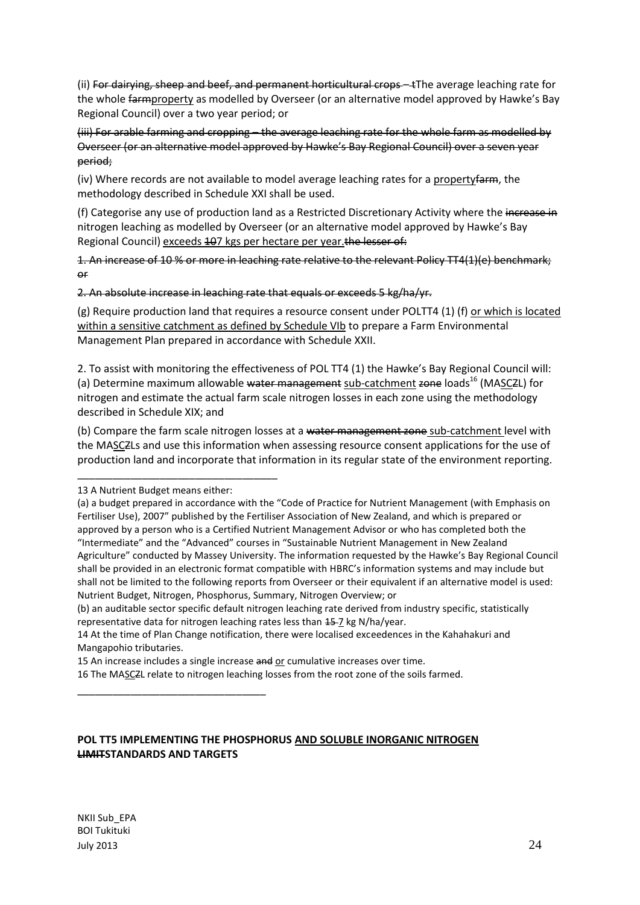(ii) ~~For dairying, sheep and beef, and permanent horticultural crops – t~~The average leaching rate for the whole ~~farm~~<u>property</u> as modelled by Overseer (or an alternative model approved by Hawke's Bay Regional Council) over a two year period; or

~~(iii) For arable farming and cropping – the average leaching rate for the whole farm as modelled by Overseer (or an alternative model approved by Hawke's Bay Regional Council) over a seven year period;~~

(iv) Where records are not available to model average leaching rates for a <u>property</u>~~farm~~, the methodology described in Schedule XXI shall be used.

(f) Categorise any use of production land as a Restricted Discretionary Activity where the ~~increase in~~ nitrogen leaching as modelled by Overseer (or an alternative model approved by Hawke's Bay Regional Council) <u>exceeds</u> ~~10~~<u>7 kgs per hectare per year.</u>~~the lesser of:~~

~~1. An increase of 10 % or more in leaching rate relative to the relevant Policy TT4(1)(e) benchmark; or~~

~~2. An absolute increase in leaching rate that equals or exceeds 5 kg/ha/yr.~~

(g) Require production land that requires a resource consent under POLTT4 (1) (f) <u>or which is located within a sensitive catchment as defined by Schedule VIb</u> to prepare a Farm Environmental Management Plan prepared in accordance with Schedule XXII.

2. To assist with monitoring the effectiveness of POL TT4 (1) the Hawke's Bay Regional Council will:
(a) Determine maximum allowable ~~water management~~ <u>sub-catchment</u> ~~zone~~ loads[16] (MA<u>SC</u>~~Z~~L) for nitrogen and estimate the actual farm scale nitrogen losses in each zone using the methodology described in Schedule XIX; and

(b) Compare the farm scale nitrogen losses at a ~~water management zone~~ <u>sub-catchment</u> level with the MA<u>SC</u>~~Z~~Ls and use this information when assessing resource consent applications for the use of production land and incorporate that information in its regular state of the environment reporting.

---

13 A Nutrient Budget means either:

(a) a budget prepared in accordance with the "Code of Practice for Nutrient Management (with Emphasis on Fertiliser Use), 2007" published by the Fertiliser Association of New Zealand, and which is prepared or approved by a person who is a Certified Nutrient Management Advisor or who has completed both the "Intermediate" and the "Advanced" courses in "Sustainable Nutrient Management in New Zealand Agriculture" conducted by Massey University. The information requested by the Hawke's Bay Regional Council shall be provided in an electronic format compatible with HBRC's information systems and may include but shall not be limited to the following reports from Overseer or their equivalent if an alternative model is used: Nutrient Budget, Nitrogen, Phosphorus, Summary, Nitrogen Overview; or

(b) an auditable sector specific default nitrogen leaching rate derived from industry specific, statistically representative data for nitrogen leaching rates less than ~~15~~ <u>7</u> kg N/ha/year.

14 At the time of Plan Change notification, there were localised exceedences in the Kahahakuri and Mangapohio tributaries.

15 An increase includes a single increase ~~and~~ <u>or</u> cumulative increases over time.

16 The MA<u>SC</u>~~Z~~L relate to nitrogen leaching losses from the root zone of the soils farmed.

---

**POL TT5 IMPLEMENTING THE PHOSPHORUS <u>AND SOLUBLE INORGANIC NITROGEN</u> ~~LIMIT~~STANDARDS AND TARGETS**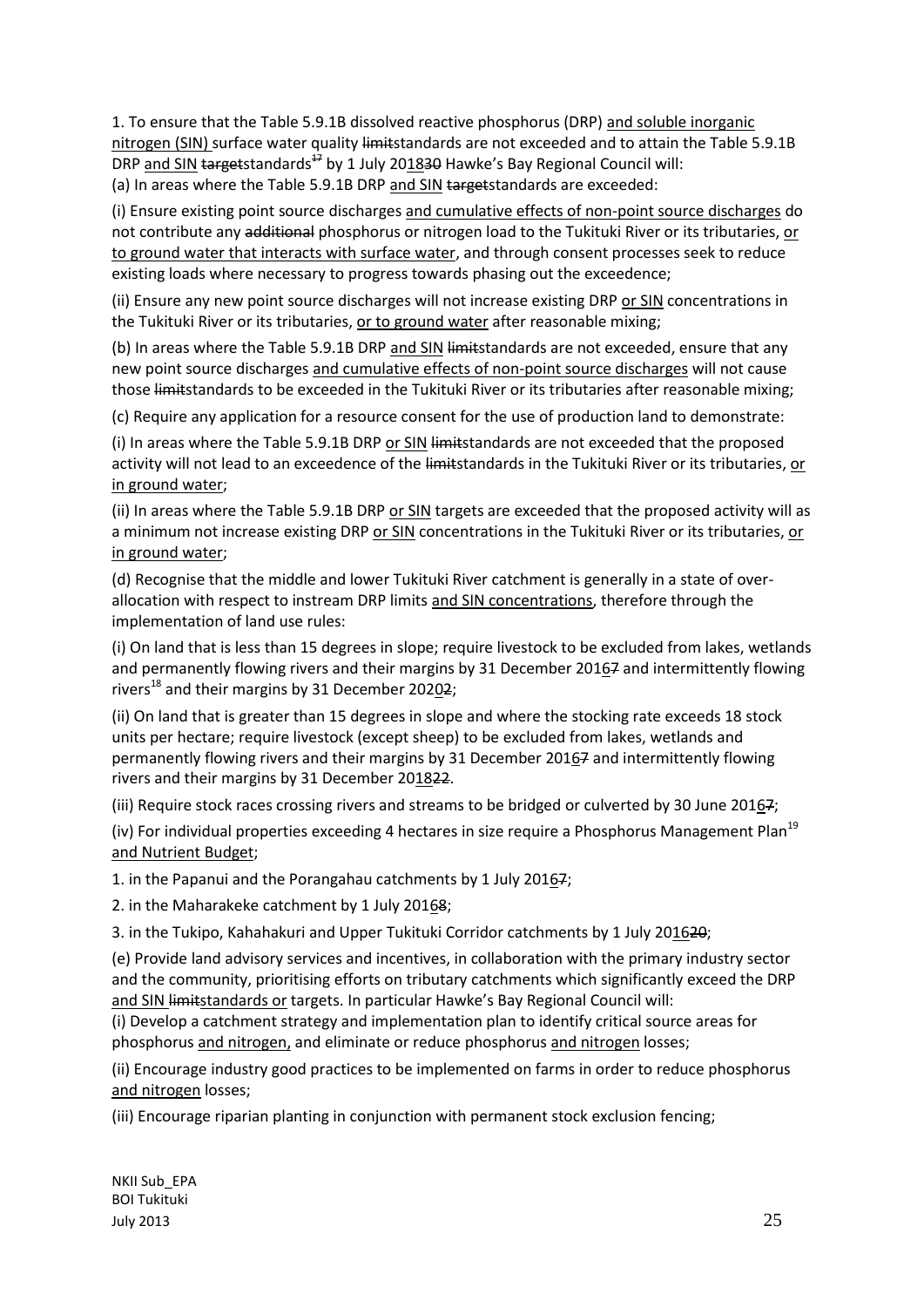1. To ensure that the Table 5.9.1B dissolved reactive phosphorus (DRP) <u>and soluble inorganic nitrogen (SIN)</u> surface water quality ~~limit~~standards are not exceeded and to attain the Table 5.9.1B DRP <u>and SIN</u> ~~target~~standards~~[17]~~ by 1 July 20<u>18</u>~~30~~ Hawke's Bay Regional Council will:

(a) In areas where the Table 5.9.1B DRP <u>and SIN</u> ~~target~~standards are exceeded:

(i) Ensure existing point source discharges <u>and cumulative effects of non-point source discharges</u> do not contribute any ~~additional~~ phosphorus or nitrogen load to the Tukituki River or its tributaries, <u>or to ground water that interacts with surface water</u>, and through consent processes seek to reduce existing loads where necessary to progress towards phasing out the exceedence;

(ii) Ensure any new point source discharges will not increase existing DRP <u>or SIN</u> concentrations in the Tukituki River or its tributaries, <u>or to ground water</u> after reasonable mixing;

(b) In areas where the Table 5.9.1B DRP <u>and SIN</u> ~~limit~~standards are not exceeded, ensure that any new point source discharges <u>and cumulative effects of non-point source discharges</u> will not cause those ~~limit~~standards to be exceeded in the Tukituki River or its tributaries after reasonable mixing;

(c) Require any application for a resource consent for the use of production land to demonstrate:

(i) In areas where the Table 5.9.1B DRP <u>or SIN</u> ~~limit~~standards are not exceeded that the proposed activity will not lead to an exceedence of the ~~limit~~standards in the Tukituki River or its tributaries, <u>or in ground water</u>;

(ii) In areas where the Table 5.9.1B DRP <u>or SIN</u> targets are exceeded that the proposed activity will as a minimum not increase existing DRP <u>or SIN</u> concentrations in the Tukituki River or its tributaries, <u>or in ground water</u>;

(d) Recognise that the middle and lower Tukituki River catchment is generally in a state of over-allocation with respect to instream DRP limits <u>and SIN concentrations</u>, therefore through the implementation of land use rules:

(i) On land that is less than 15 degrees in slope; require livestock to be excluded from lakes, wetlands and permanently flowing rivers and their margins by 31 December 201<u>6</u>~~7~~ and intermittently flowing rivers[18] and their margins by 31 December 202<u>0</u>~~2~~;

(ii) On land that is greater than 15 degrees in slope and where the stocking rate exceeds 18 stock units per hectare; require livestock (except sheep) to be excluded from lakes, wetlands and permanently flowing rivers and their margins by 31 December 201<u>6</u>~~7~~ and intermittently flowing rivers and their margins by 31 December 20<u>18</u>~~22~~.

(iii) Require stock races crossing rivers and streams to be bridged or culverted by 30 June 201<u>6</u>~~7~~;

(iv) For individual properties exceeding 4 hectares in size require a Phosphorus Management Plan[19] <u>and Nutrient Budget</u>;

1. in the Papanui and the Porangahau catchments by 1 July 201<u>6</u>~~7~~;

2. in the Maharakeke catchment by 1 July 201<u>6</u>~~8~~;

3. in the Tukipo, Kahahakuri and Upper Tukituki Corridor catchments by 1 July 20<u>16</u>~~20~~;

(e) Provide land advisory services and incentives, in collaboration with the primary industry sector and the community, prioritising efforts on tributary catchments which significantly exceed the DRP <u>and SIN</u> ~~limit~~<u>standards or</u> targets. In particular Hawke's Bay Regional Council will:

(i) Develop a catchment strategy and implementation plan to identify critical source areas for phosphorus <u>and nitrogen,</u> and eliminate or reduce phosphorus <u>and nitrogen</u> losses;

(ii) Encourage industry good practices to be implemented on farms in order to reduce phosphorus <u>and nitrogen</u> losses;

(iii) Encourage riparian planting in conjunction with permanent stock exclusion fencing;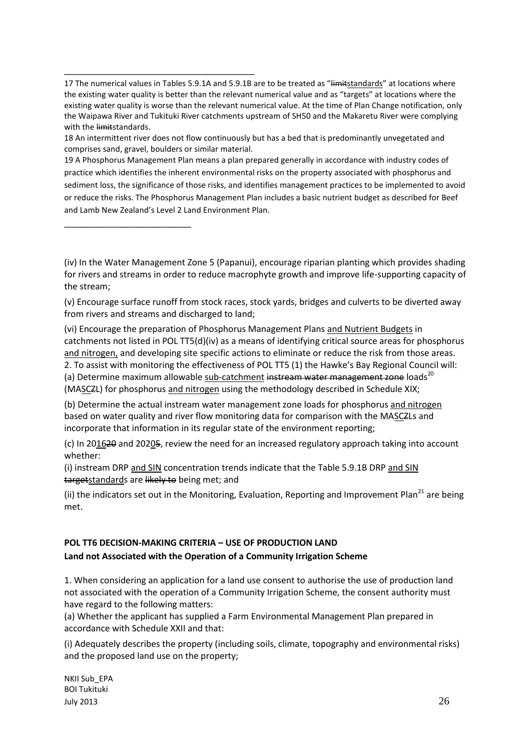17 The numerical values in Tables 5.9.1A and 5.9.1B are to be treated as "~~limit~~<u>standards</u>" at locations where the existing water quality is better than the relevant numerical value and as "targets" at locations where the existing water quality is worse than the relevant numerical value. At the time of Plan Change notification, only the Waipawa River and Tukituki River catchments upstream of SH50 and the Makaretu River were complying with the ~~limit~~standards.

18 An intermittent river does not flow continuously but has a bed that is predominantly unvegetated and comprises sand, gravel, boulders or similar material.

19 A Phosphorus Management Plan means a plan prepared generally in accordance with industry codes of practice which identifies the inherent environmental risks on the property associated with phosphorus and sediment loss, the significance of those risks, and identifies management practices to be implemented to avoid or reduce the risks. The Phosphorus Management Plan includes a basic nutrient budget as described for Beef and Lamb New Zealand's Level 2 Land Environment Plan.

(iv) In the Water Management Zone 5 (Papanui), encourage riparian planting which provides shading for rivers and streams in order to reduce macrophyte growth and improve life-supporting capacity of the stream;

(v) Encourage surface runoff from stock races, stock yards, bridges and culverts to be diverted away from rivers and streams and discharged to land;

(vi) Encourage the preparation of Phosphorus Management Plans <u>and Nutrient Budgets</u> in catchments not listed in POL TT5(d)(iv) as a means of identifying critical source areas for phosphorus <u>and nitrogen,</u> and developing site specific actions to eliminate or reduce the risk from those areas.

2. To assist with monitoring the effectiveness of POL TT5 (1) the Hawke's Bay Regional Council will:

(a) Determine maximum allowable <u>sub-catchment</u> ~~instream water management zone~~ loads[20] (MA<u>SC</u>~~Z~~L) for phosphorus <u>and nitrogen</u> using the methodology described in Schedule XIX;

(b) Determine the actual instream water management zone loads for phosphorus <u>and nitrogen</u> based on water quality and river flow monitoring data for comparison with the MA<u>SC</u>~~Z~~Ls and incorporate that information in its regular state of the environment reporting;

(c) In 20<u>16</u>~~20~~ and 202<u>0</u>~~5~~, review the need for an increased regulatory approach taking into account whether:

(i) instream DRP <u>and SIN</u> concentration trends indicate that the Table 5.9.1B DRP <u>and SIN</u> ~~target~~<u>standard</u>s are ~~likely to~~ being met; and

(ii) the indicators set out in the Monitoring, Evaluation, Reporting and Improvement Plan[21] are being met.

**POL TT6 DECISION-MAKING CRITERIA – USE OF PRODUCTION LAND**

**Land not Associated with the Operation of a Community Irrigation Scheme**

1. When considering an application for a land use consent to authorise the use of production land not associated with the operation of a Community Irrigation Scheme, the consent authority must have regard to the following matters:

(a) Whether the applicant has supplied a Farm Environmental Management Plan prepared in accordance with Schedule XXII and that:

(i) Adequately describes the property (including soils, climate, topography and environmental risks) and the proposed land use on the property;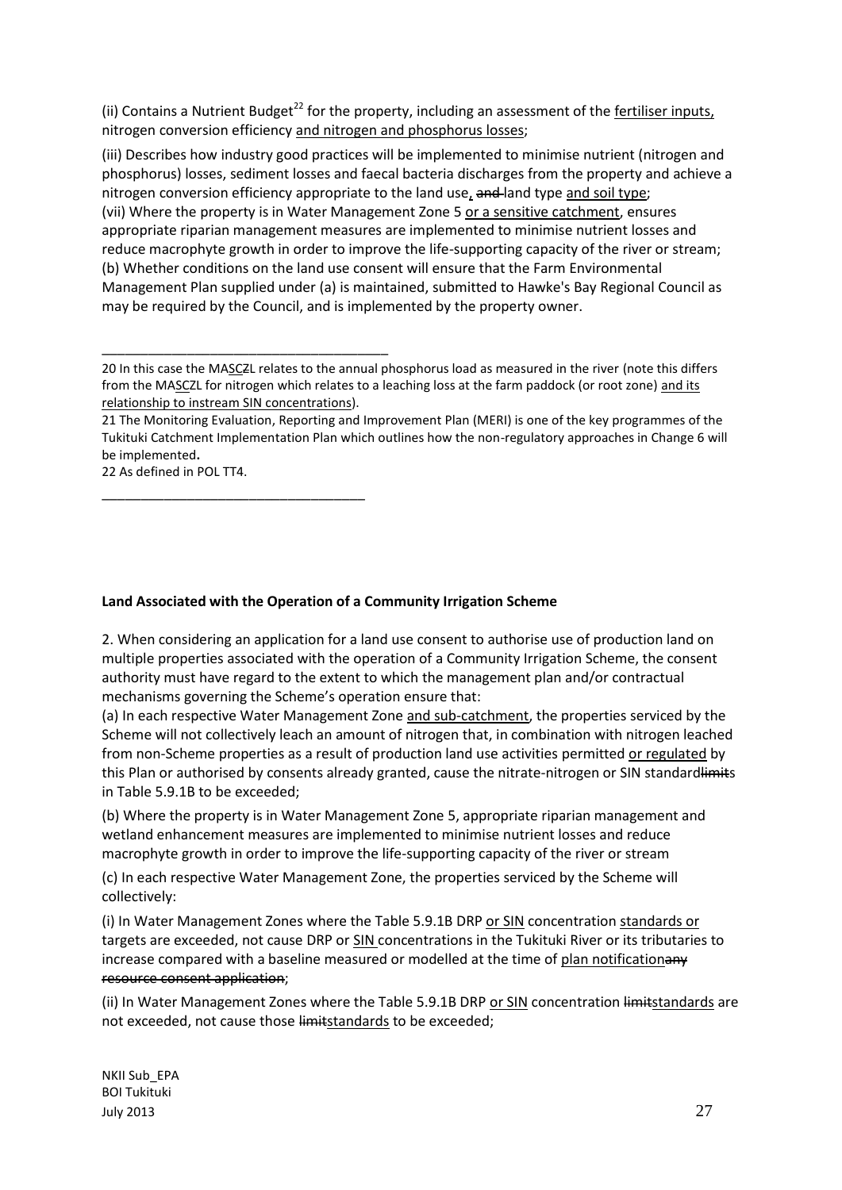(ii) Contains a Nutrient Budget[22] for the property, including an assessment of the fertiliser inputs, nitrogen conversion efficiency and nitrogen and phosphorus losses;

(iii) Describes how industry good practices will be implemented to minimise nutrient (nitrogen and phosphorus) losses, sediment losses and faecal bacteria discharges from the property and achieve a nitrogen conversion efficiency appropriate to the land use, ~~and~~ land type and soil type;

(vii) Where the property is in Water Management Zone 5 or a sensitive catchment, ensures appropriate riparian management measures are implemented to minimise nutrient losses and reduce macrophyte growth in order to improve the life-supporting capacity of the river or stream;

(b) Whether conditions on the land use consent will ensure that the Farm Environmental Management Plan supplied under (a) is maintained, submitted to Hawke's Bay Regional Council as may be required by the Council, and is implemented by the property owner.

---

20 In this case the MASC~~Z~~L relates to the annual phosphorus load as measured in the river (note this differs from the MASCZL for nitrogen which relates to a leaching loss at the farm paddock (or root zone) and its relationship to instream SIN concentrations).

21 The Monitoring Evaluation, Reporting and Improvement Plan (MERI) is one of the key programmes of the Tukituki Catchment Implementation Plan which outlines how the non-regulatory approaches in Change 6 will be implemented.

22 As defined in POL TT4.

---

**Land Associated with the Operation of a Community Irrigation Scheme**

2. When considering an application for a land use consent to authorise use of production land on multiple properties associated with the operation of a Community Irrigation Scheme, the consent authority must have regard to the extent to which the management plan and/or contractual mechanisms governing the Scheme's operation ensure that:

(a) In each respective Water Management Zone and sub-catchment, the properties serviced by the Scheme will not collectively leach an amount of nitrogen that, in combination with nitrogen leached from non-Scheme properties as a result of production land use activities permitted or regulated by this Plan or authorised by consents already granted, cause the nitrate-nitrogen or SIN standard~~limit~~s in Table 5.9.1B to be exceeded;

(b) Where the property is in Water Management Zone 5, appropriate riparian management and wetland enhancement measures are implemented to minimise nutrient losses and reduce macrophyte growth in order to improve the life-supporting capacity of the river or stream

(c) In each respective Water Management Zone, the properties serviced by the Scheme will collectively:

(i) In Water Management Zones where the Table 5.9.1B DRP or SIN concentration standards or targets are exceeded, not cause DRP or SIN concentrations in the Tukituki River or its tributaries to increase compared with a baseline measured or modelled at the time of plan notification~~any resource consent application~~;

(ii) In Water Management Zones where the Table 5.9.1B DRP or SIN concentration ~~limit~~standards are not exceeded, not cause those ~~limit~~standards to be exceeded;

NKII Sub_EPA
BOI Tukituki
July 2013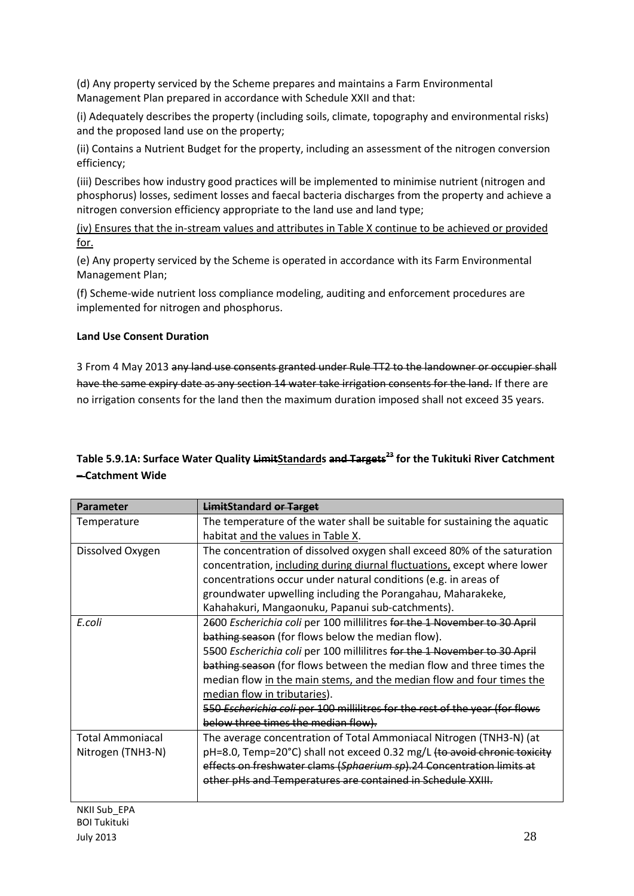(d) Any property serviced by the Scheme prepares and maintains a Farm Environmental Management Plan prepared in accordance with Schedule XXII and that:

(i) Adequately describes the property (including soils, climate, topography and environmental risks) and the proposed land use on the property;

(ii) Contains a Nutrient Budget for the property, including an assessment of the nitrogen conversion efficiency;

(iii) Describes how industry good practices will be implemented to minimise nutrient (nitrogen and phosphorus) losses, sediment losses and faecal bacteria discharges from the property and achieve a nitrogen conversion efficiency appropriate to the land use and land type;

<u>(iv) Ensures that the in-stream values and attributes in Table X continue to be achieved or provided for.</u>

(e) Any property serviced by the Scheme is operated in accordance with its Farm Environmental Management Plan;

(f) Scheme-wide nutrient loss compliance modeling, auditing and enforcement procedures are implemented for nitrogen and phosphorus.

**Land Use Consent Duration**

3 From 4 May 2013 ~~any land use consents granted under Rule TT2 to the landowner or occupier shall have the same expiry date as any section 14 water take irrigation consents for the land.~~ If there are no irrigation consents for the land then the maximum duration imposed shall not exceed 35 years.

**Table 5.9.1A: Surface Water Quality ~~Limit~~<u>Standard</u>s ~~and Targets~~[23] for the Tukituki River Catchment ~~–~~ Catchment Wide**

| Parameter | ~~Limit~~Standard ~~or Target~~ |
|---|---|
| Temperature | The temperature of the water shall be suitable for sustaining the aquatic habitat <u>and the values in Table X</u>. |
| Dissolved Oxygen | The concentration of dissolved oxygen shall exceed 80% of the saturation concentration, <u>including during diurnal fluctuations,</u> except where lower concentrations occur under natural conditions (e.g. in areas of groundwater upwelling including the Porangahau, Maharakeke, Kahahakuri, Mangaonuku, Papanui sub-catchments). |
| *E.coli* | 2~~6~~00 *Escherichia coli* per 100 millilitres ~~for the 1 November to 30 April bathing season~~ (for flows below the median flow).<br>5~~5~~00 *Escherichia coli* per 100 millilitres ~~for the 1 November to 30 April bathing season~~ (for flows between the median flow and three times the median flow <u>in the main stems, and the median flow and four times the median flow in tributaries</u>).<br>~~550 *Escherichia coli* per 100 millilitres for the rest of the year (for flows below three times the median flow).~~ |
| Total Ammoniacal Nitrogen (TNH3-N) | The average concentration of Total Ammoniacal Nitrogen (TNH3-N) (at pH=8.0, Temp=20°C) shall not exceed 0.32 mg/L ~~(to avoid chronic toxicity effects on freshwater clams (*Sphaerium sp*).24 Concentration limits at other pHs and Temperatures are contained in Schedule XXIII.~~ |

NKII Sub_EPA
BOI Tukituki
July 2013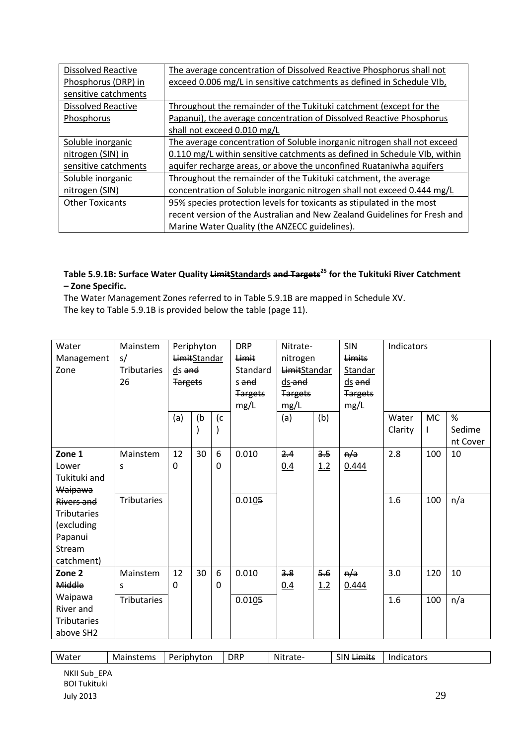| Dissolved Reactive Phosphorus (DRP) in sensitive catchments | The average concentration of Dissolved Reactive Phosphorus shall not exceed 0.006 mg/L in sensitive catchments as defined in Schedule VIb, |
|---|---|
| Dissolved Reactive Phosphorus | Throughout the remainder of the Tukituki catchment (except for the Papanui), the average concentration of Dissolved Reactive Phosphorus shall not exceed 0.010 mg/L |
| Soluble inorganic nitrogen (SIN) in sensitive catchments | The average concentration of Soluble inorganic nitrogen shall not exceed 0.110 mg/L within sensitive catchments as defined in Schedule VIb, within aquifer recharge areas, or above the unconfined Ruataniwha aquifers |
| Soluble inorganic nitrogen (SIN) | Throughout the remainder of the Tukituki catchment, the average concentration of Soluble inorganic nitrogen shall not exceed 0.444 mg/L |
| Other Toxicants | 95% species protection levels for toxicants as stipulated in the most recent version of the Australian and New Zealand Guidelines for Fresh and Marine Water Quality (the ANZECC guidelines). |

**Table 5.9.1B: Surface Water Quality ~~Limit~~Standards ~~and Targets~~[25] for the Tukituki River Catchment – Zone Specific.**

The Water Management Zones referred to in Table 5.9.1B are mapped in Schedule XV.

The key to Table 5.9.1B is provided below the table (page 11).

| Water Management Zone | Mainstems/ Tributaries 26 | Periphyton ~~Limit~~Standards ~~and Targets~~ | | | DRP ~~Limit~~ Standards ~~and Targets~~ mg/L | Nitrate-nitrogen ~~Limit~~Standards ~~and Targets~~ mg/L | | SIN ~~Limits~~ Standards ~~and Targets~~ mg/L | Indicators | | |
|---|---|---|---|---|---|---|---|---|---|---|---|
| | | (a) | (b) | (c) | | (a) | (b) | | Water Clarity | MCI | % Sediment Cover |
| **Zone 1** Lower Tukituki and ~~Waipawa Rivers and~~ Tributaries (excluding Papanui Stream catchment) | Mainstems | 120 | 30 | 60 | 0.010 | ~~2.4~~ 0.4 | ~~3.5~~ 1.2 | ~~n/a~~ 0.444 | 2.8 | 100 | 10 |
| | Tributaries | | | | 0.010~~5~~ | | | | 1.6 | 100 | n/a |
| **Zone 2** ~~Middle~~ Waipawa River and Tributaries above SH2 | Mainstems | 120 | 30 | 60 | 0.010 | ~~3.8~~ 0.4 | ~~5.6~~ 1.2 | ~~n/a~~ 0.444 | 3.0 | 120 | 10 |
| | Tributaries | | | | 0.010~~5~~ | | | | 1.6 | 100 | n/a |

| Water | Mainstems | Periphyton | DRP | Nitrate- | SIN ~~Limits~~ | Indicators |
|---|---|---|---|---|---|---|

NKII Sub_EPA
BOI Tukituki
July 2013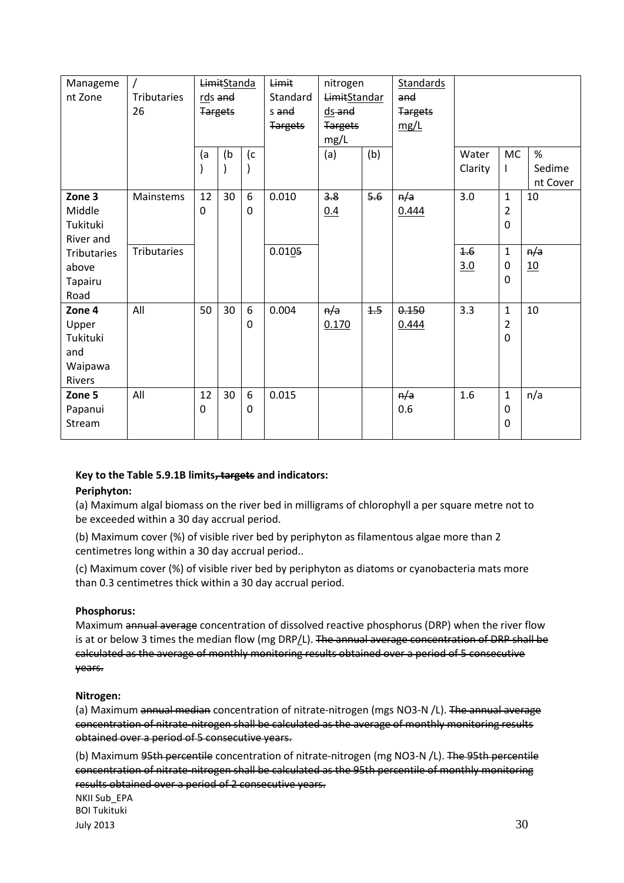| Management Zone | / Tributaries 26 | ~~Limit~~Standards ~~and Targets~~ | | | ~~Limit~~ Standards ~~and Targets~~ | nitrogen ~~Limit~~Standards ~~and Targets~~ mg/L | | Standards ~~and Targets~~ mg/L | | | |
|---|---|---|---|---|---|---|---|---|---|---|---|
| | | (a) | (b) | (c) | | (a) | (b) | | Water Clarity | MCI | % Sediment Cover |
| **Zone 3** Middle Tukituki River and Tributaries above Tapairu Road | Mainstems | 120 | 30 | 60 | 0.010 | ~~3.8~~ 0.4 | ~~5.6~~ | ~~n/a~~ 0.444 | 3.0 | 120 | 10 |
| | Tributaries | | | | 0.010~~5~~ | | | | ~~1.6~~ 3.0 | 100 | ~~n/a~~ 10 |
| **Zone 4** Upper Tukituki and Waipawa Rivers | All | 50 | 30 | 60 | 0.004 | ~~n/a~~ 0.170 | ~~1.5~~ | ~~0.150~~ 0.444 | 3.3 | 120 | 10 |
| **Zone 5** Papanui Stream | All | 120 | 30 | 60 | 0.015 | | | ~~n/a~~ 0.6 | 1.6 | 100 | n/a |

**Key to the Table 5.9.1B limits~~, targets~~ and indicators:**

**Periphyton:**

(a) Maximum algal biomass on the river bed in milligrams of chlorophyll a per square metre not to be exceeded within a 30 day accrual period.

(b) Maximum cover (%) of visible river bed by periphyton as filamentous algae more than 2 centimetres long within a 30 day accrual period..

(c) Maximum cover (%) of visible river bed by periphyton as diatoms or cyanobacteria mats more than 0.3 centimetres thick within a 30 day accrual period.

**Phosphorus:**

Maximum ~~annual average~~ concentration of dissolved reactive phosphorus (DRP) when the river flow is at or below 3 times the median flow (mg DRP/L). ~~The annual average concentration of DRP shall be calculated as the average of monthly monitoring results obtained over a period of 5 consecutive years.~~

**Nitrogen:**

(a) Maximum ~~annual median~~ concentration of nitrate-nitrogen (mgs NO3-N /L). ~~The annual average concentration of nitrate-nitrogen shall be calculated as the average of monthly monitoring results obtained over a period of 5 consecutive years.~~

(b) Maximum ~~95th percentile~~ concentration of nitrate-nitrogen (mg NO3-N /L). ~~The 95th percentile concentration of nitrate-nitrogen shall be calculated as the 95th percentile of monthly monitoring results obtained over a period of 2 consecutive years.~~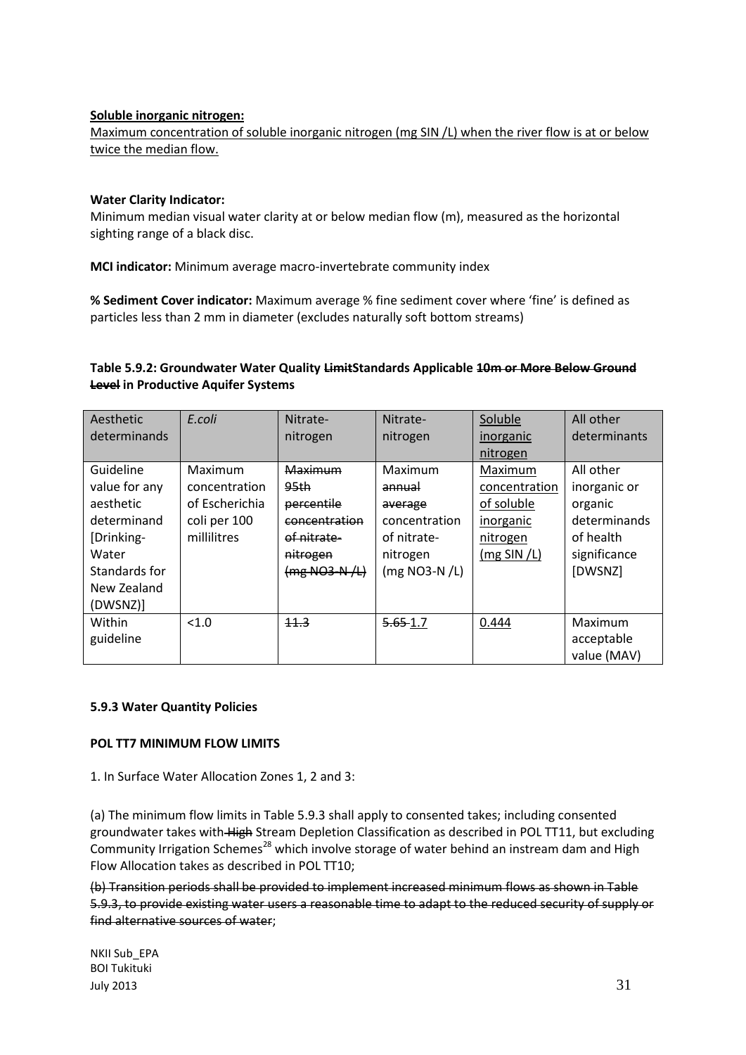**Soluble inorganic nitrogen:**
Maximum concentration of soluble inorganic nitrogen (mg SIN /L) when the river flow is at or below twice the median flow.

**Water Clarity Indicator:**
Minimum median visual water clarity at or below median flow (m), measured as the horizontal sighting range of a black disc.

**MCI indicator:** Minimum average macro-invertebrate community index

**% Sediment Cover indicator:** Maximum average % fine sediment cover where 'fine' is defined as particles less than 2 mm in diameter (excludes naturally soft bottom streams)

**Table 5.9.2: Groundwater Water Quality ~~Limit~~Standards Applicable ~~10m or More Below Ground Level~~ in Productive Aquifer Systems**

| Aesthetic determinands | *E.coli* | Nitrate-nitrogen | Nitrate-nitrogen | Soluble inorganic nitrogen | All other determinants |
|---|---|---|---|---|---|
| Guideline value for any aesthetic determinand [Drinking-Water Standards for New Zealand (DWSNZ)] | Maximum concentration of Escherichia coli per 100 millilitres | ~~Maximum 95th percentile concentration of nitrate-nitrogen (mg NO3-N /L)~~ | Maximum ~~annual average~~ concentration of nitrate-nitrogen (mg NO3-N /L) | Maximum concentration of soluble inorganic nitrogen (mg SIN /L) | All other inorganic or organic determinands of health significance [DWSNZ] |
| Within guideline | <1.0 | ~~11.3~~ | ~~5.65~~ 1.7 | 0.444 | Maximum acceptable value (MAV) |

**5.9.3 Water Quantity Policies**

**POL TT7 MINIMUM FLOW LIMITS**

1. In Surface Water Allocation Zones 1, 2 and 3:

(a) The minimum flow limits in Table 5.9.3 shall apply to consented takes; including consented groundwater takes with ~~High~~ Stream Depletion Classification as described in POL TT11, but excluding Community Irrigation Schemes[28] which involve storage of water behind an instream dam and High Flow Allocation takes as described in POL TT10;

~~(b) Transition periods shall be provided to implement increased minimum flows as shown in Table 5.9.3, to provide existing water users a reasonable time to adapt to the reduced security of supply or find alternative sources of water~~;

NKII Sub_EPA
BOI Tukituki
July 2013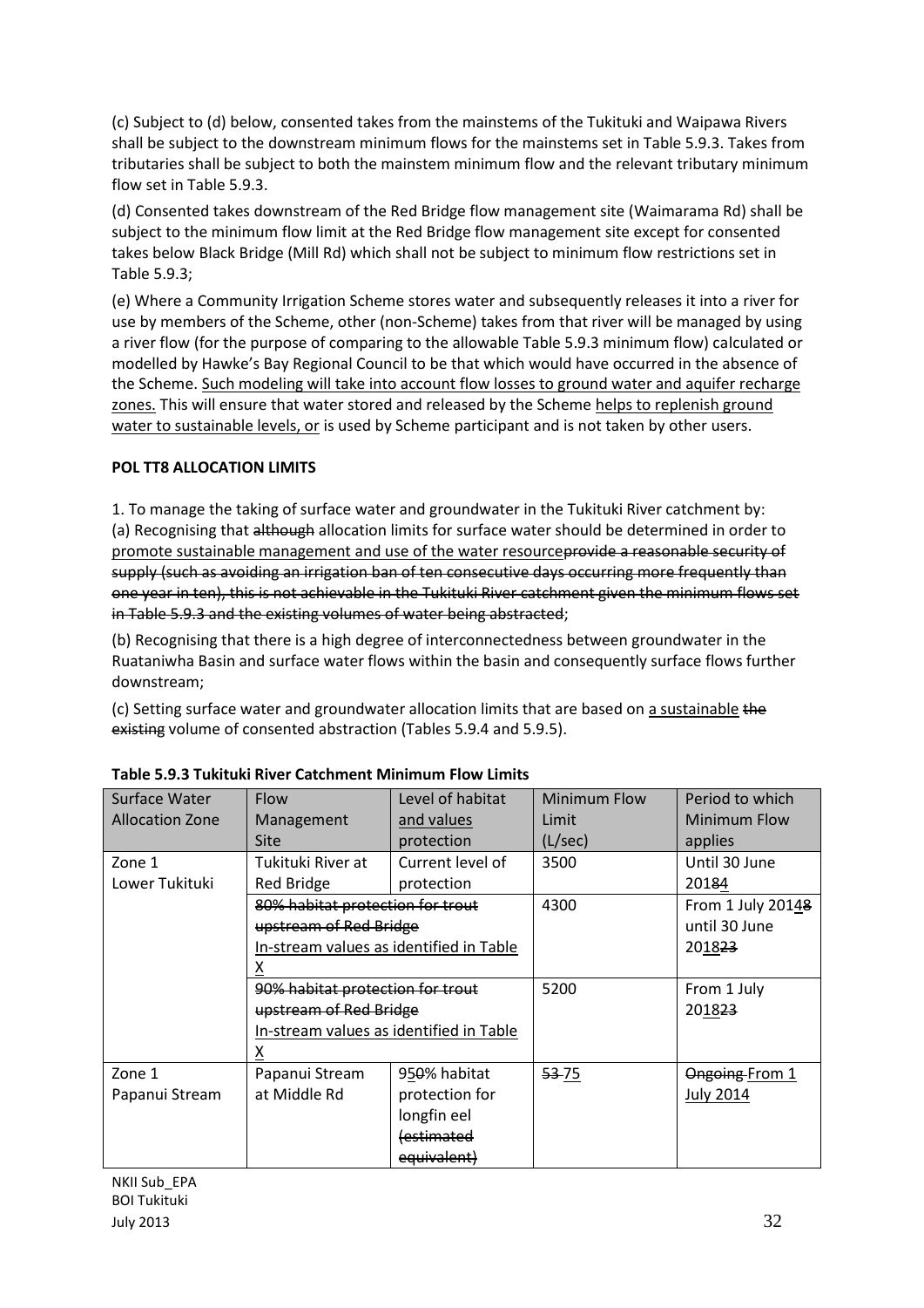(c) Subject to (d) below, consented takes from the mainstems of the Tukituki and Waipawa Rivers shall be subject to the downstream minimum flows for the mainstems set in Table 5.9.3. Takes from tributaries shall be subject to both the mainstem minimum flow and the relevant tributary minimum flow set in Table 5.9.3.

(d) Consented takes downstream of the Red Bridge flow management site (Waimarama Rd) shall be subject to the minimum flow limit at the Red Bridge flow management site except for consented takes below Black Bridge (Mill Rd) which shall not be subject to minimum flow restrictions set in Table 5.9.3;

(e) Where a Community Irrigation Scheme stores water and subsequently releases it into a river for use by members of the Scheme, other (non-Scheme) takes from that river will be managed by using a river flow (for the purpose of comparing to the allowable Table 5.9.3 minimum flow) calculated or modelled by Hawke's Bay Regional Council to be that which would have occurred in the absence of the Scheme. Such modeling will take into account flow losses to ground water and aquifer recharge zones. This will ensure that water stored and released by the Scheme helps to replenish ground water to sustainable levels, or is used by Scheme participant and is not taken by other users.

**POL TT8 ALLOCATION LIMITS**

1. To manage the taking of surface water and groundwater in the Tukituki River catchment by:
(a) Recognising that ~~although~~ allocation limits for surface water should be determined in order to promote sustainable management and use of the water resource~~provide a reasonable security of supply (such as avoiding an irrigation ban of ten consecutive days occurring more frequently than one year in ten), this is not achievable in the Tukituki River catchment given the minimum flows set in Table 5.9.3 and the existing volumes of water being abstracted~~;

(b) Recognising that there is a high degree of interconnectedness between groundwater in the Ruataniwha Basin and surface water flows within the basin and consequently surface flows further downstream;

(c) Setting surface water and groundwater allocation limits that are based on a sustainable ~~the existing~~ volume of consented abstraction (Tables 5.9.4 and 5.9.5).

**Table 5.9.3 Tukituki River Catchment Minimum Flow Limits**

| Surface Water Allocation Zone | Flow Management Site | Level of habitat and values protection | Minimum Flow Limit (L/sec) | Period to which Minimum Flow applies |
|---|---|---|---|---|
| Zone 1 Lower Tukituki | Tukituki River at Red Bridge | Current level of protection | 3500 | Until 30 June 201~~8~~4 |
| | ~~80% habitat protection for trout upstream of Red Bridge~~ In-stream values as identified in Table X | | 4300 | From 1 July 201~~4~~8 until 30 June 201~~8~~23 |
| | ~~90% habitat protection for trout upstream of Red Bridge~~ In-stream values as identified in Table X | | 5200 | From 1 July 201~~8~~23 |
| Zone 1 Papanui Stream | Papanui Stream at Middle Rd | 95~~0~~% habitat protection for longfin eel ~~(estimated equivalent)~~ | ~~53~~ 75 | ~~Ongoing~~ From 1 July 2014 |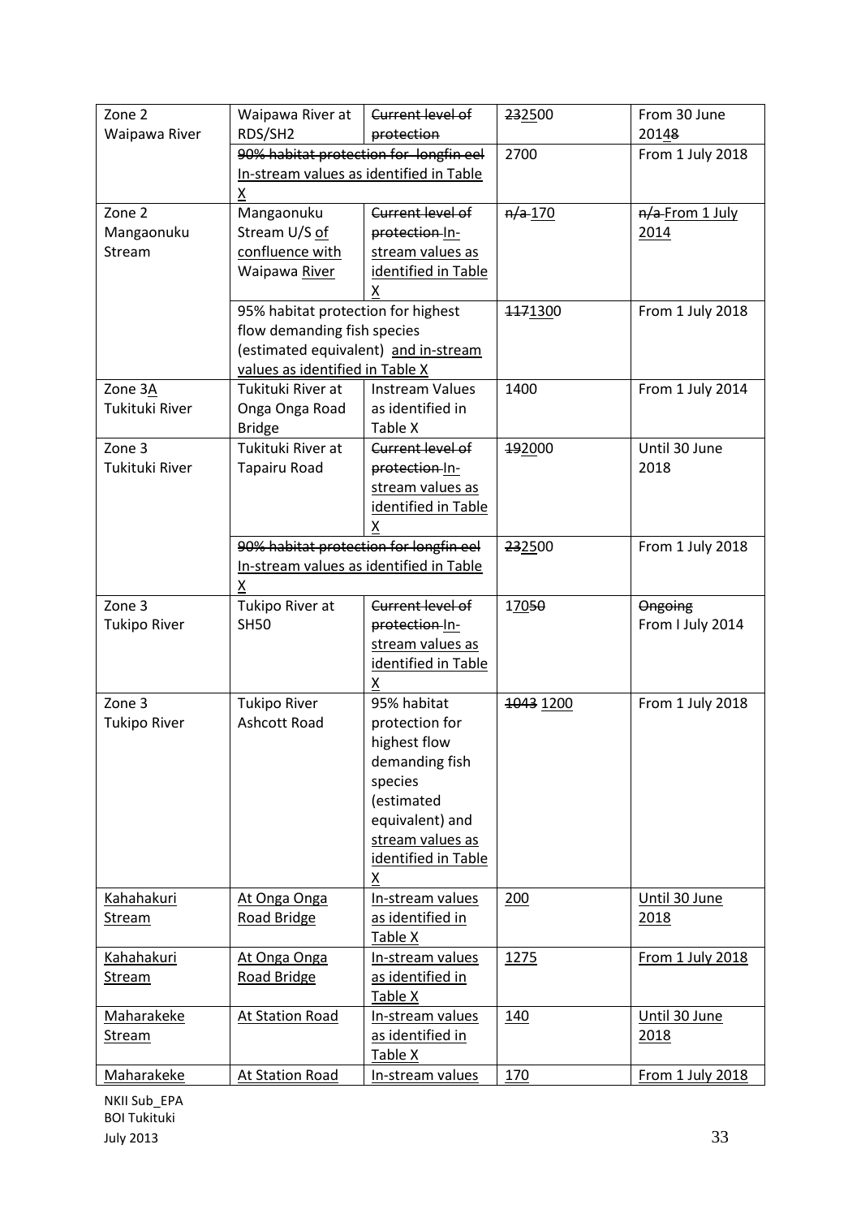| | | | | |
|---|---|---|---|---|
| Zone 2 Waipawa River | Waipawa River at RDS/SH2 | ~~Current level of protection~~ | ~~23~~<u>25</u>00 | From 30 June 201<u>4</u>~~8~~ |
| | ~~90% habitat protection for longfin eel~~ <u>In-stream values as identified in Table X</u> | | 2700 | From 1 July 2018 |
| Zone 2 Mangaonuku Stream | Mangaonuku Stream U/S <u>of confluence with</u> Waipawa <u>River</u> | ~~Current level of protection~~ <u>In-stream values as identified in Table X</u> | ~~n/a~~ <u>170</u> | ~~n/a~~ <u>From 1 July 2014</u> |
| | 95% habitat protection for highest flow demanding fish species (estimated equivalent) <u>and in-stream values as identified in Table X</u> | | ~~1171~~<u>1300</u> | From 1 July 2018 |
| Zone 3<u>A</u> Tukituki River | Tukituki River at Onga Onga Road Bridge | Instream Values as identified in Table X | 1400 | From 1 July 2014 |
| Zone 3 Tukituki River | Tukituki River at Tapairu Road | ~~Current level of protection~~ <u>In-stream values as identified in Table X</u> | ~~19~~<u>20</u>00 | Until 30 June 2018 |
| | ~~90% habitat protection for longfin eel~~ <u>In-stream values as identified in Table X</u> | | ~~23~~<u>25</u>00 | From 1 July 2018 |
| Zone 3 Tukipo River | Tukipo River at SH50 | ~~Current level of protection~~ <u>In-stream values as identified in Table X</u> | 17<u>0</u>~~50~~ | ~~Ongoing~~ From I July 2014 |
| Zone 3 Tukipo River | Tukipo River Ashcott Road | 95% habitat protection for highest flow demanding fish species (estimated equivalent) and <u>stream values as identified in Table X</u> | ~~1043~~ <u>1200</u> | From 1 July 2018 |
| <u>Kahahakuri Stream</u> | <u>At Onga Onga Road Bridge</u> | <u>In-stream values as identified in Table X</u> | <u>200</u> | <u>Until 30 June 2018</u> |
| <u>Kahahakuri Stream</u> | <u>At Onga Onga Road Bridge</u> | <u>In-stream values as identified in Table X</u> | <u>1275</u> | <u>From 1 July 2018</u> |
| <u>Maharakeke Stream</u> | <u>At Station Road</u> | <u>In-stream values as identified in Table X</u> | <u>140</u> | <u>Until 30 June 2018</u> |
| <u>Maharakeke</u> | <u>At Station Road</u> | <u>In-stream values</u> | <u>170</u> | <u>From 1 July 2018</u> |

NKII Sub_EPA
BOI Tukituki
July 2013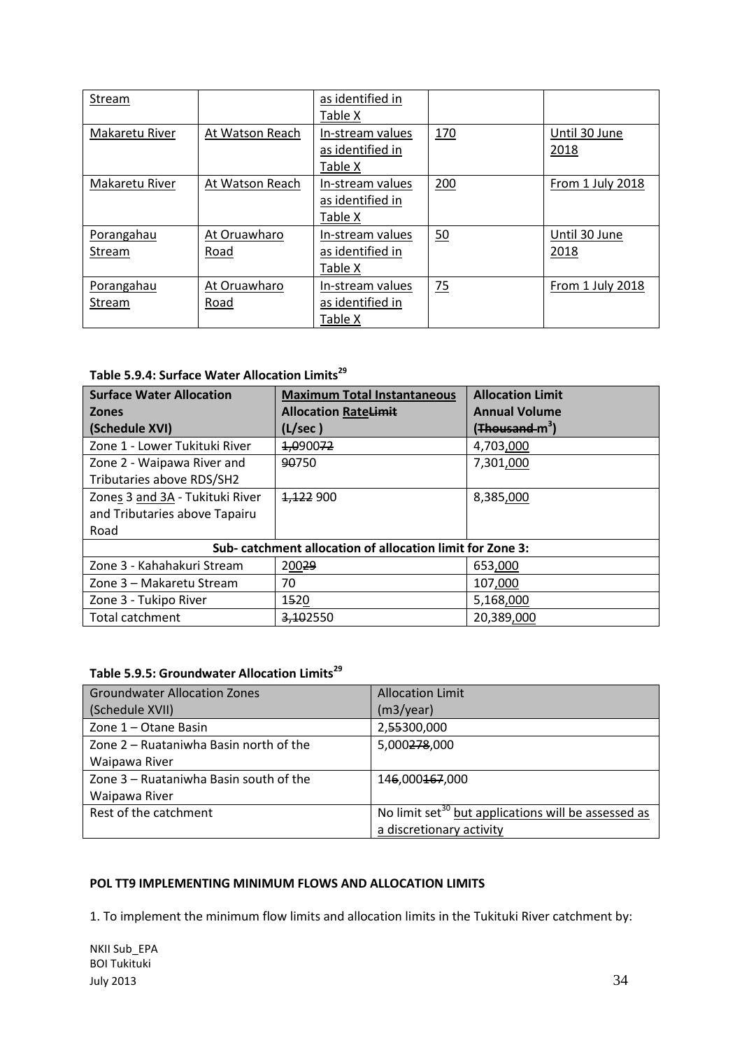| Stream | | as identified in Table X | | |
|---|---|---|---|---|
| Makaretu River | At Watson Reach | In-stream values as identified in Table X | 170 | Until 30 June 2018 |
| Makaretu River | At Watson Reach | In-stream values as identified in Table X | 200 | From 1 July 2018 |
| Porangahau Stream | At Oruawharo Road | In-stream values as identified in Table X | 50 | Until 30 June 2018 |
| Porangahau Stream | At Oruawharo Road | In-stream values as identified in Table X | 75 | From 1 July 2018 |

**Table 5.9.4: Surface Water Allocation Limits[29]**

| Surface Water Allocation Zones (Schedule XVI) | Maximum Total Instantaneous Allocation RateLimit (L/sec ) | Allocation Limit Annual Volume (Thousand m$^3$) |
|---|---|---|
| Zone 1 - Lower Tukituki River | 1,090072 | 4,703,000 |
| Zone 2 - Waipawa River and Tributaries above RDS/SH2 | 90750 | 7,301,000 |
| Zones 3 and 3A - Tukituki River and Tributaries above Tapairu Road | 1,122 900 | 8,385,000 |
| **Sub- catchment allocation of allocation limit for Zone 3:** | | |
| Zone 3 - Kahahakuri Stream | 20029 | 653,000 |
| Zone 3 – Makaretu Stream | 70 | 107,000 |
| Zone 3 - Tukipo River | 1520 | 5,168,000 |
| Total catchment | 3,102550 | 20,389,000 |

**Table 5.9.5: Groundwater Allocation Limits[29]**

| Groundwater Allocation Zones (Schedule XVII) | Allocation Limit (m3/year) |
|---|---|
| Zone 1 – Otane Basin | 2,55300,000 |
| Zone 2 – Ruataniwha Basin north of the Waipawa River | 5,000278,000 |
| Zone 3 – Ruataniwha Basin south of the Waipawa River | 146,000167,000 |
| Rest of the catchment | No limit set[30] but applications will be assessed as a discretionary activity |

**POL TT9 IMPLEMENTING MINIMUM FLOWS AND ALLOCATION LIMITS**

1. To implement the minimum flow limits and allocation limits in the Tukituki River catchment by:

NKII Sub_EPA
BOI Tukituki
July 2013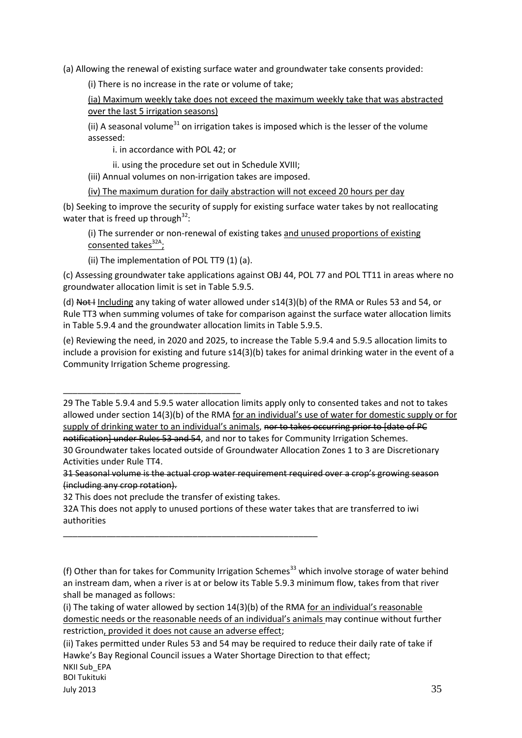(a) Allowing the renewal of existing surface water and groundwater take consents provided:

(i) There is no increase in the rate or volume of take;

<u>(ia) Maximum weekly take does not exceed the maximum weekly take that was abstracted over the last 5 irrigation seasons)</u>

(ii) A seasonal volume[31] on irrigation takes is imposed which is the lesser of the volume assessed:

i. in accordance with POL 42; or

ii. using the procedure set out in Schedule XVIII;

(iii) Annual volumes on non-irrigation takes are imposed.

<u>(iv) The maximum duration for daily abstraction will not exceed 20 hours per day</u>

(b) Seeking to improve the security of supply for existing surface water takes by not reallocating water that is freed up through[32]:

(i) The surrender or non-renewal of existing takes <u>and unused proportions of existing consented takes[32A];</u>

(ii) The implementation of POL TT9 (1) (a).

(c) Assessing groundwater take applications against OBJ 44, POL 77 and POL TT11 in areas where no groundwater allocation limit is set in Table 5.9.5.

(d) ~~Not I~~ <u>Including</u> any taking of water allowed under s14(3)(b) of the RMA or Rules 53 and 54, or Rule TT3 when summing volumes of take for comparison against the surface water allocation limits in Table 5.9.4 and the groundwater allocation limits in Table 5.9.5.

(e) Reviewing the need, in 2020 and 2025, to increase the Table 5.9.4 and 5.9.5 allocation limits to include a provision for existing and future s14(3)(b) takes for animal drinking water in the event of a Community Irrigation Scheme progressing.

---

29 The Table 5.9.4 and 5.9.5 water allocation limits apply only to consented takes and not to takes allowed under section 14(3)(b) of the RMA <u>for an individual's use of water for domestic supply or for supply of drinking water to an individual's animals</u>, ~~nor to takes occurring prior to [date of PC notification] under Rules 53 and 54~~, and nor to takes for Community Irrigation Schemes.

30 Groundwater takes located outside of Groundwater Allocation Zones 1 to 3 are Discretionary Activities under Rule TT4.

~~31 Seasonal volume is the actual crop water requirement required over a crop's growing season (including any crop rotation).~~

32 This does not preclude the transfer of existing takes.

32A This does not apply to unused portions of these water takes that are transferred to iwi authorities

---

(f) Other than for takes for Community Irrigation Schemes[33] which involve storage of water behind an instream dam, when a river is at or below its Table 5.9.3 minimum flow, takes from that river shall be managed as follows:

(i) The taking of water allowed by section 14(3)(b) of the RMA <u>for an individual's reasonable domestic needs or the reasonable needs of an individual's animals</u> may continue without further restriction<u>, provided it does not cause an adverse effect</u>;

(ii) Takes permitted under Rules 53 and 54 may be required to reduce their daily rate of take if Hawke's Bay Regional Council issues a Water Shortage Direction to that effect;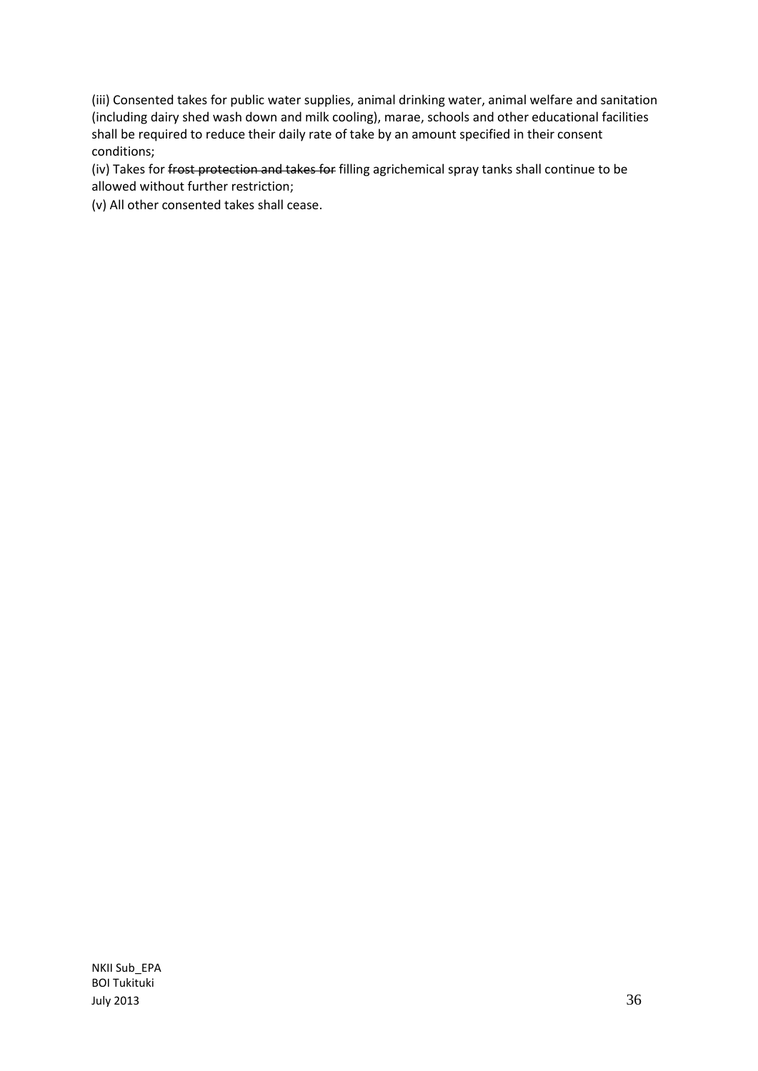(iii) Consented takes for public water supplies, animal drinking water, animal welfare and sanitation (including dairy shed wash down and milk cooling), marae, schools and other educational facilities shall be required to reduce their daily rate of take by an amount specified in their consent conditions;

(iv) Takes for ~~frost protection and takes for~~ filling agrichemical spray tanks shall continue to be allowed without further restriction;

(v) All other consented takes shall cease.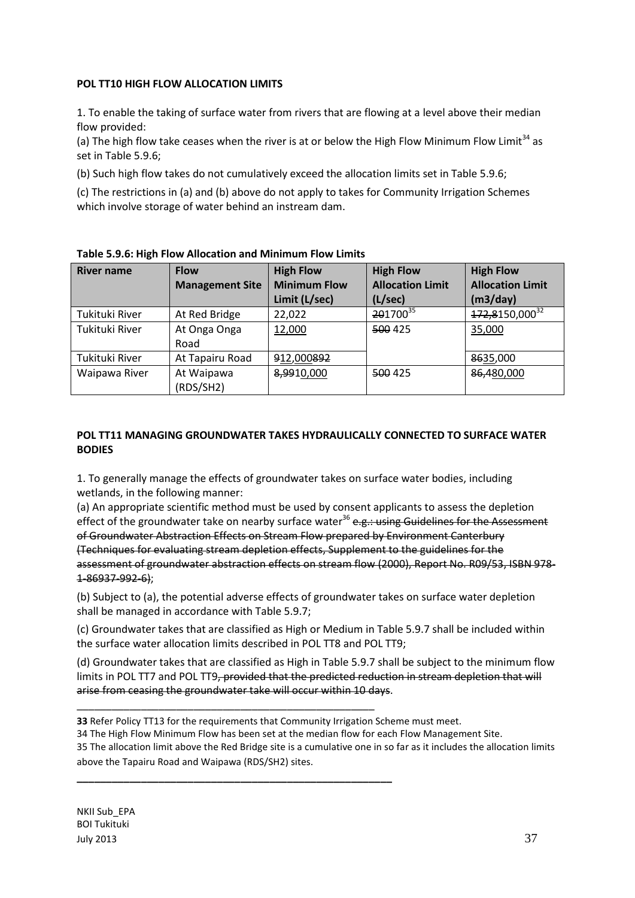**POL TT10 HIGH FLOW ALLOCATION LIMITS**

1. To enable the taking of surface water from rivers that are flowing at a level above their median flow provided:

(a) The high flow take ceases when the river is at or below the High Flow Minimum Flow Limit[34] as set in Table 5.9.6;

(b) Such high flow takes do not cumulatively exceed the allocation limits set in Table 5.9.6;

(c) The restrictions in (a) and (b) above do not apply to takes for Community Irrigation Schemes which involve storage of water behind an instream dam.

**Table 5.9.6: High Flow Allocation and Minimum Flow Limits**

| River name | Flow Management Site | High Flow Minimum Flow Limit (L/sec) | High Flow Allocation Limit (L/sec) | High Flow Allocation Limit (m3/day) |
|---|---|---|---|---|
| Tukituki River | At Red Bridge | 22,022 | ~~20~~1700[35] | ~~172,8~~150,000[32] |
| Tukituki River | At Onga Onga Road | 12,000 | ~~500~~ 425 | 35,000 |
| Tukituki River | At Tapairu Road | ~~9~~12,000~~892~~ | | ~~86~~35,000 |
| Waipawa River | At Waipawa (RDS/SH2) | ~~8,99~~10,000 | ~~500~~ 425 | ~~86,4~~80,000 |

**POL TT11 MANAGING GROUNDWATER TAKES HYDRAULICALLY CONNECTED TO SURFACE WATER BODIES**

1. To generally manage the effects of groundwater takes on surface water bodies, including wetlands, in the following manner:

(a) An appropriate scientific method must be used by consent applicants to assess the depletion effect of the groundwater take on nearby surface water[36] ~~e.g.: using Guidelines for the Assessment of Groundwater Abstraction Effects on Stream Flow prepared by Environment Canterbury (Techniques for evaluating stream depletion effects, Supplement to the guidelines for the assessment of groundwater abstraction effects on stream flow (2000), Report No. R09/53, ISBN 978-1-86937-992-6)~~;

(b) Subject to (a), the potential adverse effects of groundwater takes on surface water depletion shall be managed in accordance with Table 5.9.7;

(c) Groundwater takes that are classified as High or Medium in Table 5.9.7 shall be included within the surface water allocation limits described in POL TT8 and POL TT9;

(d) Groundwater takes that are classified as High in Table 5.9.7 shall be subject to the minimum flow limits in POL TT7 and POL TT9~~, provided that the predicted reduction in stream depletion that will arise from ceasing the groundwater take will occur within 10 days~~.

---

**33** Refer Policy TT13 for the requirements that Community Irrigation Scheme must meet.

34 The High Flow Minimum Flow has been set at the median flow for each Flow Management Site.

35 The allocation limit above the Red Bridge site is a cumulative one in so far as it includes the allocation limits above the Tapairu Road and Waipawa (RDS/SH2) sites.

NKII Sub_EPA
BOI Tukituki
July 2013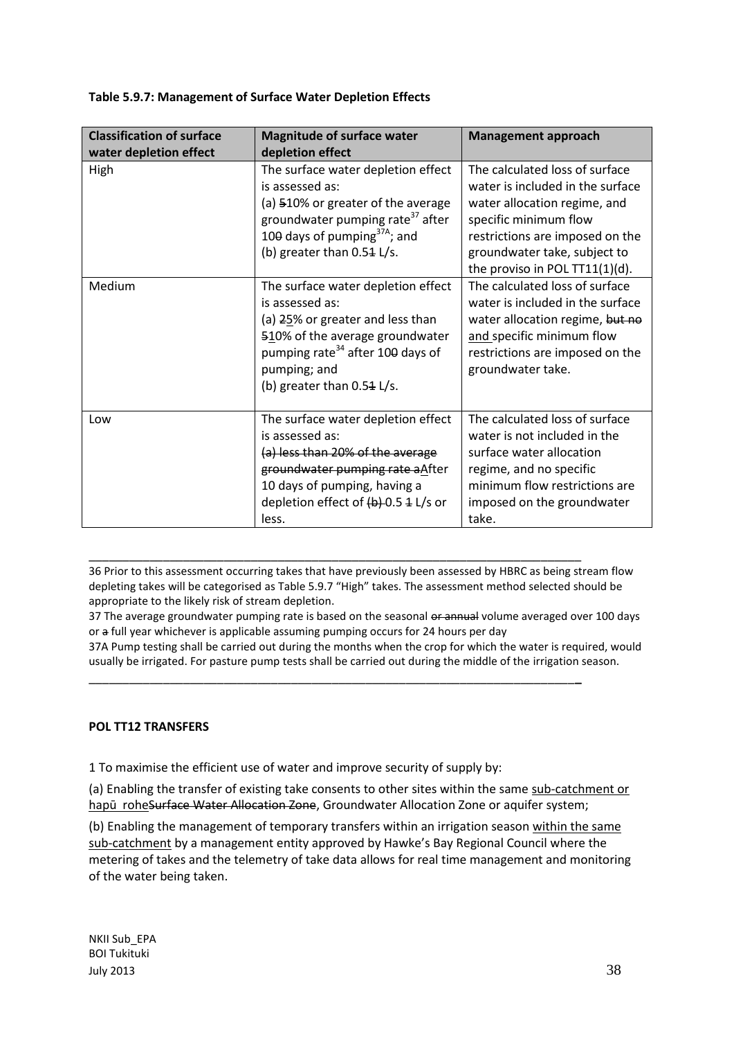**Table 5.9.7: Management of Surface Water Depletion Effects**

| Classification of surface water depletion effect | Magnitude of surface water depletion effect | Management approach |
|---|---|---|
| High | The surface water depletion effect is assessed as:<br>(a) ~~5~~10% or greater of the average groundwater pumping rate[37] after 10~~0~~ days of pumping[37A]; and<br>(b) greater than 0.5~~1~~ L/s. | The calculated loss of surface water is included in the surface water allocation regime, and specific minimum flow restrictions are imposed on the groundwater take, subject to the proviso in POL TT11(1)(d). |
| Medium | The surface water depletion effect is assessed as:<br>(a) ~~2~~5% or greater and less than ~~5~~10% of the average groundwater pumping rate[34] after 10~~0~~ days of pumping; and<br>(b) greater than 0.5~~1~~ L/s. | The calculated loss of surface water is included in the surface water allocation regime, ~~but no~~ <u>and</u> specific minimum flow restrictions are imposed on the groundwater take. |
| Low | The surface water depletion effect is assessed as:<br>~~(a) less than 20% of the average groundwater pumping rate a~~After 10 days of pumping, having a depletion effect of ~~(b)~~ 0.5 ~~1~~ L/s or less. | The calculated loss of surface water is not included in the surface water allocation regime, and no specific minimum flow restrictions are imposed on the groundwater take. |

---

36 Prior to this assessment occurring takes that have previously been assessed by HBRC as being stream flow depleting takes will be categorised as Table 5.9.7 "High" takes. The assessment method selected should be appropriate to the likely risk of stream depletion.

37 The average groundwater pumping rate is based on the seasonal ~~or annual~~ volume averaged over 100 days or ~~a~~ full year whichever is applicable assuming pumping occurs for 24 hours per day

37A Pump testing shall be carried out during the months when the crop for which the water is required, would usually be irrigated. For pasture pump tests shall be carried out during the middle of the irrigation season.

---

**POL TT12 TRANSFERS**

1 To maximise the efficient use of water and improve security of supply by:

(a) Enabling the transfer of existing take consents to other sites within the same <u>sub-catchment or hapū rohe</u>~~Surface Water Allocation Zone~~, Groundwater Allocation Zone or aquifer system;

(b) Enabling the management of temporary transfers within an irrigation season <u>within the same sub-catchment</u> by a management entity approved by Hawke's Bay Regional Council where the metering of takes and the telemetry of take data allows for real time management and monitoring of the water being taken.

NKII Sub_EPA
BOI Tukituki
July 2013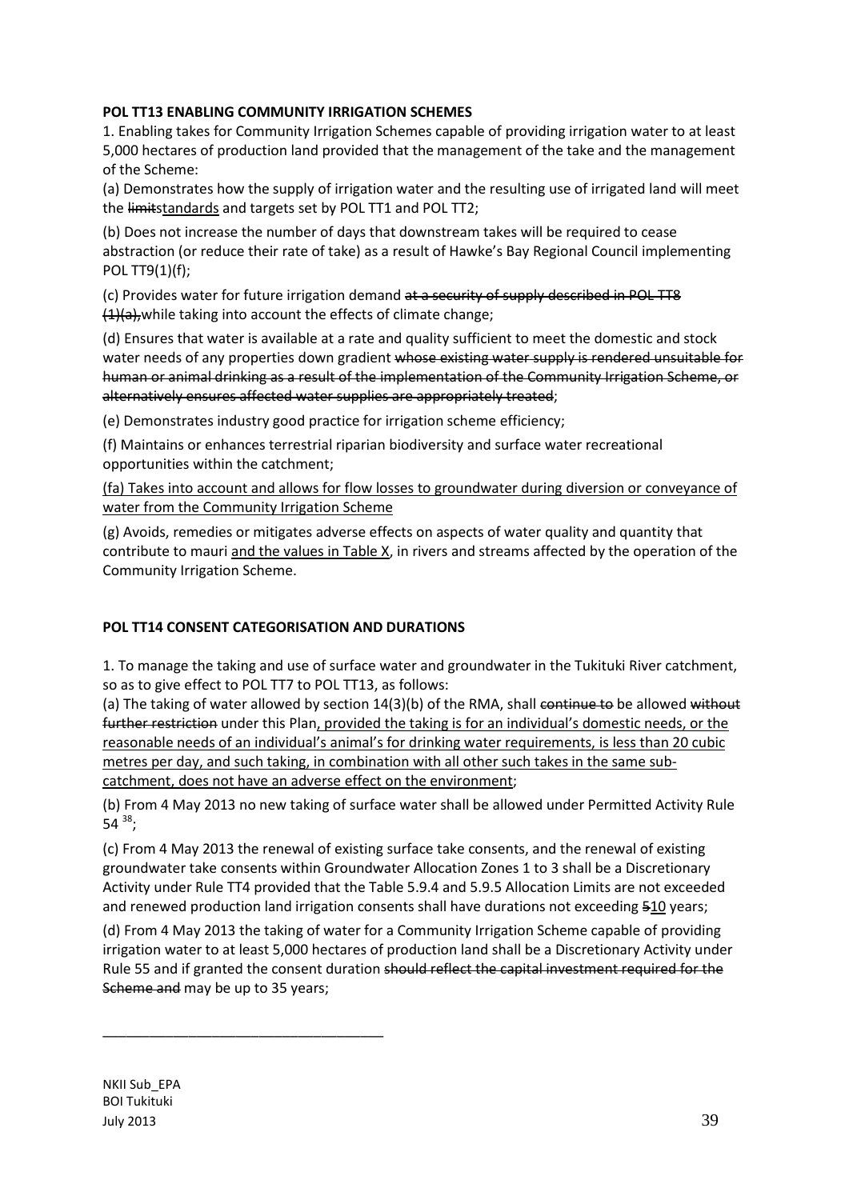**POL TT13 ENABLING COMMUNITY IRRIGATION SCHEMES**

1. Enabling takes for Community Irrigation Schemes capable of providing irrigation water to at least 5,000 hectares of production land provided that the management of the take and the management of the Scheme:

(a) Demonstrates how the supply of irrigation water and the resulting use of irrigated land will meet the ~~limit~~<u>standards</u> and targets set by POL TT1 and POL TT2;

(b) Does not increase the number of days that downstream takes will be required to cease abstraction (or reduce their rate of take) as a result of Hawke's Bay Regional Council implementing POL TT9(1)(f);

(c) Provides water for future irrigation demand ~~at a security of supply described in POL TT8 (1)(a),~~ while taking into account the effects of climate change;

(d) Ensures that water is available at a rate and quality sufficient to meet the domestic and stock water needs of any properties down gradient ~~whose existing water supply is rendered unsuitable for human or animal drinking as a result of the implementation of the Community Irrigation Scheme, or alternatively ensures affected water supplies are appropriately treated~~;

(e) Demonstrates industry good practice for irrigation scheme efficiency;

(f) Maintains or enhances terrestrial riparian biodiversity and surface water recreational opportunities within the catchment;

<u>(fa) Takes into account and allows for flow losses to groundwater during diversion or conveyance of water from the Community Irrigation Scheme</u>

(g) Avoids, remedies or mitigates adverse effects on aspects of water quality and quantity that contribute to mauri <u>and the values in Table X</u>, in rivers and streams affected by the operation of the Community Irrigation Scheme.

**POL TT14 CONSENT CATEGORISATION AND DURATIONS**

1. To manage the taking and use of surface water and groundwater in the Tukituki River catchment, so as to give effect to POL TT7 to POL TT13, as follows:

(a) The taking of water allowed by section 14(3)(b) of the RMA, shall ~~continue to~~ be allowed ~~without further restriction~~ under this Plan<u>, provided the taking is for an individual's domestic needs, or the reasonable needs of an individual's animal's for drinking water requirements, is less than 20 cubic metres per day, and such taking, in combination with all other such takes in the same sub-catchment, does not have an adverse effect on the environment</u>;

(b) From 4 May 2013 no new taking of surface water shall be allowed under Permitted Activity Rule 54 [38];

(c) From 4 May 2013 the renewal of existing surface take consents, and the renewal of existing groundwater take consents within Groundwater Allocation Zones 1 to 3 shall be a Discretionary Activity under Rule TT4 provided that the Table 5.9.4 and 5.9.5 Allocation Limits are not exceeded and renewed production land irrigation consents shall have durations not exceeding ~~5~~<u>10</u> years;

(d) From 4 May 2013 the taking of water for a Community Irrigation Scheme capable of providing irrigation water to at least 5,000 hectares of production land shall be a Discretionary Activity under Rule 55 and if granted the consent duration ~~should reflect the capital investment required for the Scheme and~~ may be up to 35 years;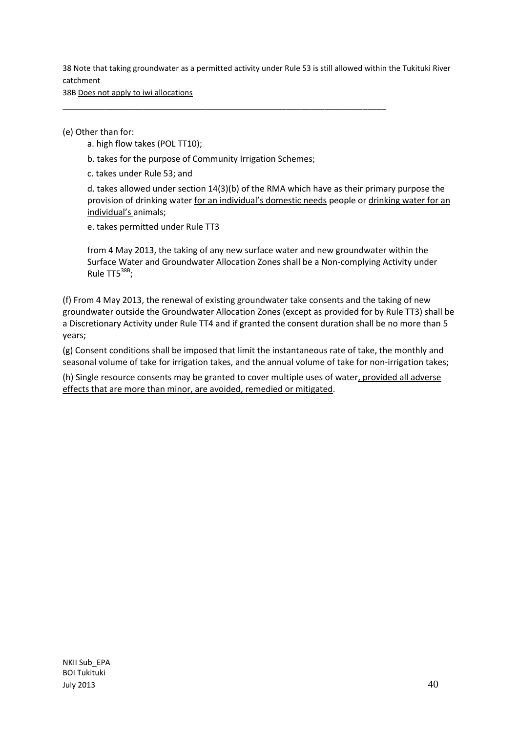38 Note that taking groundwater as a permitted activity under Rule 53 is still allowed within the Tukituki River catchment

38B <u>Does not apply to iwi allocations</u>

---

(e) Other than for:

a. high flow takes (POL TT10);

b. takes for the purpose of Community Irrigation Schemes;

c. takes under Rule 53; and

d. takes allowed under section 14(3)(b) of the RMA which have as their primary purpose the provision of drinking water <u>for an individual's domestic needs</u> ~~people~~ or <u>drinking water for an individual's</u> animals;

e. takes permitted under Rule TT3

from 4 May 2013, the taking of any new surface water and new groundwater within the Surface Water and Groundwater Allocation Zones shall be a Non-complying Activity under Rule TT5[38B];

(f) From 4 May 2013, the renewal of existing groundwater take consents and the taking of new groundwater outside the Groundwater Allocation Zones (except as provided for by Rule TT3) shall be a Discretionary Activity under Rule TT4 and if granted the consent duration shall be no more than 5 years;

(g) Consent conditions shall be imposed that limit the instantaneous rate of take, the monthly and seasonal volume of take for irrigation takes, and the annual volume of take for non-irrigation takes;

(h) Single resource consents may be granted to cover multiple uses of water<u>, provided all adverse effects that are more than minor, are avoided, remedied or mitigated</u>.

NKII Sub_EPA
BOI Tukituki
July 2013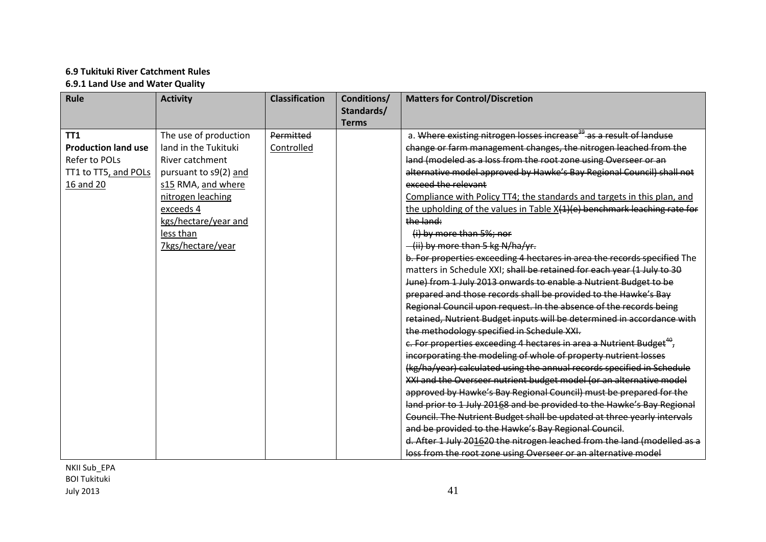**6.9 Tukituki River Catchment Rules**

**6.9.1 Land Use and Water Quality**

| Rule | Activity | Classification | Conditions/ Standards/ Terms | Matters for Control/Discretion |
|---|---|---|---|---|
| **TT1** <br> **Production land use** <br> Refer to POLs TT1 to TT5, and POLs 16 and 20 | The use of production land in the Tukituki River catchment pursuant to s9(2) and s15 RMA, and where nitrogen leaching exceeds 4 kgs/hectare/year and less than 7kgs/hectare/year | ~~Permitted~~ <br> Controlled | | a. ~~Where existing nitrogen losses increase[39] as a result of landuse change or farm management changes, the nitrogen leached from the land (modeled as a loss from the root zone using Overseer or an alternative model approved by Hawke's Bay Regional Council) shall not exceed the relevant~~ <br> Compliance with Policy TT4; the standards and targets in this plan, and the upholding of the values in Table X~~(1)(e) benchmark leaching rate for the land:~~ <br> ~~(i) by more than 5%; nor~~ <br> ~~(ii) by more than 5 kg N/ha/yr.~~ <br> ~~b. For properties exceeding 4 hectares in area the records specified~~ The matters in Schedule XXI; ~~shall be retained for each year (1 July to 30 June) from 1 July 2013 onwards to enable a Nutrient Budget to be prepared and those records shall be provided to the Hawke's Bay Regional Council upon request. In the absence of the records being retained, Nutrient Budget inputs will be determined in accordance with the methodology specified in Schedule XXI.~~ <br> ~~c. For properties exceeding 4 hectares in area a Nutrient Budget[40], incorporating the modeling of whole of property nutrient losses (kg/ha/year) calculated using the annual records specified in Schedule XXI and the Overseer nutrient budget model (or an alternative model approved by Hawke's Bay Regional Council) must be prepared for the land prior to 1 July 20168 and be provided to the Hawke's Bay Regional Council. The Nutrient Budget shall be updated at three yearly intervals and be provided to the Hawke's Bay Regional Council.~~ <br> ~~d. After 1 July 201620 the nitrogen leached from the land (modelled as a loss from the root zone using Overseer or an alternative model~~ |

NKII Sub_EPA
BOI Tukituki
July 2013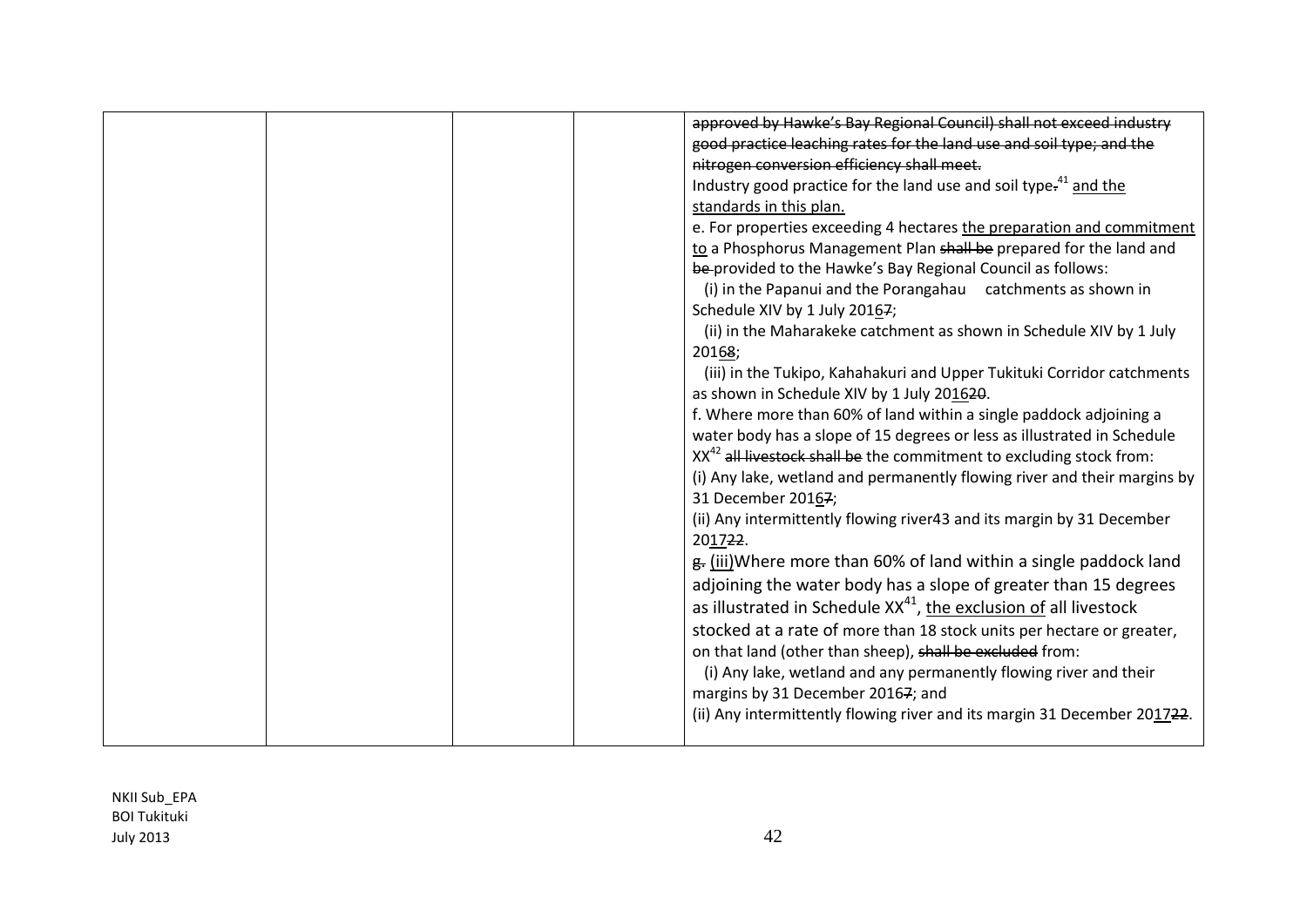| | | | | approved by Hawke's Bay Regional Council) shall not exceed industry good practice leaching rates for the land use and soil type; and the nitrogen conversion efficiency shall meet.<br>Industry good practice for the land use and soil type.[41] and the standards in this plan.<br>e. For properties exceeding 4 hectares the preparation and commitment to a Phosphorus Management Plan shall be prepared for the land and be provided to the Hawke's Bay Regional Council as follows:<br>(i) in the Papanui and the Porangahau catchments as shown in Schedule XIV by 1 July 20167;<br>(ii) in the Maharakeke catchment as shown in Schedule XIV by 1 July 20168;<br>(iii) in the Tukipo, Kahahakuri and Upper Tukituki Corridor catchments as shown in Schedule XIV by 1 July 201620.<br>f. Where more than 60% of land within a single paddock adjoining a water body has a slope of 15 degrees or less as illustrated in Schedule XX[42] all livestock shall be the commitment to excluding stock from:<br>(i) Any lake, wetland and permanently flowing river and their margins by 31 December 20167;<br>(ii) Any intermittently flowing river43 and its margin by 31 December 201722.<br>g. (iii)Where more than 60% of land within a single paddock land adjoining the water body has a slope of greater than 15 degrees as illustrated in Schedule XX[41], the exclusion of all livestock stocked at a rate of more than 18 stock units per hectare or greater, on that land (other than sheep), shall be excluded from:<br>(i) Any lake, wetland and any permanently flowing river and their margins by 31 December 20167; and<br>(ii) Any intermittently flowing river and its margin 31 December 201722. |
|---|---|---|---|---|

NKII Sub_EPA
BOI Tukituki
July 2013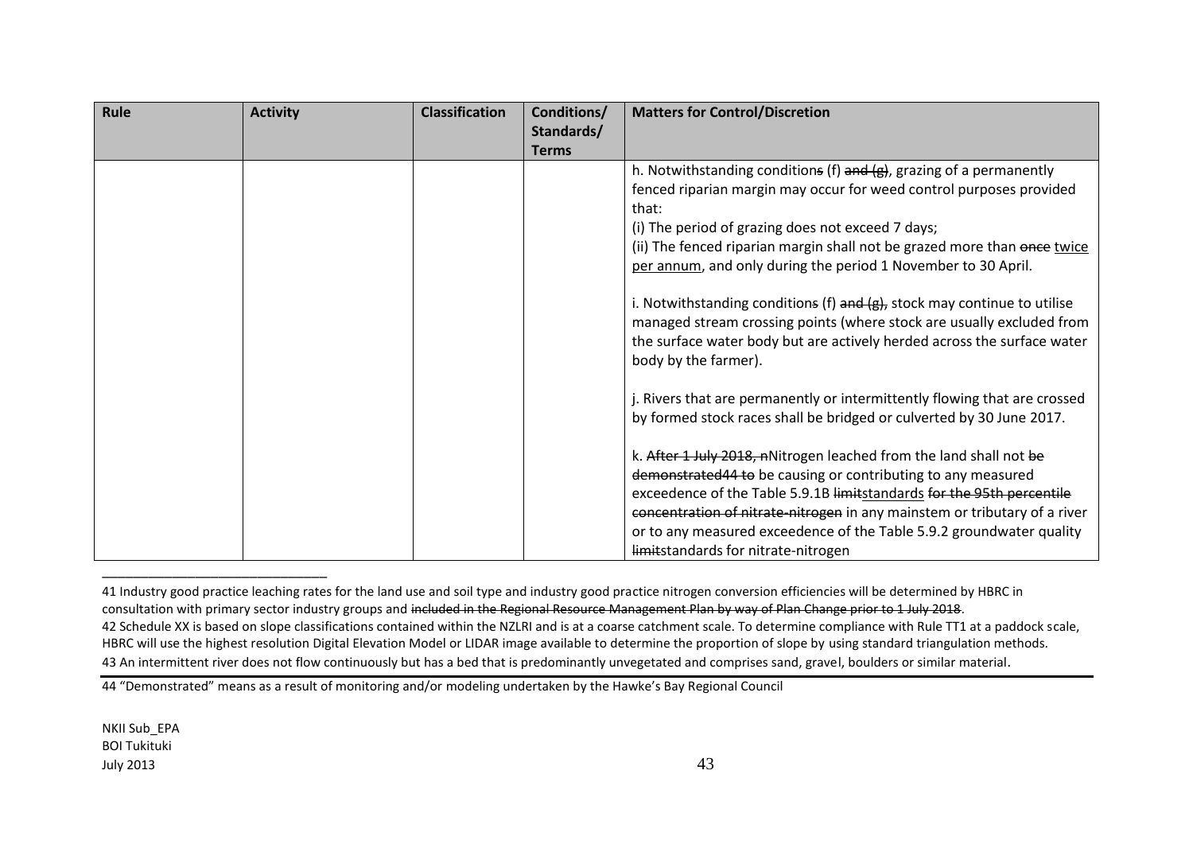| Rule | Activity | Classification | Conditions/ Standards/ Terms | Matters for Control/Discretion |
|---|---|---|---|---|
| | | | | h. Notwithstanding conditions (f) ~~and (g)~~, grazing of a permanently fenced riparian margin may occur for weed control purposes provided that:<br>(i) The period of grazing does not exceed 7 days;<br>(ii) The fenced riparian margin shall not be grazed more than ~~once~~ <u>twice per annum</u>, and only during the period 1 November to 30 April.<br><br>i. Notwithstanding conditions (f) ~~and (g)~~, stock may continue to utilise managed stream crossing points (where stock are usually excluded from the surface water body but are actively herded across the surface water body by the farmer).<br><br>j. Rivers that are permanently or intermittently flowing that are crossed by formed stock races shall be bridged or culverted by 30 June 2017.<br><br>k. ~~After 1 July 2018, n~~Nitrogen leached from the land shall not ~~be demonstrated44 to~~ be causing or contributing to any measured exceedence of the Table 5.9.1B ~~limit~~<u>standards</u> ~~for the 95th percentile concentration of nitrate-nitrogen~~ in any mainstem or tributary of a river or to any measured exceedence of the Table 5.9.2 groundwater quality ~~limit~~standards for nitrate-nitrogen |

41 Industry good practice leaching rates for the land use and soil type and industry good practice nitrogen conversion efficiencies will be determined by HBRC in consultation with primary sector industry groups and ~~included in the Regional Resource Management Plan by way of Plan Change prior to 1 July 2018~~.

42 Schedule XX is based on slope classifications contained within the NZLRI and is at a coarse catchment scale. To determine compliance with Rule TT1 at a paddock scale, HBRC will use the highest resolution Digital Elevation Model or LIDAR image available to determine the proportion of slope by using standard triangulation methods.

43 An intermittent river does not flow continuously but has a bed that is predominantly unvegetated and comprises sand, gravel, boulders or similar material.

44 "Demonstrated" means as a result of monitoring and/or modeling undertaken by the Hawke's Bay Regional Council

NKII Sub_EPA
BOI Tukituki
July 2013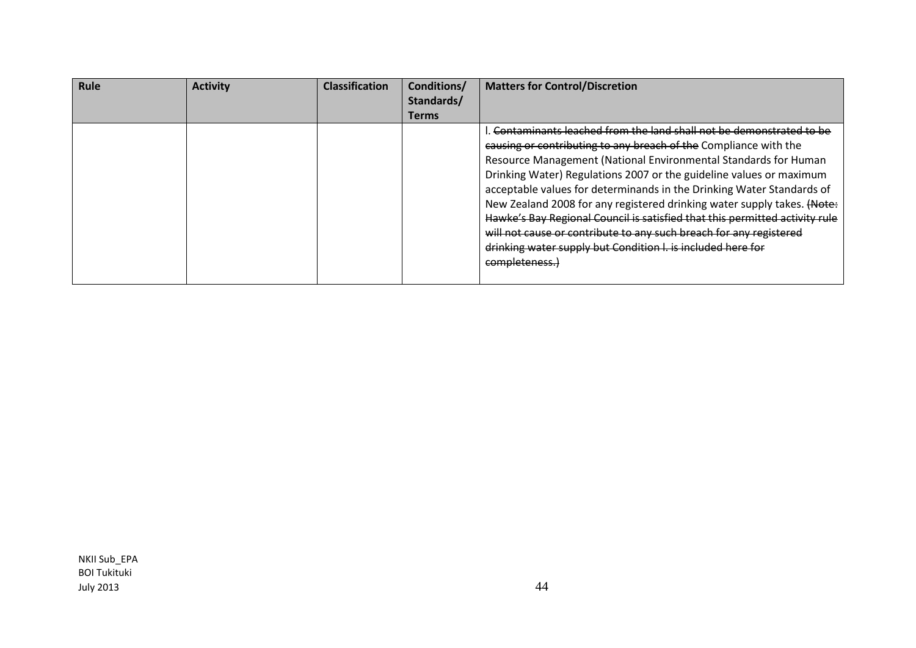| Rule | Activity | Classification | Conditions/ Standards/ Terms | Matters for Control/Discretion |
|---|---|---|---|---|
| | | | | l. ~~Contaminants leached from the land shall not be demonstrated to be causing or contributing to any breach of the~~ Compliance with the Resource Management (National Environmental Standards for Human Drinking Water) Regulations 2007 or the guideline values or maximum acceptable values for determinands in the Drinking Water Standards of New Zealand 2008 for any registered drinking water supply takes. ~~(Note: Hawke's Bay Regional Council is satisfied that this permitted activity rule will not cause or contribute to any such breach for any registered drinking water supply but Condition l. is included here for completeness.)~~ |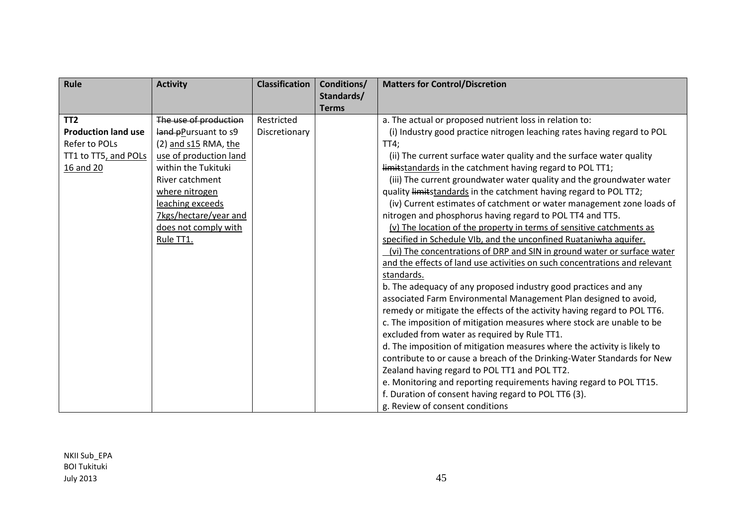| Rule | Activity | Classification | Conditions/ Standards/ Terms | Matters for Control/Discretion |
|---|---|---|---|---|
| **TT2**<br>**Production land use**<br>Refer to POLs TT1 to TT5, and POLs 16 and 20 | ~~The use of production land p~~Pursuant to s9 (2) and s15 RMA, the use of production land within the Tukituki River catchment where nitrogen leaching exceeds 7kgs/hectare/year and does not comply with Rule TT1. | Restricted Discretionary | | a. The actual or proposed nutrient loss in relation to:<br>(i) Industry good practice nitrogen leaching rates having regard to POL TT4;<br>(ii) The current surface water quality and the surface water quality ~~limit~~standards in the catchment having regard to POL TT1;<br>(iii) The current groundwater water quality and the groundwater water quality ~~limit~~standards in the catchment having regard to POL TT2;<br>(iv) Current estimates of catchment or water management zone loads of nitrogen and phosphorus having regard to POL TT4 and TT5.<br>(v) The location of the property in terms of sensitive catchments as specified in Schedule VIb, and the unconfined Ruataniwha aquifer.<br>(vi) The concentrations of DRP and SIN in ground water or surface water and the effects of land use activities on such concentrations and relevant standards.<br>b. The adequacy of any proposed industry good practices and any associated Farm Environmental Management Plan designed to avoid, remedy or mitigate the effects of the activity having regard to POL TT6.<br>c. The imposition of mitigation measures where stock are unable to be excluded from water as required by Rule TT1.<br>d. The imposition of mitigation measures where the activity is likely to contribute to or cause a breach of the Drinking-Water Standards for New Zealand having regard to POL TT1 and POL TT2.<br>e. Monitoring and reporting requirements having regard to POL TT15.<br>f. Duration of consent having regard to POL TT6 (3).<br>g. Review of consent conditions |

NKII Sub_EPA
BOI Tukituki
July 2013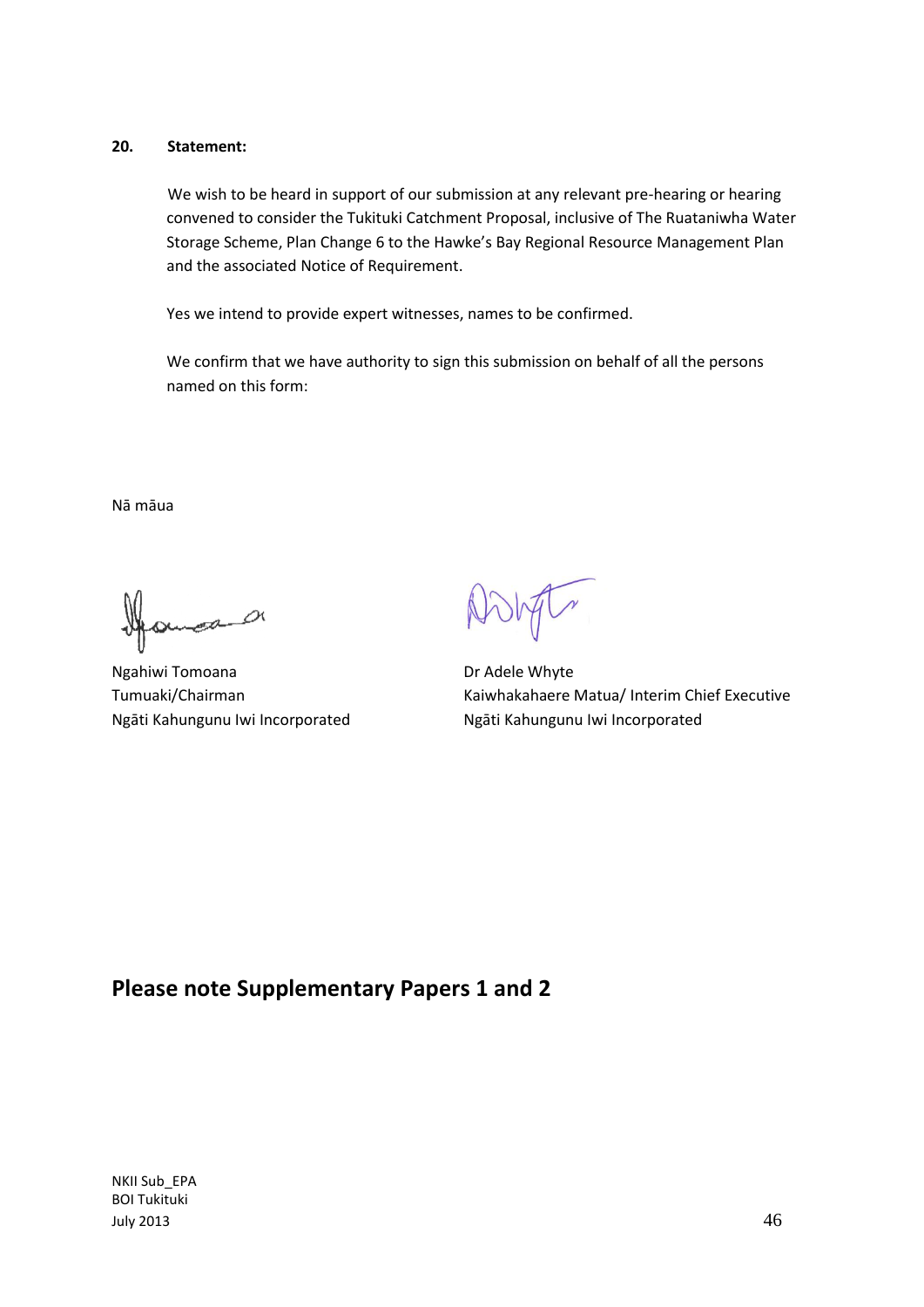**20. Statement:**

We wish to be heard in support of our submission at any relevant pre-hearing or hearing convened to consider the Tukituki Catchment Proposal, inclusive of The Ruataniwha Water Storage Scheme, Plan Change 6 to the Hawke's Bay Regional Resource Management Plan and the associated Notice of Requirement.

Yes we intend to provide expert witnesses, names to be confirmed.

We confirm that we have authority to sign this submission on behalf of all the persons named on this form:

Nā māua

Ngahiwi Tomoana
Tumuaki/Chairman
Ngāti Kahungunu Iwi Incorporated

Dr Adele Whyte
Kaiwhakahaere Matua/ Interim Chief Executive
Ngāti Kahungunu Iwi Incorporated

## Please note Supplementary Papers 1 and 2

NKII Sub_EPA
BOI Tukituki
July 2013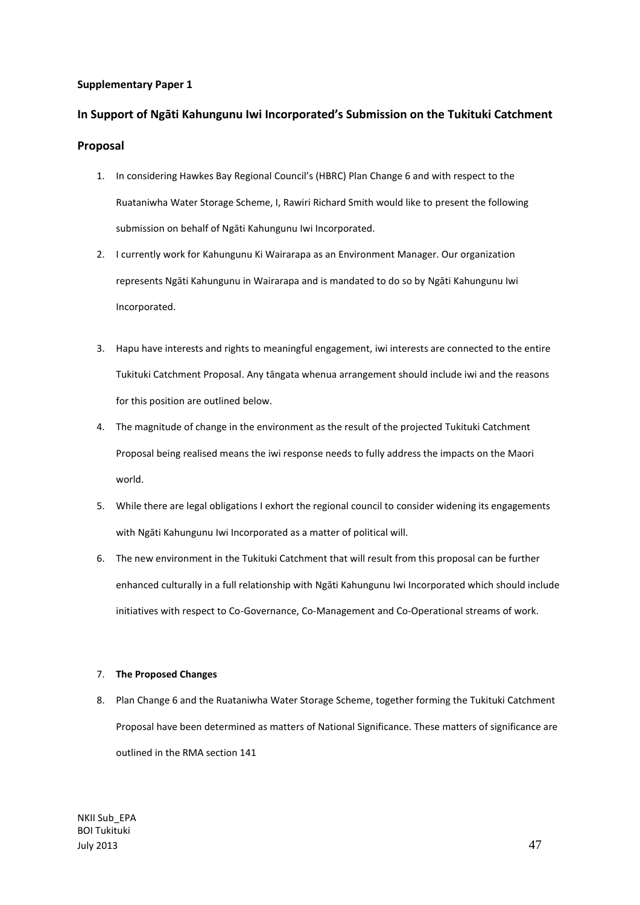**Supplementary Paper 1**

## In Support of Ngāti Kahungunu Iwi Incorporated's Submission on the Tukituki Catchment Proposal

1. In considering Hawkes Bay Regional Council's (HBRC) Plan Change 6 and with respect to the Ruataniwha Water Storage Scheme, I, Rawiri Richard Smith would like to present the following submission on behalf of Ngāti Kahungunu Iwi Incorporated.
2. I currently work for Kahungunu Ki Wairarapa as an Environment Manager. Our organization represents Ngāti Kahungunu in Wairarapa and is mandated to do so by Ngāti Kahungunu Iwi Incorporated.
3. Hapu have interests and rights to meaningful engagement, iwi interests are connected to the entire Tukituki Catchment Proposal. Any tāngata whenua arrangement should include iwi and the reasons for this position are outlined below.
4. The magnitude of change in the environment as the result of the projected Tukituki Catchment Proposal being realised means the iwi response needs to fully address the impacts on the Maori world.
5. While there are legal obligations I exhort the regional council to consider widening its engagements with Ngāti Kahungunu Iwi Incorporated as a matter of political will.
6. The new environment in the Tukituki Catchment that will result from this proposal can be further enhanced culturally in a full relationship with Ngāti Kahungunu Iwi Incorporated which should include initiatives with respect to Co-Governance, Co-Management and Co-Operational streams of work.
7. **The Proposed Changes**
8. Plan Change 6 and the Ruataniwha Water Storage Scheme, together forming the Tukituki Catchment Proposal have been determined as matters of National Significance. These matters of significance are outlined in the RMA section 141

NKII Sub_EPA
BOI Tukituki
July 2013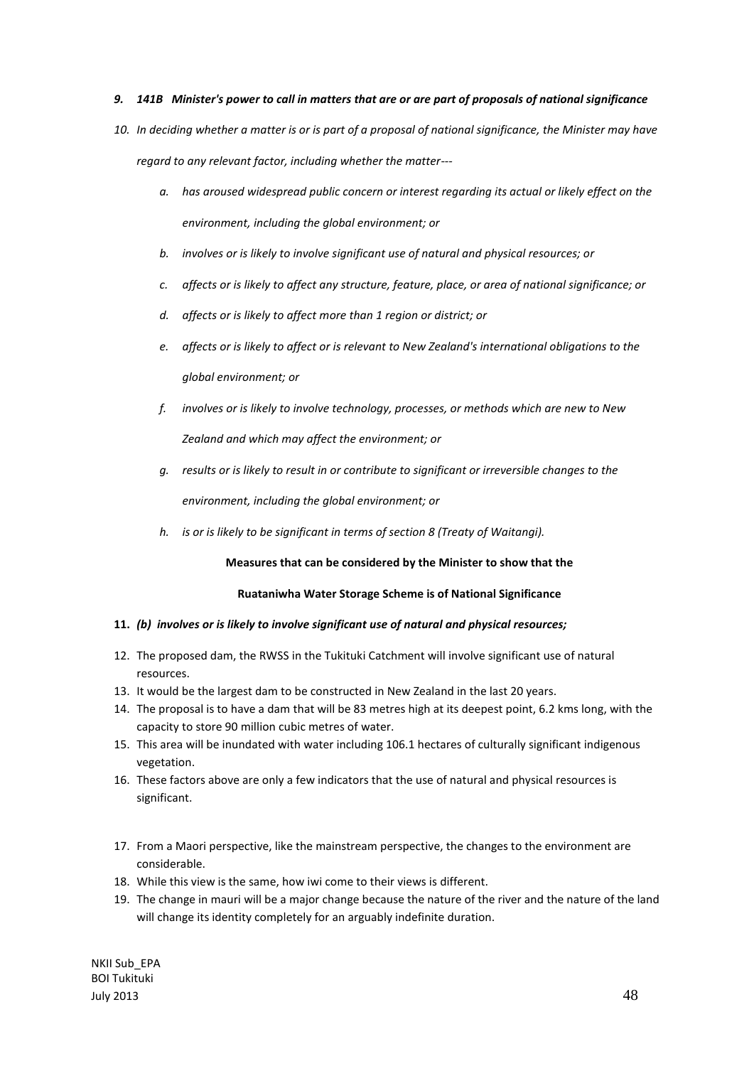9. ***141B Minister's power to call in matters that are or are part of proposals of national significance***

10. *In deciding whether a matter is or is part of a proposal of national significance, the Minister may have regard to any relevant factor, including whether the matter---*

    a. *has aroused widespread public concern or interest regarding its actual or likely effect on the environment, including the global environment; or*

    b. *involves or is likely to involve significant use of natural and physical resources; or*

    c. *affects or is likely to affect any structure, feature, place, or area of national significance; or*

    d. *affects or is likely to affect more than 1 region or district; or*

    e. *affects or is likely to affect or is relevant to New Zealand's international obligations to the global environment; or*

    f. *involves or is likely to involve technology, processes, or methods which are new to New Zealand and which may affect the environment; or*

    g. *results or is likely to result in or contribute to significant or irreversible changes to the environment, including the global environment; or*

    h. *is or is likely to be significant in terms of section 8 (Treaty of Waitangi).*

**Measures that can be considered by the Minister to show that the**

**Ruataniwha Water Storage Scheme is of National Significance**

11. ***(b) involves or is likely to involve significant use of natural and physical resources;***
12. The proposed dam, the RWSS in the Tukituki Catchment will involve significant use of natural resources.
13. It would be the largest dam to be constructed in New Zealand in the last 20 years.
14. The proposal is to have a dam that will be 83 metres high at its deepest point, 6.2 kms long, with the capacity to store 90 million cubic metres of water.
15. This area will be inundated with water including 106.1 hectares of culturally significant indigenous vegetation.
16. These factors above are only a few indicators that the use of natural and physical resources is significant.

17. From a Maori perspective, like the mainstream perspective, the changes to the environment are considerable.
18. While this view is the same, how iwi come to their views is different.
19. The change in mauri will be a major change because the nature of the river and the nature of the land will change its identity completely for an arguably indefinite duration.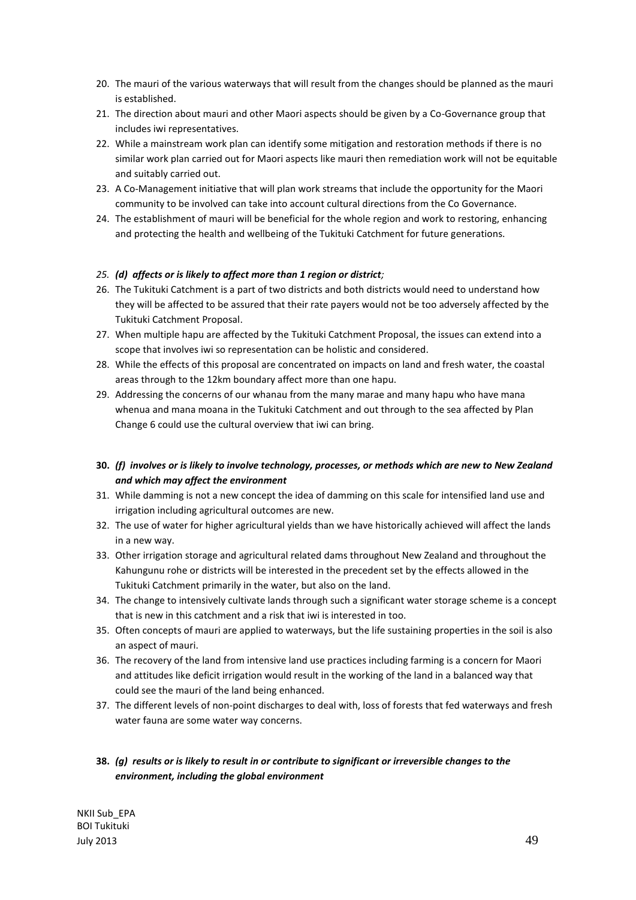20. The mauri of the various waterways that will result from the changes should be planned as the mauri is established.
21. The direction about mauri and other Maori aspects should be given by a Co-Governance group that includes iwi representatives.
22. While a mainstream work plan can identify some mitigation and restoration methods if there is no similar work plan carried out for Maori aspects like mauri then remediation work will not be equitable and suitably carried out.
23. A Co-Management initiative that will plan work streams that include the opportunity for the Maori community to be involved can take into account cultural directions from the Co Governance.
24. The establishment of mauri will be beneficial for the whole region and work to restoring, enhancing and protecting the health and wellbeing of the Tukituki Catchment for future generations.

25. ***(d) affects or is likely to affect more than 1 region or district;***
26. The Tukituki Catchment is a part of two districts and both districts would need to understand how they will be affected to be assured that their rate payers would not be too adversely affected by the Tukituki Catchment Proposal.
27. When multiple hapu are affected by the Tukituki Catchment Proposal, the issues can extend into a scope that involves iwi so representation can be holistic and considered.
28. While the effects of this proposal are concentrated on impacts on land and fresh water, the coastal areas through to the 12km boundary affect more than one hapu.
29. Addressing the concerns of our whanau from the many marae and many hapu who have mana whenua and mana moana in the Tukituki Catchment and out through to the sea affected by Plan Change 6 could use the cultural overview that iwi can bring.

30. ***(f) involves or is likely to involve technology, processes, or methods which are new to New Zealand and which may affect the environment***
31. While damming is not a new concept the idea of damming on this scale for intensified land use and irrigation including agricultural outcomes are new.
32. The use of water for higher agricultural yields than we have historically achieved will affect the lands in a new way.
33. Other irrigation storage and agricultural related dams throughout New Zealand and throughout the Kahungunu rohe or districts will be interested in the precedent set by the effects allowed in the Tukituki Catchment primarily in the water, but also on the land.
34. The change to intensively cultivate lands through such a significant water storage scheme is a concept that is new in this catchment and a risk that iwi is interested in too.
35. Often concepts of mauri are applied to waterways, but the life sustaining properties in the soil is also an aspect of mauri.
36. The recovery of the land from intensive land use practices including farming is a concern for Maori and attitudes like deficit irrigation would result in the working of the land in a balanced way that could see the mauri of the land being enhanced.
37. The different levels of non-point discharges to deal with, loss of forests that fed waterways and fresh water fauna are some water way concerns.

38. ***(g) results or is likely to result in or contribute to significant or irreversible changes to the environment, including the global environment***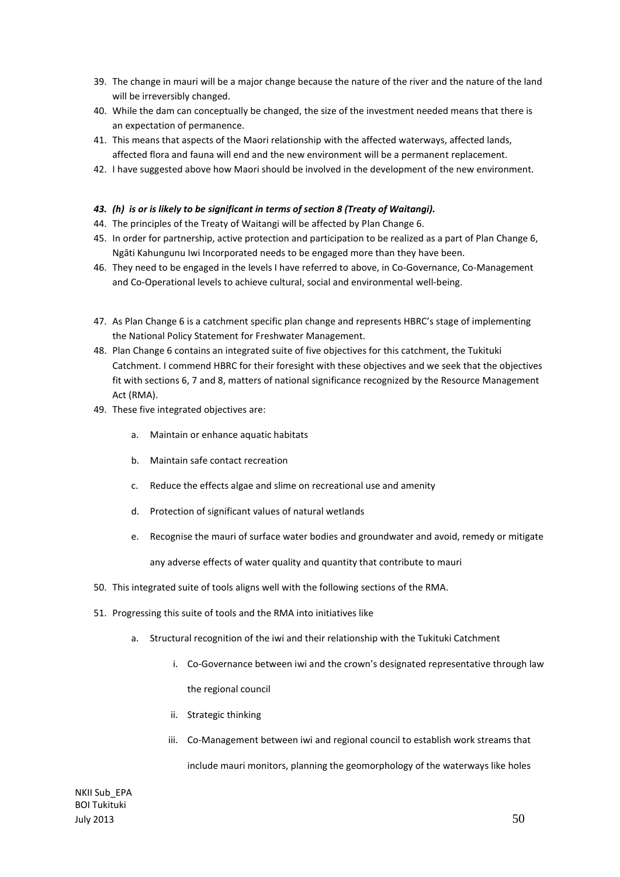39. The change in mauri will be a major change because the nature of the river and the nature of the land will be irreversibly changed.
40. While the dam can conceptually be changed, the size of the investment needed means that there is an expectation of permanence.
41. This means that aspects of the Maori relationship with the affected waterways, affected lands, affected flora and fauna will end and the new environment will be a permanent replacement.
42. I have suggested above how Maori should be involved in the development of the new environment.

***43. (h) is or is likely to be significant in terms of section 8 (Treaty of Waitangi).***

44. The principles of the Treaty of Waitangi will be affected by Plan Change 6.
45. In order for partnership, active protection and participation to be realized as a part of Plan Change 6, Ngāti Kahungunu Iwi Incorporated needs to be engaged more than they have been.
46. They need to be engaged in the levels I have referred to above, in Co-Governance, Co-Management and Co-Operational levels to achieve cultural, social and environmental well-being.

47. As Plan Change 6 is a catchment specific plan change and represents HBRC's stage of implementing the National Policy Statement for Freshwater Management.
48. Plan Change 6 contains an integrated suite of five objectives for this catchment, the Tukituki Catchment. I commend HBRC for their foresight with these objectives and we seek that the objectives fit with sections 6, 7 and 8, matters of national significance recognized by the Resource Management Act (RMA).
49. These five integrated objectives are:
    a. Maintain or enhance aquatic habitats
    b. Maintain safe contact recreation
    c. Reduce the effects algae and slime on recreational use and amenity
    d. Protection of significant values of natural wetlands
    e. Recognise the mauri of surface water bodies and groundwater and avoid, remedy or mitigate any adverse effects of water quality and quantity that contribute to mauri
50. This integrated suite of tools aligns well with the following sections of the RMA.
51. Progressing this suite of tools and the RMA into initiatives like
    a. Structural recognition of the iwi and their relationship with the Tukituki Catchment
        i. Co-Governance between iwi and the crown's designated representative through law the regional council
        ii. Strategic thinking
        iii. Co-Management between iwi and regional council to establish work streams that include mauri monitors, planning the geomorphology of the waterways like holes

NKII Sub_EPA
BOI Tukituki
July 2013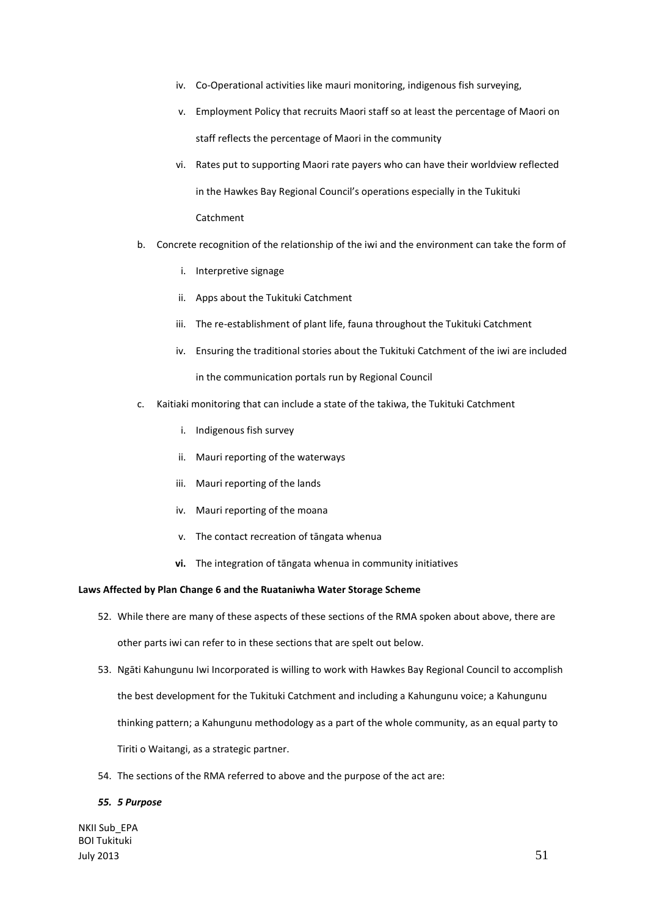iv. Co-Operational activities like mauri monitoring, indigenous fish surveying,
   v. Employment Policy that recruits Maori staff so at least the percentage of Maori on staff reflects the percentage of Maori in the community
   vi. Rates put to supporting Maori rate payers who can have their worldview reflected in the Hawkes Bay Regional Council's operations especially in the Tukituki Catchment

b. Concrete recognition of the relationship of the iwi and the environment can take the form of
   i. Interpretive signage
   ii. Apps about the Tukituki Catchment
   iii. The re-establishment of plant life, fauna throughout the Tukituki Catchment
   iv. Ensuring the traditional stories about the Tukituki Catchment of the iwi are included in the communication portals run by Regional Council

c. Kaitiaki monitoring that can include a state of the takiwa, the Tukituki Catchment
   i. Indigenous fish survey
   ii. Mauri reporting of the waterways
   iii. Mauri reporting of the lands
   iv. Mauri reporting of the moana
   v. The contact recreation of tāngata whenua
   **vi.** The integration of tāngata whenua in community initiatives

**Laws Affected by Plan Change 6 and the Ruataniwha Water Storage Scheme**

52. While there are many of these aspects of these sections of the RMA spoken about above, there are other parts iwi can refer to in these sections that are spelt out below.

53. Ngāti Kahungunu Iwi Incorporated is willing to work with Hawkes Bay Regional Council to accomplish the best development for the Tukituki Catchment and including a Kahungunu voice; a Kahungunu thinking pattern; a Kahungunu methodology as a part of the whole community, as an equal party to Tiriti o Waitangi, as a strategic partner.

54. The sections of the RMA referred to above and the purpose of the act are:

***55. 5 Purpose***

NKII Sub_EPA
BOI Tukituki
July 2013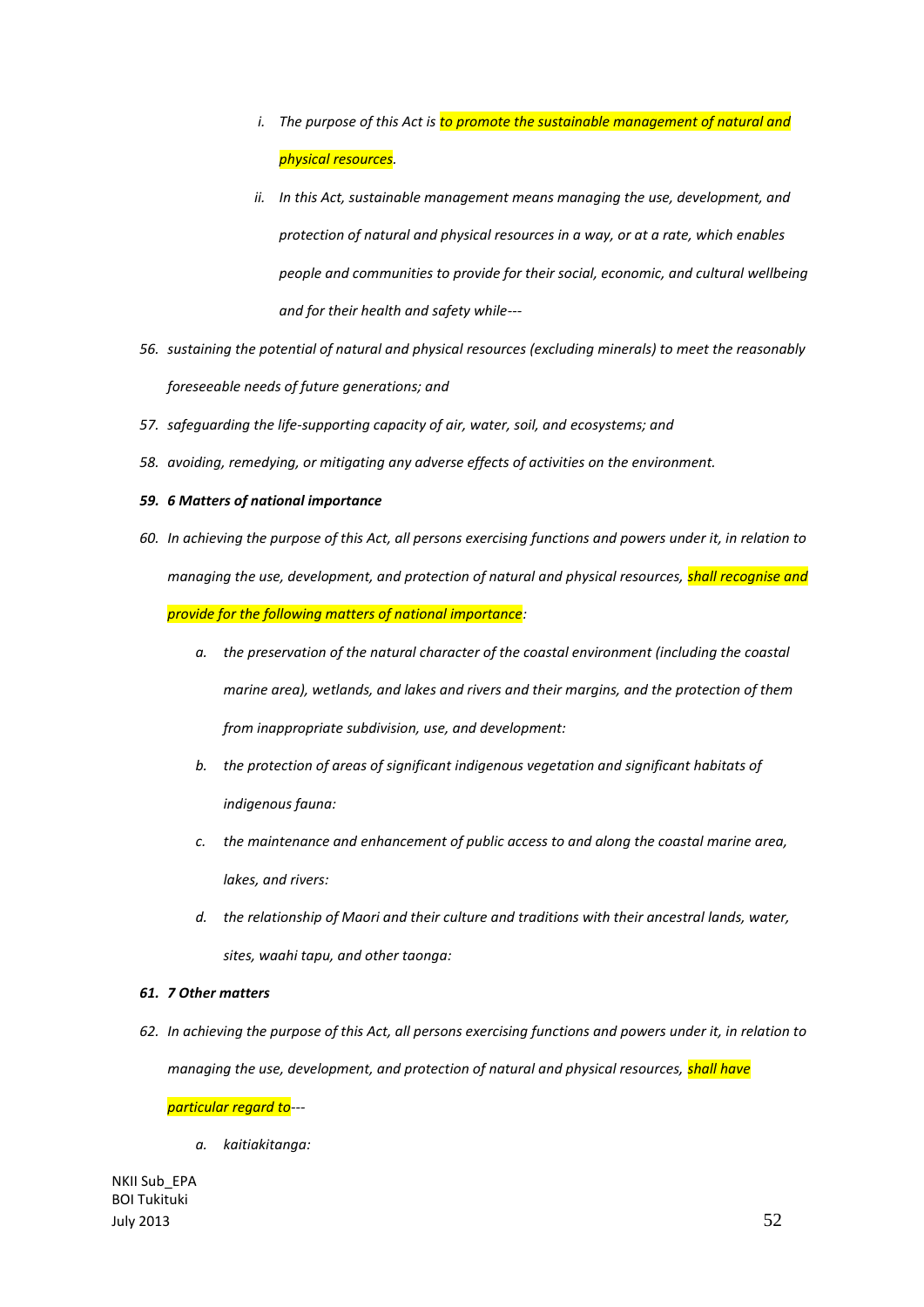i. *The purpose of this Act is to promote the sustainable management of natural and physical resources.*

ii. *In this Act, sustainable management means managing the use, development, and protection of natural and physical resources in a way, or at a rate, which enables people and communities to provide for their social, economic, and cultural wellbeing and for their health and safety while---*

56. *sustaining the potential of natural and physical resources (excluding minerals) to meet the reasonably foreseeable needs of future generations; and*

57. *safeguarding the life-supporting capacity of air, water, soil, and ecosystems; and*

58. *avoiding, remedying, or mitigating any adverse effects of activities on the environment.*

59. ***6 Matters of national importance***

60. *In achieving the purpose of this Act, all persons exercising functions and powers under it, in relation to managing the use, development, and protection of natural and physical resources, shall recognise and provide for the following matters of national importance:*

    a. *the preservation of the natural character of the coastal environment (including the coastal marine area), wetlands, and lakes and rivers and their margins, and the protection of them from inappropriate subdivision, use, and development:*

    b. *the protection of areas of significant indigenous vegetation and significant habitats of indigenous fauna:*

    c. *the maintenance and enhancement of public access to and along the coastal marine area, lakes, and rivers:*

    d. *the relationship of Maori and their culture and traditions with their ancestral lands, water, sites, waahi tapu, and other taonga:*

61. ***7 Other matters***

62. *In achieving the purpose of this Act, all persons exercising functions and powers under it, in relation to managing the use, development, and protection of natural and physical resources, shall have particular regard to---*

    a. *kaitiakitanga:*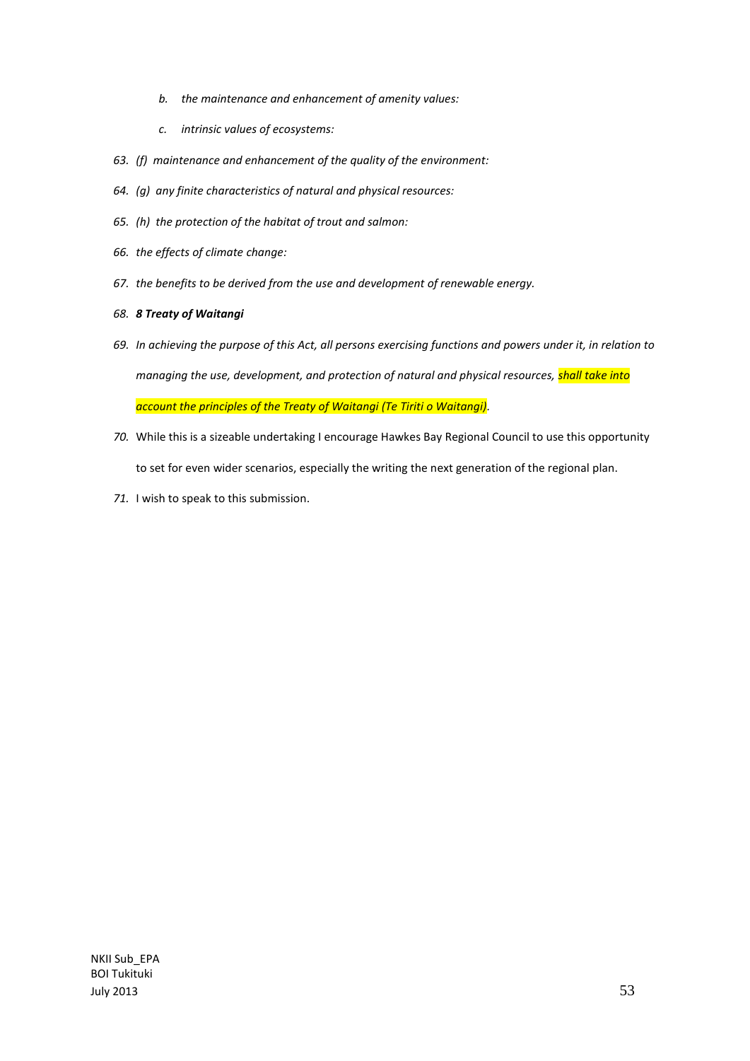b. *the maintenance and enhancement of amenity values:*

   c. *intrinsic values of ecosystems:*

63. *(f) maintenance and enhancement of the quality of the environment:*

64. *(g) any finite characteristics of natural and physical resources:*

65. *(h) the protection of the habitat of trout and salmon:*

66. *the effects of climate change:*

67. *the benefits to be derived from the use and development of renewable energy.*

68. ***8 Treaty of Waitangi***

69. *In achieving the purpose of this Act, all persons exercising functions and powers under it, in relation to managing the use, development, and protection of natural and physical resources, shall take into account the principles of the Treaty of Waitangi (Te Tiriti o Waitangi).*

70. While this is a sizeable undertaking I encourage Hawkes Bay Regional Council to use this opportunity to set for even wider scenarios, especially the writing the next generation of the regional plan.

71. I wish to speak to this submission.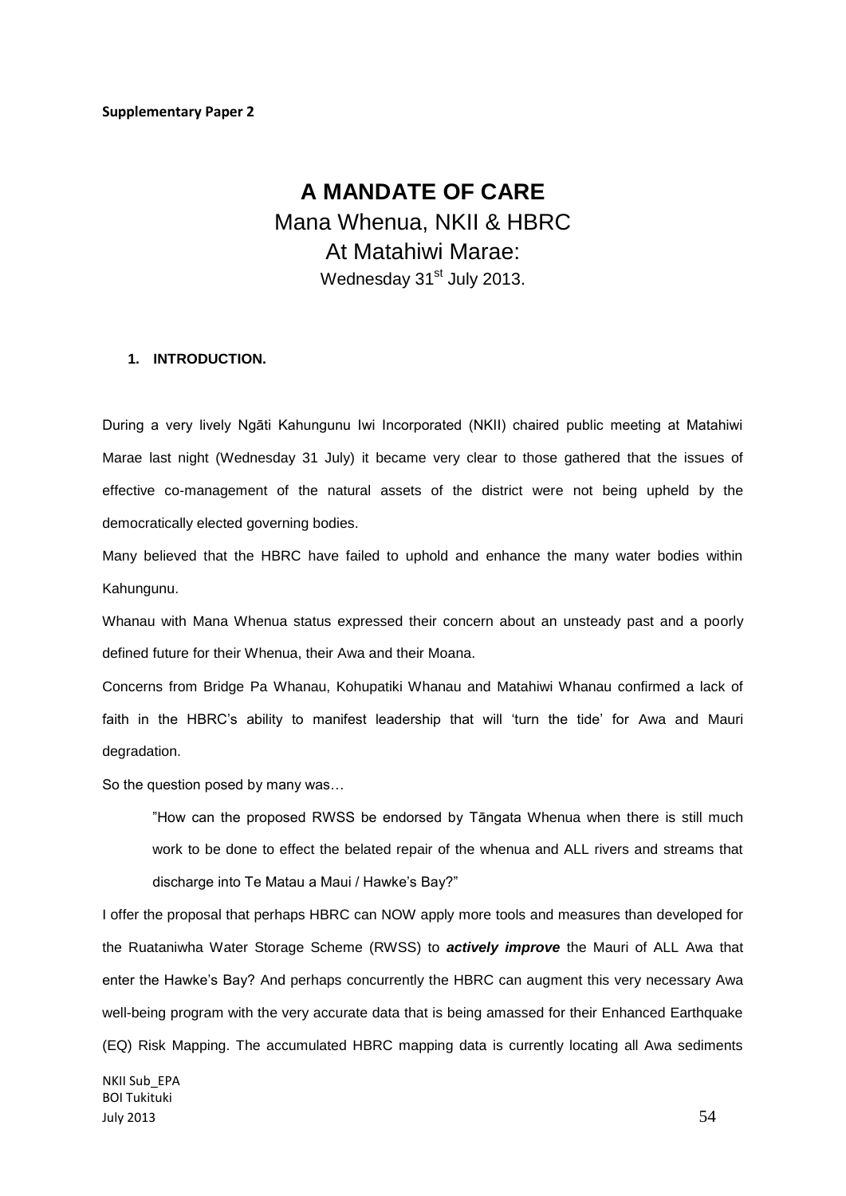**Supplementary Paper 2**

# A MANDATE OF CARE

## Mana Whenua, NKII & HBRC
## At Matahiwi Marae:

Wednesday 31st July 2013.

### 1. INTRODUCTION.

During a very lively Ngāti Kahungunu Iwi Incorporated (NKII) chaired public meeting at Matahiwi Marae last night (Wednesday 31 July) it became very clear to those gathered that the issues of effective co-management of the natural assets of the district were not being upheld by the democratically elected governing bodies.

Many believed that the HBRC have failed to uphold and enhance the many water bodies within Kahungunu.

Whanau with Mana Whenua status expressed their concern about an unsteady past and a poorly defined future for their Whenua, their Awa and their Moana.

Concerns from Bridge Pa Whanau, Kohupatiki Whanau and Matahiwi Whanau confirmed a lack of faith in the HBRC's ability to manifest leadership that will 'turn the tide' for Awa and Mauri degradation.

So the question posed by many was…

> "How can the proposed RWSS be endorsed by Tāngata Whenua when there is still much work to be done to effect the belated repair of the whenua and ALL rivers and streams that discharge into Te Matau a Maui / Hawke's Bay?"

I offer the proposal that perhaps HBRC can NOW apply more tools and measures than developed for the Ruataniwha Water Storage Scheme (RWSS) to ***actively improve*** the Mauri of ALL Awa that enter the Hawke's Bay? And perhaps concurrently the HBRC can augment this very necessary Awa well-being program with the very accurate data that is being amassed for their Enhanced Earthquake (EQ) Risk Mapping. The accumulated HBRC mapping data is currently locating all Awa sediments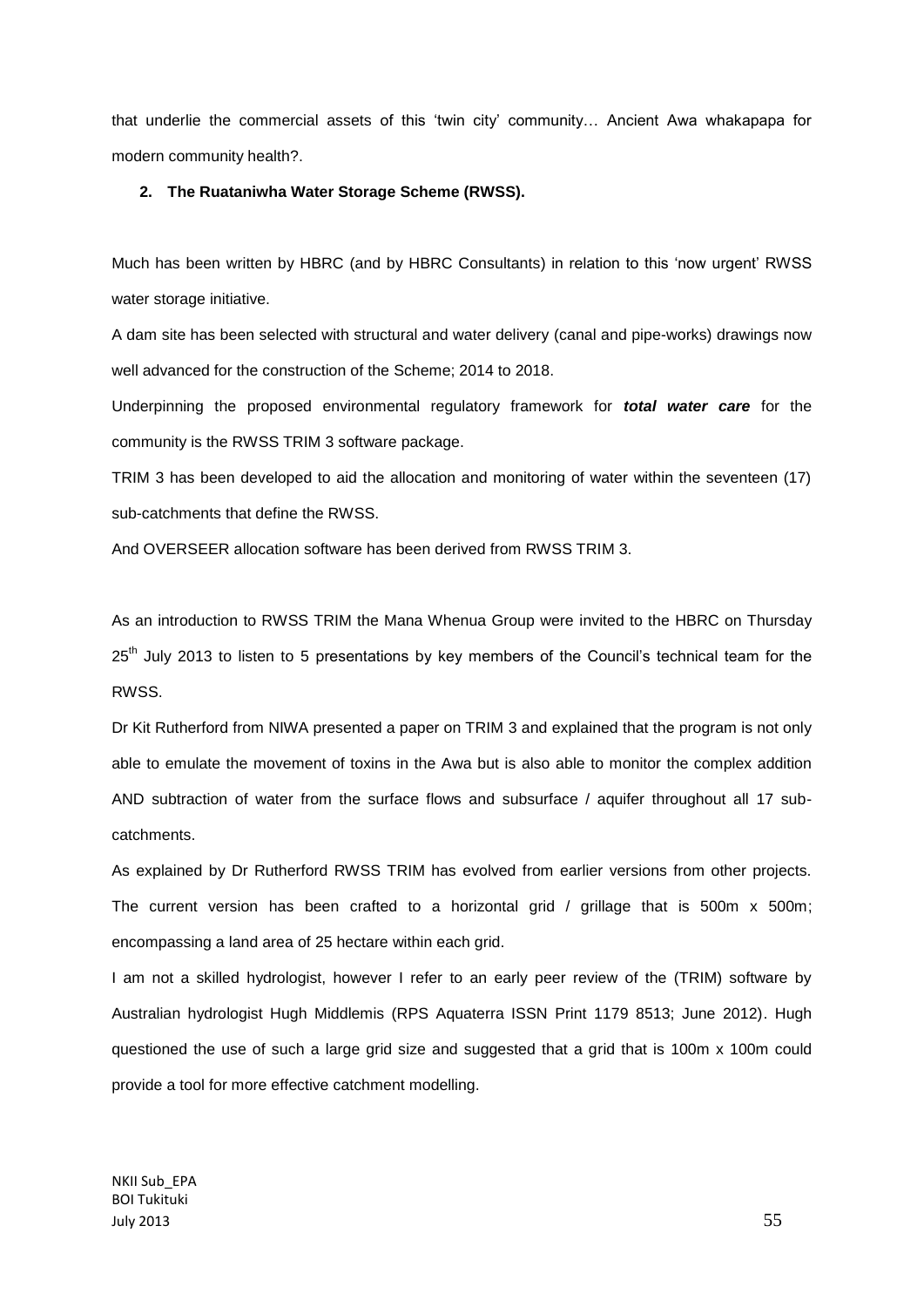that underlie the commercial assets of this 'twin city' community… Ancient Awa whakapapa for modern community health?.

**2. The Ruataniwha Water Storage Scheme (RWSS).**

Much has been written by HBRC (and by HBRC Consultants) in relation to this 'now urgent' RWSS water storage initiative.

A dam site has been selected with structural and water delivery (canal and pipe-works) drawings now well advanced for the construction of the Scheme; 2014 to 2018.

Underpinning the proposed environmental regulatory framework for ***total water care*** for the community is the RWSS TRIM 3 software package.

TRIM 3 has been developed to aid the allocation and monitoring of water within the seventeen (17) sub-catchments that define the RWSS.

And OVERSEER allocation software has been derived from RWSS TRIM 3.

As an introduction to RWSS TRIM the Mana Whenua Group were invited to the HBRC on Thursday 25th July 2013 to listen to 5 presentations by key members of the Council's technical team for the RWSS.

Dr Kit Rutherford from NIWA presented a paper on TRIM 3 and explained that the program is not only able to emulate the movement of toxins in the Awa but is also able to monitor the complex addition AND subtraction of water from the surface flows and subsurface / aquifer throughout all 17 sub-catchments.

As explained by Dr Rutherford RWSS TRIM has evolved from earlier versions from other projects. The current version has been crafted to a horizontal grid / grillage that is 500m x 500m; encompassing a land area of 25 hectare within each grid.

I am not a skilled hydrologist, however I refer to an early peer review of the (TRIM) software by Australian hydrologist Hugh Middlemis (RPS Aquaterra ISSN Print 1179 8513; June 2012). Hugh questioned the use of such a large grid size and suggested that a grid that is 100m x 100m could provide a tool for more effective catchment modelling.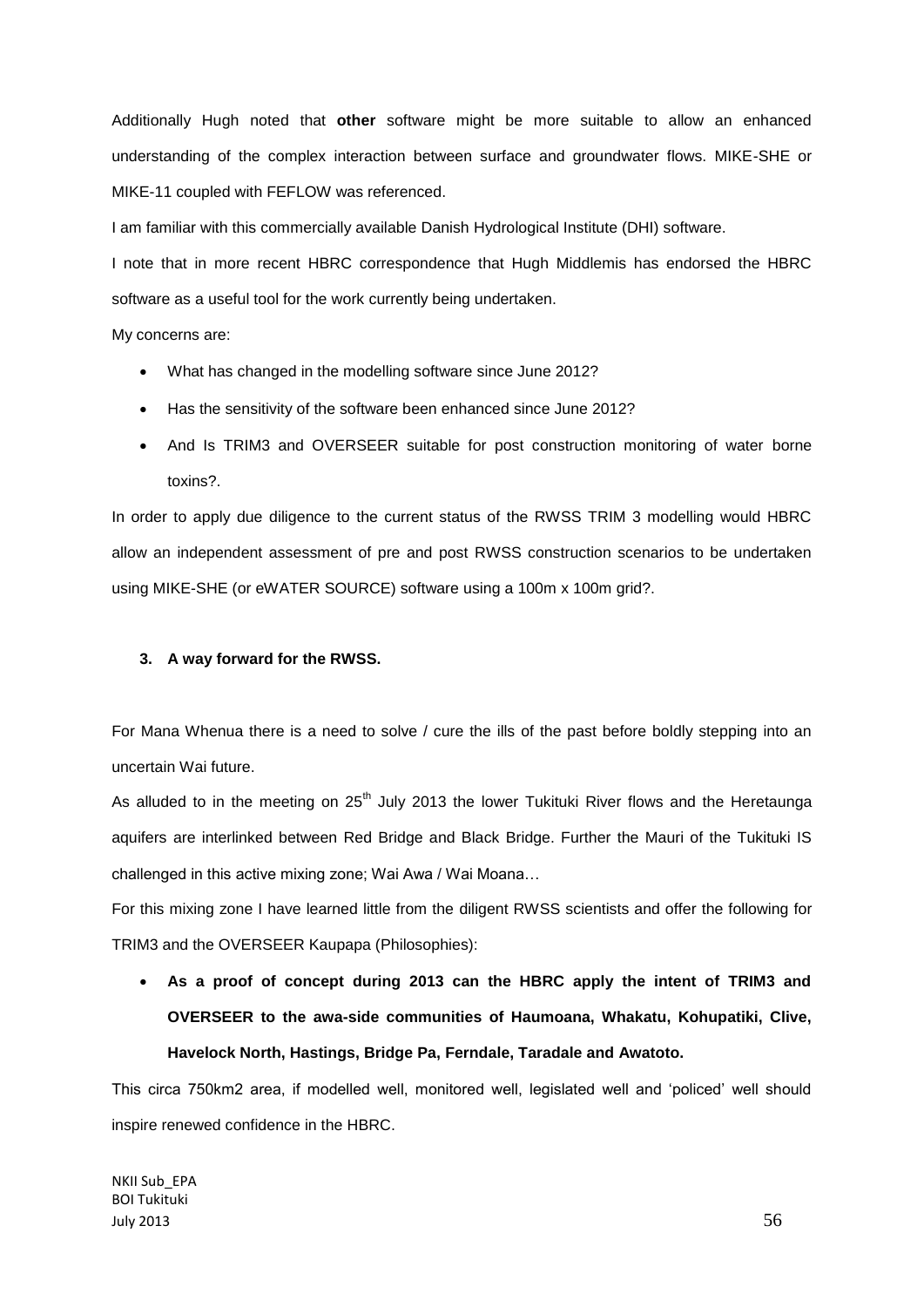Additionally Hugh noted that **other** software might be more suitable to allow an enhanced understanding of the complex interaction between surface and groundwater flows. MIKE-SHE or MIKE-11 coupled with FEFLOW was referenced.

I am familiar with this commercially available Danish Hydrological Institute (DHI) software.

I note that in more recent HBRC correspondence that Hugh Middlemis has endorsed the HBRC software as a useful tool for the work currently being undertaken.

My concerns are:

- What has changed in the modelling software since June 2012?
- Has the sensitivity of the software been enhanced since June 2012?
- And Is TRIM3 and OVERSEER suitable for post construction monitoring of water borne toxins?.

In order to apply due diligence to the current status of the RWSS TRIM 3 modelling would HBRC allow an independent assessment of pre and post RWSS construction scenarios to be undertaken using MIKE-SHE (or eWATER SOURCE) software using a 100m x 100m grid?.

### 3. A way forward for the RWSS.

For Mana Whenua there is a need to solve / cure the ills of the past before boldly stepping into an uncertain Wai future.

As alluded to in the meeting on 25th July 2013 the lower Tukituki River flows and the Heretaunga aquifers are interlinked between Red Bridge and Black Bridge. Further the Mauri of the Tukituki IS challenged in this active mixing zone; Wai Awa / Wai Moana…

For this mixing zone I have learned little from the diligent RWSS scientists and offer the following for TRIM3 and the OVERSEER Kaupapa (Philosophies):

- **As a proof of concept during 2013 can the HBRC apply the intent of TRIM3 and OVERSEER to the awa-side communities of Haumoana, Whakatu, Kohupatiki, Clive, Havelock North, Hastings, Bridge Pa, Ferndale, Taradale and Awatoto.**

This circa 750km2 area, if modelled well, monitored well, legislated well and 'policed' well should inspire renewed confidence in the HBRC.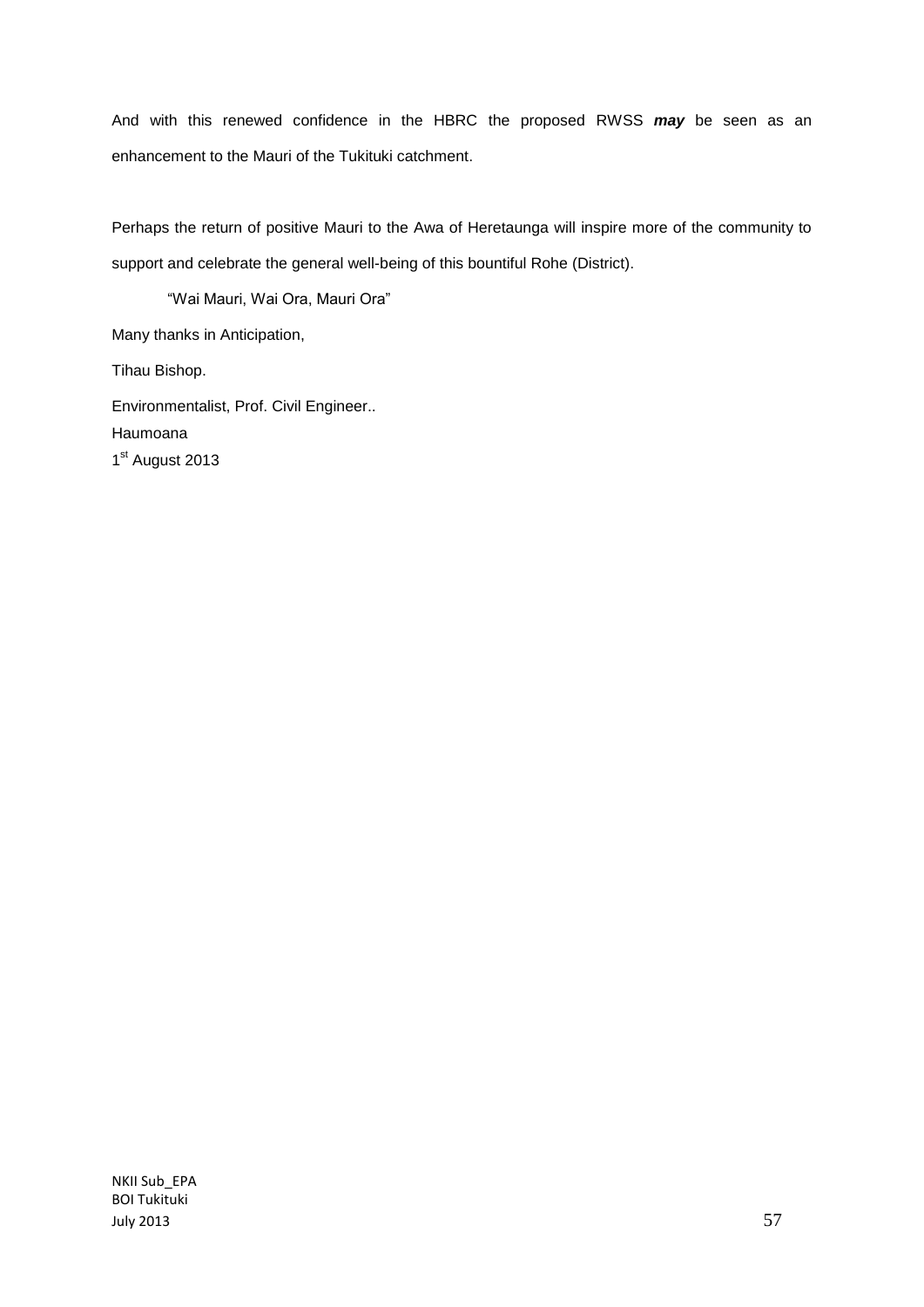And with this renewed confidence in the HBRC the proposed RWSS ***may*** be seen as an enhancement to the Mauri of the Tukituki catchment.

Perhaps the return of positive Mauri to the Awa of Heretaunga will inspire more of the community to support and celebrate the general well-being of this bountiful Rohe (District).

“Wai Mauri, Wai Ora, Mauri Ora”

Many thanks in Anticipation,

Tihau Bishop.

Environmentalist, Prof. Civil Engineer..
Haumoana
1st August 2013